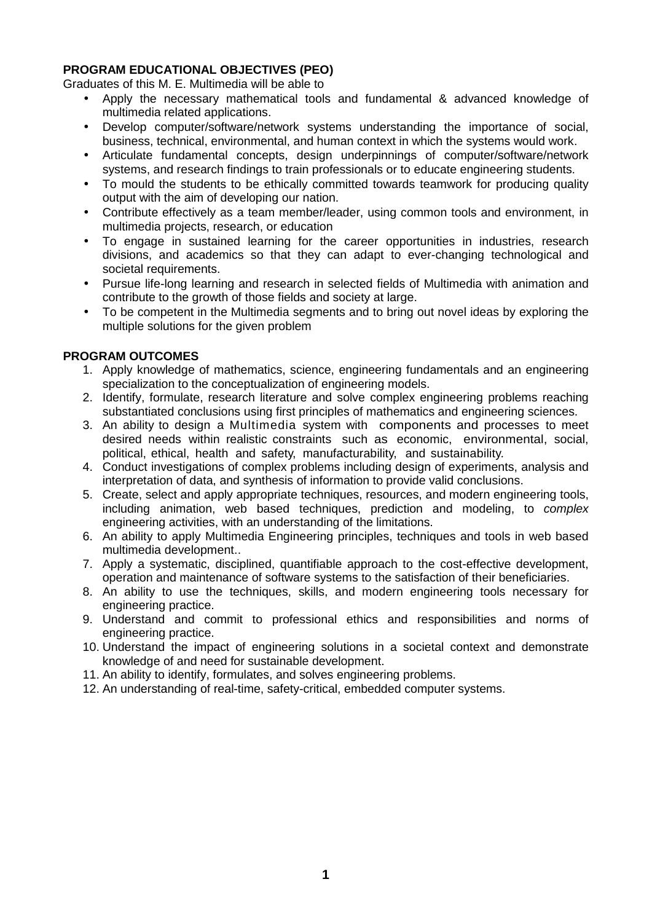**PROGRAM EDUCATIONAL OBJECTIVES (PEO)**

Graduates of this M. E. Multimedia will be able to

- Apply the necessary mathematical tools and fundamental & advanced knowledge of multimedia related applications.
- Develop computer/software/network systems understanding the importance of social, business, technical, environmental, and human context in which the systems would work.
- Articulate fundamental concepts, design underpinnings of computer/software/network systems, and research findings to train professionals or to educate engineering students.
- To mould the students to be ethically committed towards teamwork for producing quality output with the aim of developing our nation.
- Contribute effectively as a team member/leader, using common tools and environment, in multimedia projects, research, or education
- To engage in sustained learning for the career opportunities in industries, research divisions, and academics so that they can adapt to ever-changing technological and societal requirements.
- Pursue life-long learning and research in selected fields of Multimedia with animation and contribute to the growth of those fields and society at large.
- To be competent in the Multimedia segments and to bring out novel ideas by exploring the multiple solutions for the given problem

**PROGRAM OUTCOMES**

1. Apply knowledge of mathematics, science, engineering fundamentals and an engineering specialization to the conceptualization of engineering models.
2. Identify, formulate, research literature and solve complex engineering problems reaching substantiated conclusions using first principles of mathematics and engineering sciences.
3. An ability to design a Multimedia system with components and processes to meet desired needs within realistic constraints such as economic, environmental, social, political, ethical, health and safety, manufacturability, and sustainability.
4. Conduct investigations of complex problems including design of experiments, analysis and interpretation of data, and synthesis of information to provide valid conclusions.
5. Create, select and apply appropriate techniques, resources, and modern engineering tools, including animation, web based techniques, prediction and modeling, to *complex* engineering activities, with an understanding of the limitations.
6. An ability to apply Multimedia Engineering principles, techniques and tools in web based multimedia development..
7. Apply a systematic, disciplined, quantifiable approach to the cost-effective development, operation and maintenance of software systems to the satisfaction of their beneficiaries.
8. An ability to use the techniques, skills, and modern engineering tools necessary for engineering practice.
9. Understand and commit to professional ethics and responsibilities and norms of engineering practice.
10. Understand the impact of engineering solutions in a societal context and demonstrate knowledge of and need for sustainable development.
11. An ability to identify, formulates, and solves engineering problems.
12. An understanding of real-time, safety-critical, embedded computer systems.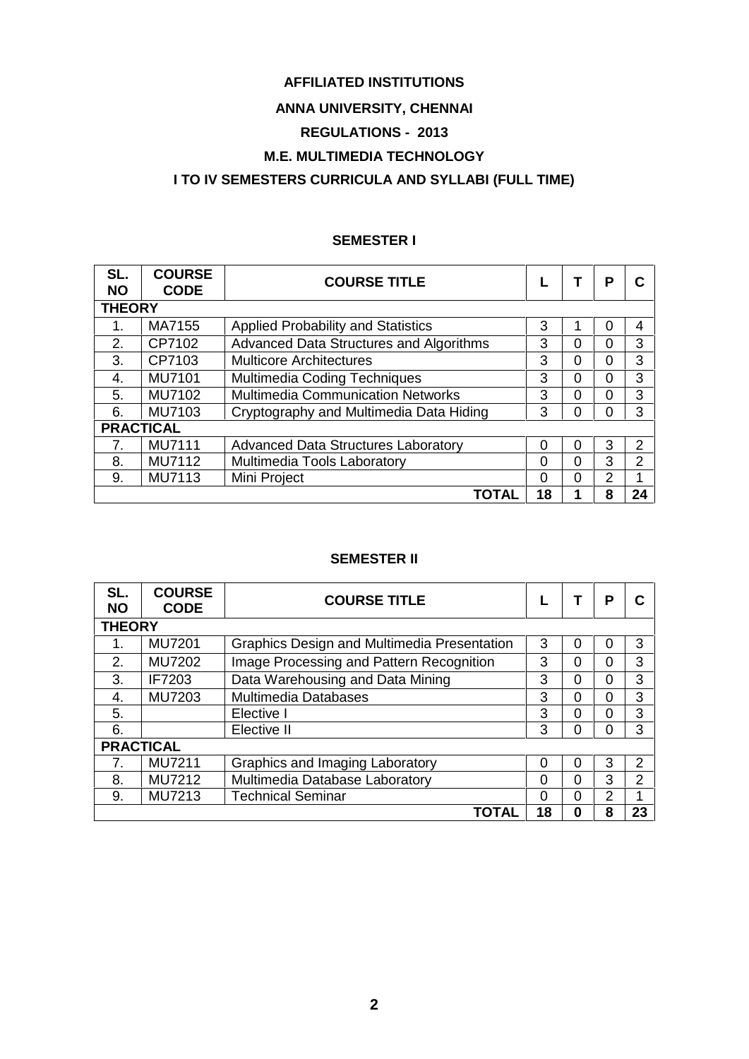**AFFILIATED INSTITUTIONS**

**ANNA UNIVERSITY, CHENNAI**

**REGULATIONS - 2013**

**M.E. MULTIMEDIA TECHNOLOGY**

**I TO IV SEMESTERS CURRICULA AND SYLLABI (FULL TIME)**

## SEMESTER I

| SL. NO | COURSE CODE | COURSE TITLE | L | T | P | C |
|---|---|---|---|---|---|---|
| **THEORY** | | | | | | |
| 1. | MA7155 | Applied Probability and Statistics | 3 | 1 | 0 | 4 |
| 2. | CP7102 | Advanced Data Structures and Algorithms | 3 | 0 | 0 | 3 |
| 3. | CP7103 | Multicore Architectures | 3 | 0 | 0 | 3 |
| 4. | MU7101 | Multimedia Coding Techniques | 3 | 0 | 0 | 3 |
| 5. | MU7102 | Multimedia Communication Networks | 3 | 0 | 0 | 3 |
| 6. | MU7103 | Cryptography and Multimedia Data Hiding | 3 | 0 | 0 | 3 |
| **PRACTICAL** | | | | | | |
| 7. | MU7111 | Advanced Data Structures Laboratory | 0 | 0 | 3 | 2 |
| 8. | MU7112 | Multimedia Tools Laboratory | 0 | 0 | 3 | 2 |
| 9. | MU7113 | Mini Project | 0 | 0 | 2 | 1 |
| | | **TOTAL** | **18** | **1** | **8** | **24** |

## SEMESTER II

| SL. NO | COURSE CODE | COURSE TITLE | L | T | P | C |
|---|---|---|---|---|---|---|
| **THEORY** | | | | | | |
| 1. | MU7201 | Graphics Design and Multimedia Presentation | 3 | 0 | 0 | 3 |
| 2. | MU7202 | Image Processing and Pattern Recognition | 3 | 0 | 0 | 3 |
| 3. | IF7203 | Data Warehousing and Data Mining | 3 | 0 | 0 | 3 |
| 4. | MU7203 | Multimedia Databases | 3 | 0 | 0 | 3 |
| 5. | | Elective I | 3 | 0 | 0 | 3 |
| 6. | | Elective II | 3 | 0 | 0 | 3 |
| **PRACTICAL** | | | | | | |
| 7. | MU7211 | Graphics and Imaging Laboratory | 0 | 0 | 3 | 2 |
| 8. | MU7212 | Multimedia Database Laboratory | 0 | 0 | 3 | 2 |
| 9. | MU7213 | Technical Seminar | 0 | 0 | 2 | 1 |
| | | **TOTAL** | **18** | **0** | **8** | **23** |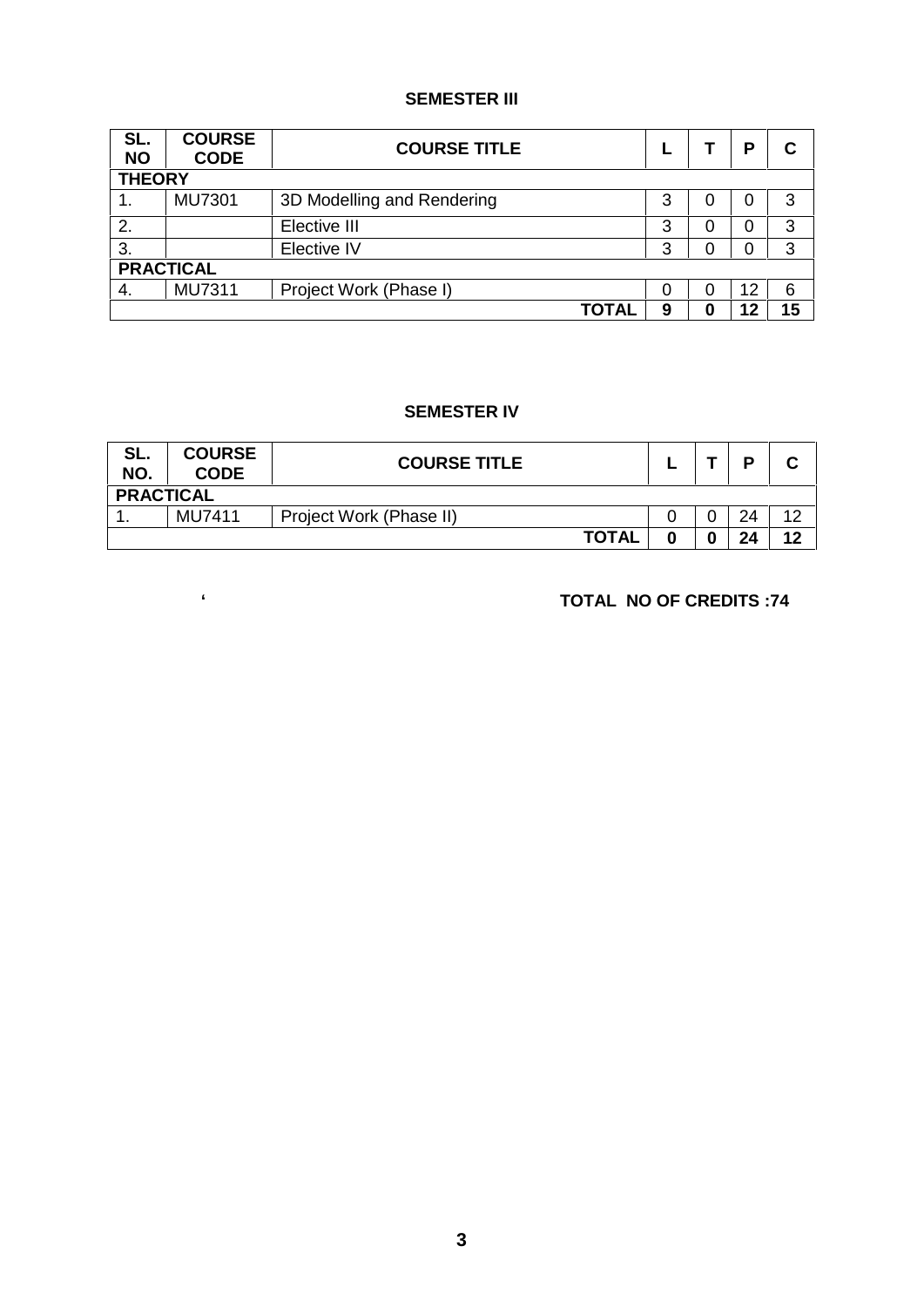## SEMESTER III

| SL. NO | COURSE CODE | COURSE TITLE | L | T | P | C |
|---|---|---|---|---|---|---|
| **THEORY** | | | | | | |
| 1. | MU7301 | 3D Modelling and Rendering | 3 | 0 | 0 | 3 |
| 2. | | Elective III | 3 | 0 | 0 | 3 |
| 3. | | Elective IV | 3 | 0 | 0 | 3 |
| **PRACTICAL** | | | | | | |
| 4. | MU7311 | Project Work (Phase I) | 0 | 0 | 12 | 6 |
| | | **TOTAL** | **9** | **0** | **12** | **15** |

## SEMESTER IV

| SL. NO. | COURSE CODE | COURSE TITLE | L | T | P | C |
|---|---|---|---|---|---|---|
| **PRACTICAL** | | | | | | |
| 1. | MU7411 | Project Work (Phase II) | 0 | 0 | 24 | 12 |
| | | **TOTAL** | **0** | **0** | **24** | **12** |

‘ **TOTAL NO OF CREDITS :74**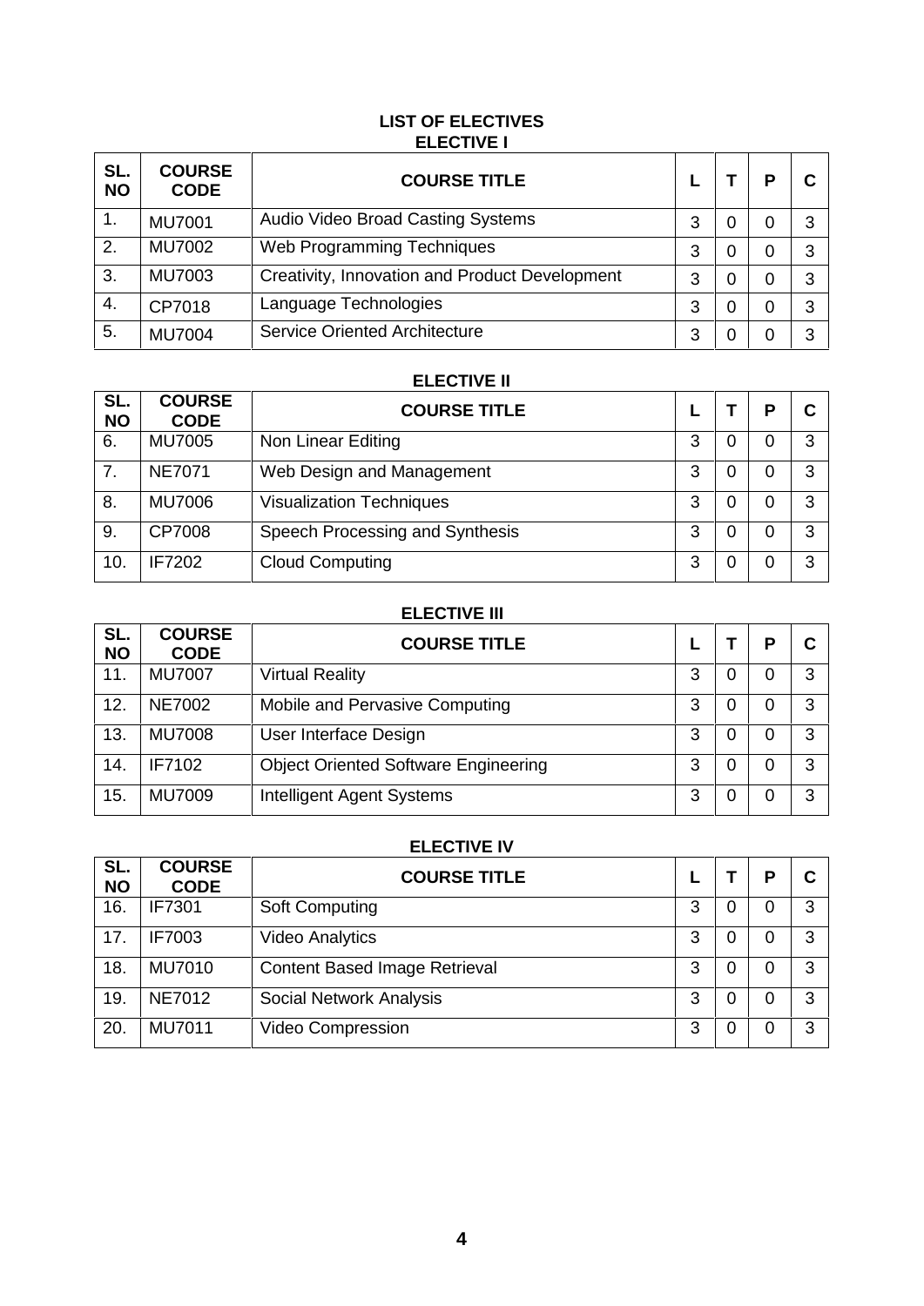## LIST OF ELECTIVES

### ELECTIVE I

| SL. NO | COURSE CODE | COURSE TITLE | L | T | P | C |
|---|---|---|---|---|---|---|
| 1. | MU7001 | Audio Video Broad Casting Systems | 3 | 0 | 0 | 3 |
| 2. | MU7002 | Web Programming Techniques | 3 | 0 | 0 | 3 |
| 3. | MU7003 | Creativity, Innovation and Product Development | 3 | 0 | 0 | 3 |
| 4. | CP7018 | Language Technologies | 3 | 0 | 0 | 3 |
| 5. | MU7004 | Service Oriented Architecture | 3 | 0 | 0 | 3 |

### ELECTIVE II

| SL. NO | COURSE CODE | COURSE TITLE | L | T | P | C |
|---|---|---|---|---|---|---|
| 6. | MU7005 | Non Linear Editing | 3 | 0 | 0 | 3 |
| 7. | NE7071 | Web Design and Management | 3 | 0 | 0 | 3 |
| 8. | MU7006 | Visualization Techniques | 3 | 0 | 0 | 3 |
| 9. | CP7008 | Speech Processing and Synthesis | 3 | 0 | 0 | 3 |
| 10. | IF7202 | Cloud Computing | 3 | 0 | 0 | 3 |

### ELECTIVE III

| SL. NO | COURSE CODE | COURSE TITLE | L | T | P | C |
|---|---|---|---|---|---|---|
| 11. | MU7007 | Virtual Reality | 3 | 0 | 0 | 3 |
| 12. | NE7002 | Mobile and Pervasive Computing | 3 | 0 | 0 | 3 |
| 13. | MU7008 | User Interface Design | 3 | 0 | 0 | 3 |
| 14. | IF7102 | Object Oriented Software Engineering | 3 | 0 | 0 | 3 |
| 15. | MU7009 | Intelligent Agent Systems | 3 | 0 | 0 | 3 |

### ELECTIVE IV

| SL. NO | COURSE CODE | COURSE TITLE | L | T | P | C |
|---|---|---|---|---|---|---|
| 16. | IF7301 | Soft Computing | 3 | 0 | 0 | 3 |
| 17. | IF7003 | Video Analytics | 3 | 0 | 0 | 3 |
| 18. | MU7010 | Content Based Image Retrieval | 3 | 0 | 0 | 3 |
| 19. | NE7012 | Social Network Analysis | 3 | 0 | 0 | 3 |
| 20. | MU7011 | Video Compression | 3 | 0 | 0 | 3 |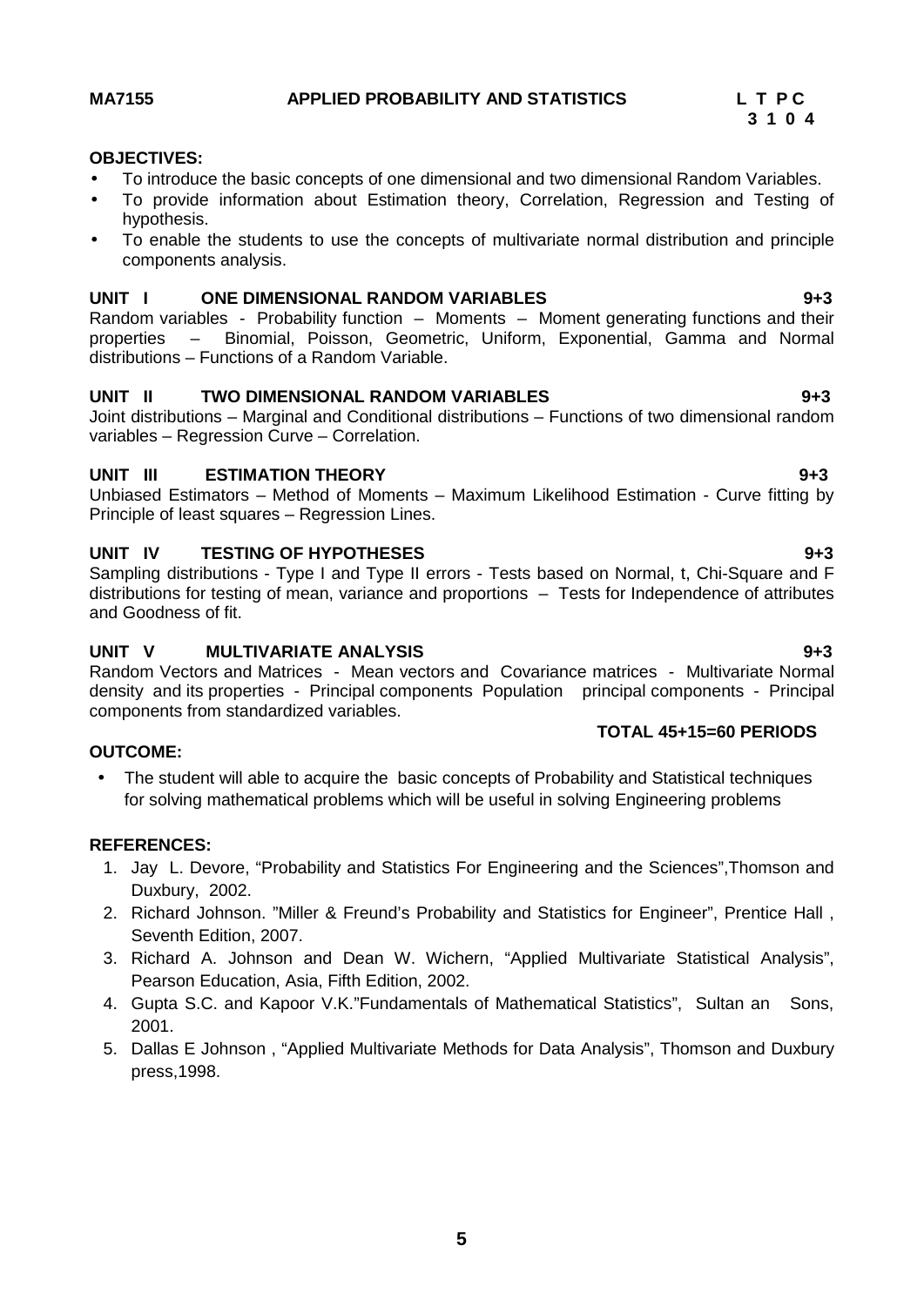**MA7155 APPLIED PROBABILITY AND STATISTICS**

**L T P C**
**3 1 0 4**

**OBJECTIVES:**

- To introduce the basic concepts of one dimensional and two dimensional Random Variables.
- To provide information about Estimation theory, Correlation, Regression and Testing of hypothesis.
- To enable the students to use the concepts of multivariate normal distribution and principle components analysis.

**UNIT I ONE DIMENSIONAL RANDOM VARIABLES 9+3**

Random variables - Probability function – Moments – Moment generating functions and their properties – Binomial, Poisson, Geometric, Uniform, Exponential, Gamma and Normal distributions – Functions of a Random Variable.

**UNIT II TWO DIMENSIONAL RANDOM VARIABLES 9+3**

Joint distributions – Marginal and Conditional distributions – Functions of two dimensional random variables – Regression Curve – Correlation.

**UNIT III ESTIMATION THEORY 9+3**

Unbiased Estimators – Method of Moments – Maximum Likelihood Estimation - Curve fitting by Principle of least squares – Regression Lines.

**UNIT IV TESTING OF HYPOTHESES 9+3**

Sampling distributions - Type I and Type II errors - Tests based on Normal, t, Chi-Square and F distributions for testing of mean, variance and proportions – Tests for Independence of attributes and Goodness of fit.

**UNIT V MULTIVARIATE ANALYSIS 9+3**

Random Vectors and Matrices - Mean vectors and Covariance matrices - Multivariate Normal density and its properties - Principal components Population principal components - Principal components from standardized variables.

**TOTAL 45+15=60 PERIODS**

**OUTCOME:**

- The student will able to acquire the basic concepts of Probability and Statistical techniques for solving mathematical problems which will be useful in solving Engineering problems

**REFERENCES:**

1. Jay L. Devore, "Probability and Statistics For Engineering and the Sciences",Thomson and Duxbury, 2002.
2. Richard Johnson. "Miller & Freund's Probability and Statistics for Engineer", Prentice Hall , Seventh Edition, 2007.
3. Richard A. Johnson and Dean W. Wichern, "Applied Multivariate Statistical Analysis", Pearson Education, Asia, Fifth Edition, 2002.
4. Gupta S.C. and Kapoor V.K."Fundamentals of Mathematical Statistics", Sultan an Sons, 2001.
5. Dallas E Johnson , "Applied Multivariate Methods for Data Analysis", Thomson and Duxbury press,1998.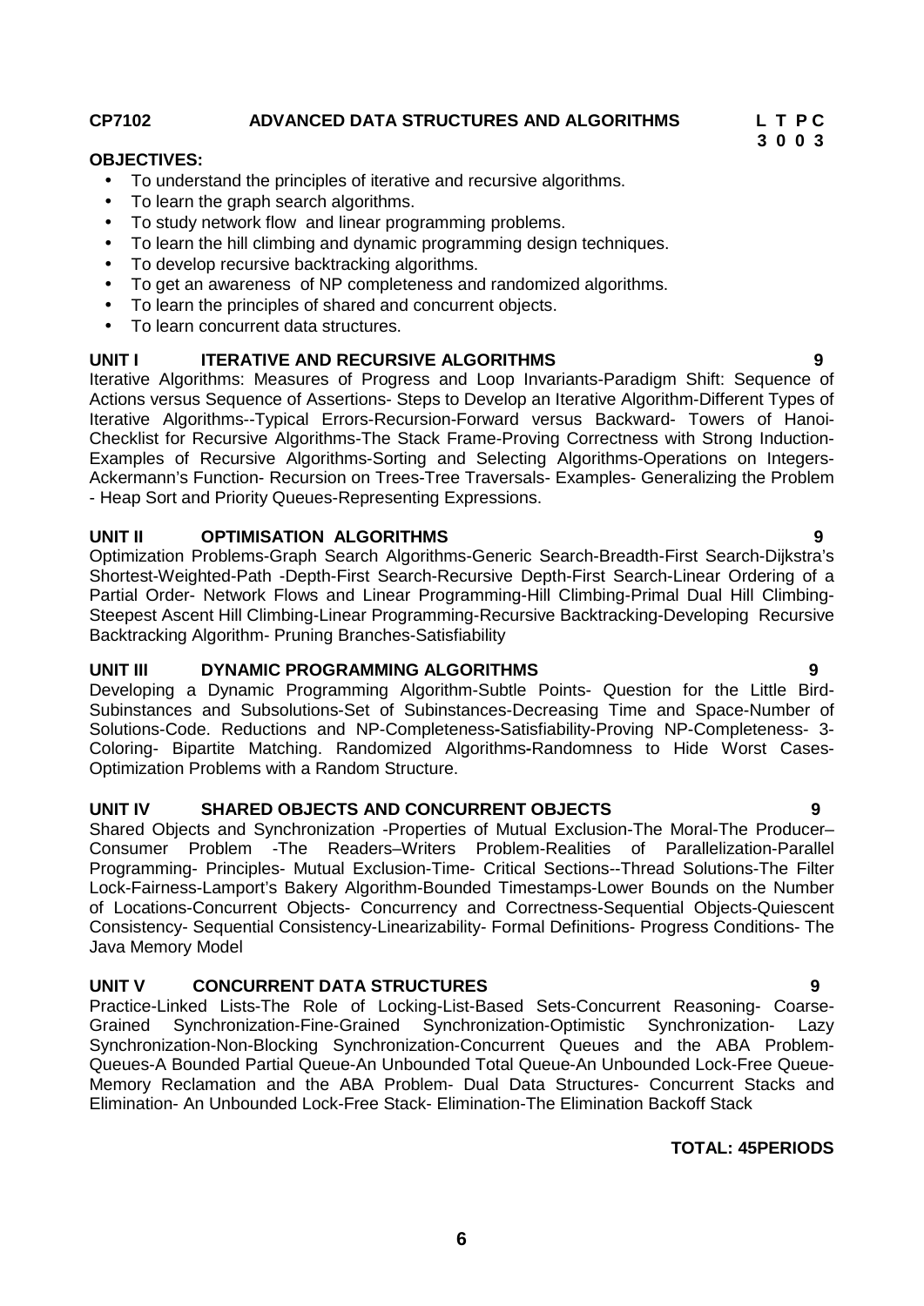**CP7102 ADVANCED DATA STRUCTURES AND ALGORITHMS**

| L | T | P | C |
|---|---|---|---|
| 3 | 0 | 0 | 3 |

**OBJECTIVES:**

- To understand the principles of iterative and recursive algorithms.
- To learn the graph search algorithms.
- To study network flow and linear programming problems.
- To learn the hill climbing and dynamic programming design techniques.
- To develop recursive backtracking algorithms.
- To get an awareness of NP completeness and randomized algorithms.
- To learn the principles of shared and concurrent objects.
- To learn concurrent data structures.

**UNIT I ITERATIVE AND RECURSIVE ALGORITHMS 9**

Iterative Algorithms: Measures of Progress and Loop Invariants-Paradigm Shift: Sequence of Actions versus Sequence of Assertions- Steps to Develop an Iterative Algorithm-Different Types of Iterative Algorithms--Typical Errors-Recursion-Forward versus Backward- Towers of Hanoi-Checklist for Recursive Algorithms-The Stack Frame-Proving Correctness with Strong Induction-Examples of Recursive Algorithms-Sorting and Selecting Algorithms-Operations on Integers-Ackermann's Function- Recursion on Trees-Tree Traversals- Examples- Generalizing the Problem - Heap Sort and Priority Queues-Representing Expressions.

**UNIT II OPTIMISATION ALGORITHMS 9**

Optimization Problems-Graph Search Algorithms-Generic Search-Breadth-First Search-Dijkstra's Shortest-Weighted-Path -Depth-First Search-Recursive Depth-First Search-Linear Ordering of a Partial Order- Network Flows and Linear Programming-Hill Climbing-Primal Dual Hill Climbing-Steepest Ascent Hill Climbing-Linear Programming-Recursive Backtracking-Developing Recursive Backtracking Algorithm- Pruning Branches-Satisfiability

**UNIT III DYNAMIC PROGRAMMING ALGORITHMS 9**

Developing a Dynamic Programming Algorithm-Subtle Points- Question for the Little Bird-Subinstances and Subsolutions-Set of Subinstances-Decreasing Time and Space-Number of Solutions-Code. Reductions and NP-Completeness-Satisfiability-Proving NP-Completeness- 3-Coloring- Bipartite Matching. Randomized Algorithms-Randomness to Hide Worst Cases-Optimization Problems with a Random Structure.

**UNIT IV SHARED OBJECTS AND CONCURRENT OBJECTS 9**

Shared Objects and Synchronization -Properties of Mutual Exclusion-The Moral-The Producer–Consumer Problem -The Readers–Writers Problem-Realities of Parallelization-Parallel Programming- Principles- Mutual Exclusion-Time- Critical Sections--Thread Solutions-The Filter Lock-Fairness-Lamport's Bakery Algorithm-Bounded Timestamps-Lower Bounds on the Number of Locations-Concurrent Objects- Concurrency and Correctness-Sequential Objects-Quiescent Consistency- Sequential Consistency-Linearizability- Formal Definitions- Progress Conditions- The Java Memory Model

**UNIT V CONCURRENT DATA STRUCTURES 9**

Practice-Linked Lists-The Role of Locking-List-Based Sets-Concurrent Reasoning- Coarse-Grained Synchronization-Fine-Grained Synchronization-Optimistic Synchronization- Lazy Synchronization-Non-Blocking Synchronization-Concurrent Queues and the ABA Problem-Queues-A Bounded Partial Queue-An Unbounded Total Queue-An Unbounded Lock-Free Queue-Memory Reclamation and the ABA Problem- Dual Data Structures- Concurrent Stacks and Elimination- An Unbounded Lock-Free Stack- Elimination-The Elimination Backoff Stack

**TOTAL: 45PERIODS**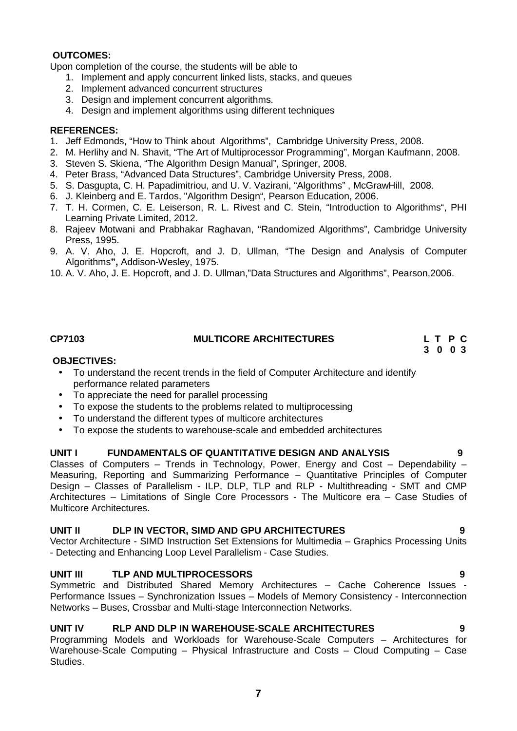**OUTCOMES:**

Upon completion of the course, the students will be able to

1. Implement and apply concurrent linked lists, stacks, and queues
2. Implement advanced concurrent structures
3. Design and implement concurrent algorithms.
4. Design and implement algorithms using different techniques

**REFERENCES:**

1. Jeff Edmonds, "How to Think about Algorithms", Cambridge University Press, 2008.
2. M. Herlihy and N. Shavit, "The Art of Multiprocessor Programming", Morgan Kaufmann, 2008.
3. Steven S. Skiena, "The Algorithm Design Manual", Springer, 2008.
4. Peter Brass, "Advanced Data Structures", Cambridge University Press, 2008.
5. S. Dasgupta, C. H. Papadimitriou, and U. V. Vazirani, "Algorithms" , McGrawHill, 2008.
6. J. Kleinberg and E. Tardos, "Algorithm Design", Pearson Education, 2006.
7. T. H. Cormen, C. E. Leiserson, R. L. Rivest and C. Stein, "Introduction to Algorithms", PHI Learning Private Limited, 2012.
8. Rajeev Motwani and Prabhakar Raghavan, "Randomized Algorithms", Cambridge University Press, 1995.
9. A. V. Aho, J. E. Hopcroft, and J. D. Ullman, "The Design and Analysis of Computer Algorithms", Addison-Wesley, 1975.
10. A. V. Aho, J. E. Hopcroft, and J. D. Ullman,"Data Structures and Algorithms", Pearson,2006.

## CP7103 MULTICORE ARCHITECTURES

| L | T | P | C |
|---|---|---|---|
| 3 | 0 | 0 | 3 |

**OBJECTIVES:**

- To understand the recent trends in the field of Computer Architecture and identify performance related parameters
- To appreciate the need for parallel processing
- To expose the students to the problems related to multiprocessing
- To understand the different types of multicore architectures
- To expose the students to warehouse-scale and embedded architectures

### UNIT I FUNDAMENTALS OF QUANTITATIVE DESIGN AND ANALYSIS 9

Classes of Computers – Trends in Technology, Power, Energy and Cost – Dependability – Measuring, Reporting and Summarizing Performance – Quantitative Principles of Computer Design – Classes of Parallelism - ILP, DLP, TLP and RLP - Multithreading - SMT and CMP Architectures – Limitations of Single Core Processors - The Multicore era – Case Studies of Multicore Architectures.

### UNIT II DLP IN VECTOR, SIMD AND GPU ARCHITECTURES 9

Vector Architecture - SIMD Instruction Set Extensions for Multimedia – Graphics Processing Units - Detecting and Enhancing Loop Level Parallelism - Case Studies.

### UNIT III TLP AND MULTIPROCESSORS 9

Symmetric and Distributed Shared Memory Architectures – Cache Coherence Issues - Performance Issues – Synchronization Issues – Models of Memory Consistency - Interconnection Networks – Buses, Crossbar and Multi-stage Interconnection Networks.

### UNIT IV RLP AND DLP IN WAREHOUSE-SCALE ARCHITECTURES 9

Programming Models and Workloads for Warehouse-Scale Computers – Architectures for Warehouse-Scale Computing – Physical Infrastructure and Costs – Cloud Computing – Case Studies.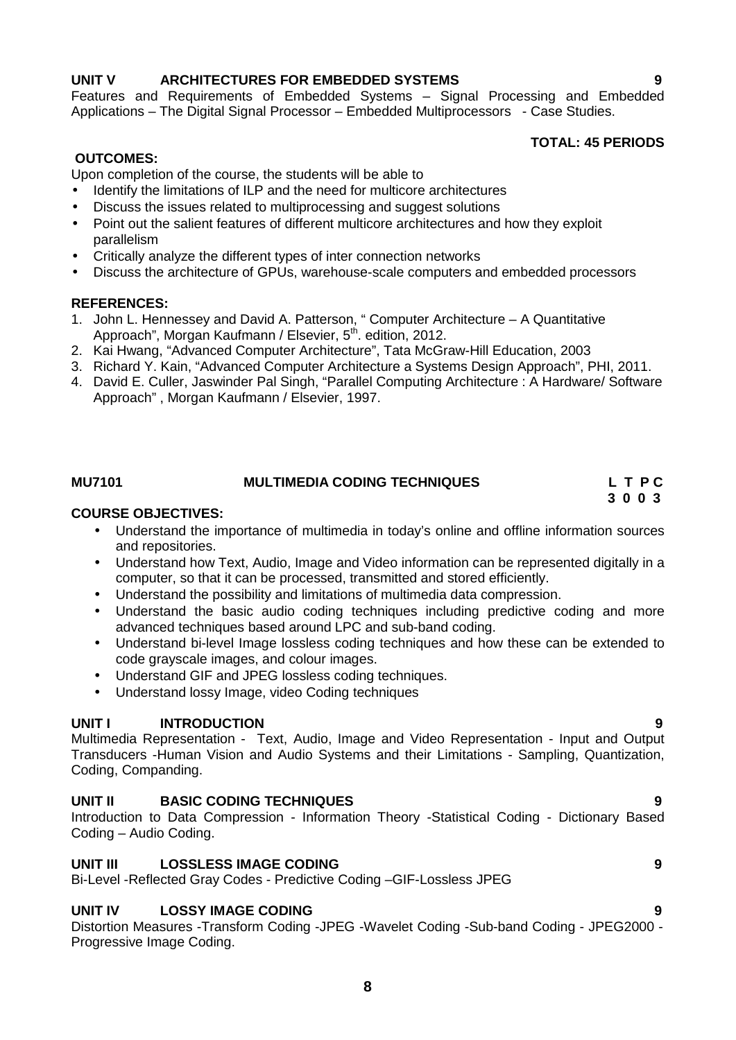**UNIT V ARCHITECTURES FOR EMBEDDED SYSTEMS 9**

Features and Requirements of Embedded Systems – Signal Processing and Embedded Applications – The Digital Signal Processor – Embedded Multiprocessors - Case Studies.

**TOTAL: 45 PERIODS**

**OUTCOMES:**

Upon completion of the course, the students will be able to

- Identify the limitations of ILP and the need for multicore architectures
- Discuss the issues related to multiprocessing and suggest solutions
- Point out the salient features of different multicore architectures and how they exploit parallelism
- Critically analyze the different types of inter connection networks
- Discuss the architecture of GPUs, warehouse-scale computers and embedded processors

**REFERENCES:**

1. John L. Hennessey and David A. Patterson, " Computer Architecture – A Quantitative Approach", Morgan Kaufmann / Elsevier, 5th. edition, 2012.
2. Kai Hwang, "Advanced Computer Architecture", Tata McGraw-Hill Education, 2003
3. Richard Y. Kain, "Advanced Computer Architecture a Systems Design Approach", PHI, 2011.
4. David E. Culler, Jaswinder Pal Singh, "Parallel Computing Architecture : A Hardware/ Software Approach" , Morgan Kaufmann / Elsevier, 1997.

## MU7101 MULTIMEDIA CODING TECHNIQUES

| L | T | P | C |
|---|---|---|---|
| 3 | 0 | 0 | 3 |

**COURSE OBJECTIVES:**

- Understand the importance of multimedia in today's online and offline information sources and repositories.
- Understand how Text, Audio, Image and Video information can be represented digitally in a computer, so that it can be processed, transmitted and stored efficiently.
- Understand the possibility and limitations of multimedia data compression.
- Understand the basic audio coding techniques including predictive coding and more advanced techniques based around LPC and sub-band coding.
- Understand bi-level Image lossless coding techniques and how these can be extended to code grayscale images, and colour images.
- Understand GIF and JPEG lossless coding techniques.
- Understand lossy Image, video Coding techniques

**UNIT I INTRODUCTION 9**

Multimedia Representation - Text, Audio, Image and Video Representation - Input and Output Transducers -Human Vision and Audio Systems and their Limitations - Sampling, Quantization, Coding, Companding.

**UNIT II BASIC CODING TECHNIQUES 9**

Introduction to Data Compression - Information Theory -Statistical Coding - Dictionary Based Coding – Audio Coding.

**UNIT III LOSSLESS IMAGE CODING 9**

Bi-Level -Reflected Gray Codes - Predictive Coding –GIF-Lossless JPEG

**UNIT IV LOSSY IMAGE CODING 9**

Distortion Measures -Transform Coding -JPEG -Wavelet Coding -Sub-band Coding - JPEG2000 - Progressive Image Coding.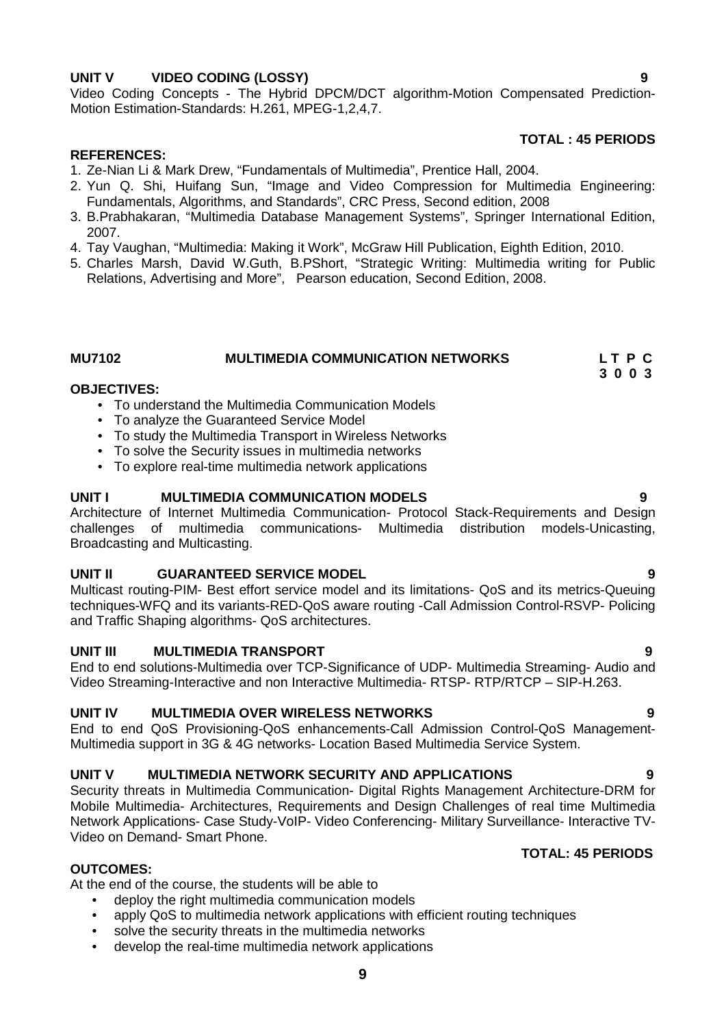**UNIT V VIDEO CODING (LOSSY) 9**

Video Coding Concepts - The Hybrid DPCM/DCT algorithm-Motion Compensated Prediction-Motion Estimation-Standards: H.261, MPEG-1,2,4,7.

**TOTAL : 45 PERIODS**

**REFERENCES:**

1. Ze-Nian Li & Mark Drew, "Fundamentals of Multimedia", Prentice Hall, 2004.
2. Yun Q. Shi, Huifang Sun, "Image and Video Compression for Multimedia Engineering: Fundamentals, Algorithms, and Standards", CRC Press, Second edition, 2008
3. B.Prabhakaran, "Multimedia Database Management Systems", Springer International Edition, 2007.
4. Tay Vaughan, "Multimedia: Making it Work", McGraw Hill Publication, Eighth Edition, 2010.
5. Charles Marsh, David W.Guth, B.PShort, "Strategic Writing: Multimedia writing for Public Relations, Advertising and More", Pearson education, Second Edition, 2008.

## MU7102 MULTIMEDIA COMMUNICATION NETWORKS

**L T P C**
**3 0 0 3**

**OBJECTIVES:**

- To understand the Multimedia Communication Models
- To analyze the Guaranteed Service Model
- To study the Multimedia Transport in Wireless Networks
- To solve the Security issues in multimedia networks
- To explore real-time multimedia network applications

**UNIT I MULTIMEDIA COMMUNICATION MODELS 9**

Architecture of Internet Multimedia Communication- Protocol Stack-Requirements and Design challenges of multimedia communications- Multimedia distribution models-Unicasting, Broadcasting and Multicasting.

**UNIT II GUARANTEED SERVICE MODEL 9**

Multicast routing-PIM- Best effort service model and its limitations- QoS and its metrics-Queuing techniques-WFQ and its variants-RED-QoS aware routing -Call Admission Control-RSVP- Policing and Traffic Shaping algorithms- QoS architectures.

**UNIT III MULTIMEDIA TRANSPORT 9**

End to end solutions-Multimedia over TCP-Significance of UDP- Multimedia Streaming- Audio and Video Streaming-Interactive and non Interactive Multimedia- RTSP- RTP/RTCP – SIP-H.263.

**UNIT IV MULTIMEDIA OVER WIRELESS NETWORKS 9**

End to end QoS Provisioning-QoS enhancements-Call Admission Control-QoS Management-Multimedia support in 3G & 4G networks- Location Based Multimedia Service System.

**UNIT V MULTIMEDIA NETWORK SECURITY AND APPLICATIONS 9**

Security threats in Multimedia Communication- Digital Rights Management Architecture-DRM for Mobile Multimedia- Architectures, Requirements and Design Challenges of real time Multimedia Network Applications- Case Study-VoIP- Video Conferencing- Military Surveillance- Interactive TV-Video on Demand- Smart Phone.

**TOTAL: 45 PERIODS**

**OUTCOMES:**

At the end of the course, the students will be able to

- deploy the right multimedia communication models
- apply QoS to multimedia network applications with efficient routing techniques
- solve the security threats in the multimedia networks
- develop the real-time multimedia network applications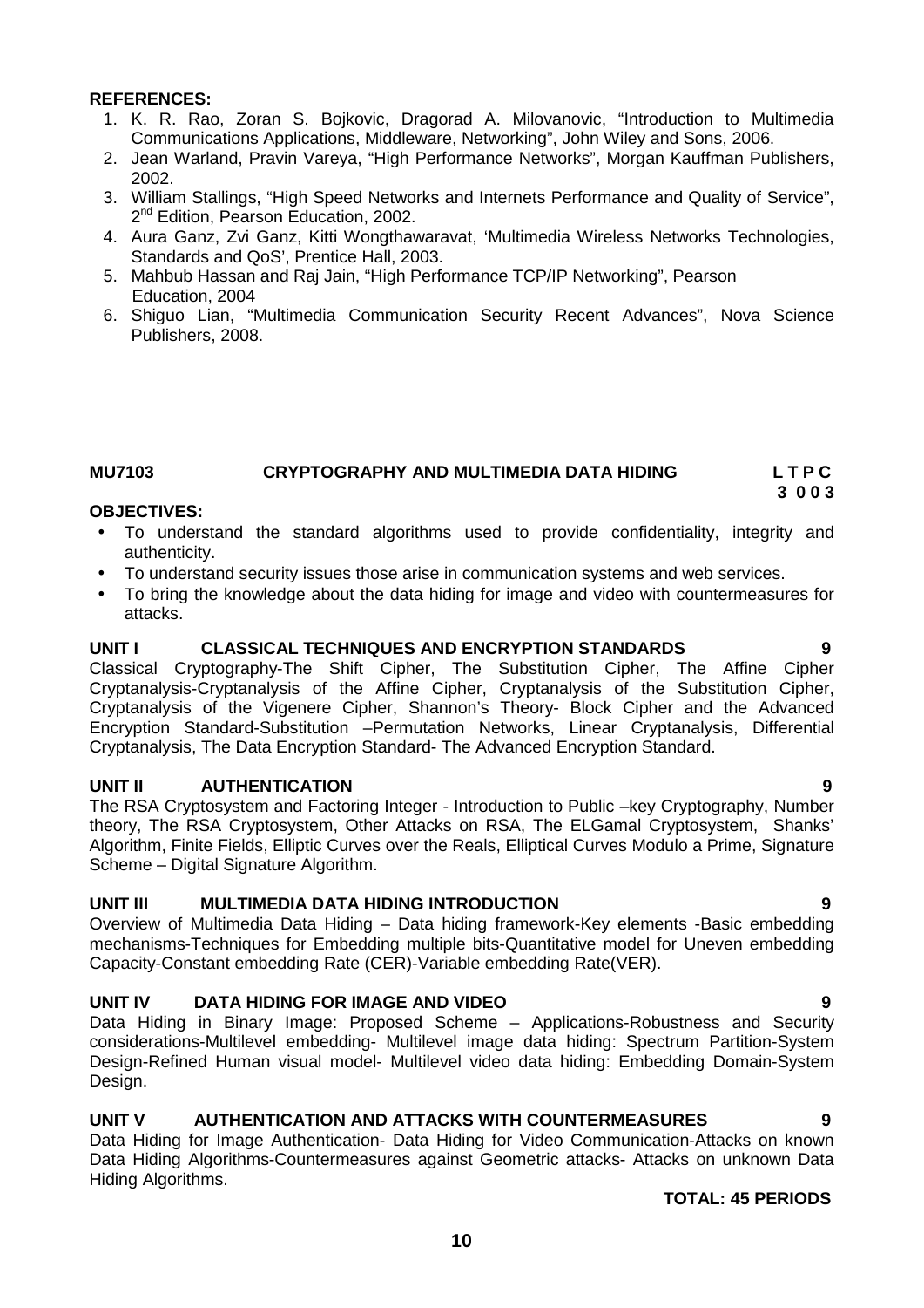**REFERENCES:**

1. K. R. Rao, Zoran S. Bojkovic, Dragorad A. Milovanovic, "Introduction to Multimedia Communications Applications, Middleware, Networking", John Wiley and Sons, 2006.
2. Jean Warland, Pravin Vareya, "High Performance Networks", Morgan Kauffman Publishers, 2002.
3. William Stallings, "High Speed Networks and Internets Performance and Quality of Service", 2nd Edition, Pearson Education, 2002.
4. Aura Ganz, Zvi Ganz, Kitti Wongthawaravat, 'Multimedia Wireless Networks Technologies, Standards and QoS', Prentice Hall, 2003.
5. Mahbub Hassan and Raj Jain, "High Performance TCP/IP Networking", Pearson Education, 2004
6. Shiguo Lian, "Multimedia Communication Security Recent Advances", Nova Science Publishers, 2008.

## MU7103 CRYPTOGRAPHY AND MULTIMEDIA DATA HIDING

**L T P C**
**3 0 0 3**

**OBJECTIVES:**

- To understand the standard algorithms used to provide confidentiality, integrity and authenticity.
- To understand security issues those arise in communication systems and web services.
- To bring the knowledge about the data hiding for image and video with countermeasures for attacks.

### UNIT I CLASSICAL TECHNIQUES AND ENCRYPTION STANDARDS 9

Classical Cryptography-The Shift Cipher, The Substitution Cipher, The Affine Cipher Cryptanalysis-Cryptanalysis of the Affine Cipher, Cryptanalysis of the Substitution Cipher, Cryptanalysis of the Vigenere Cipher, Shannon's Theory- Block Cipher and the Advanced Encryption Standard-Substitution –Permutation Networks, Linear Cryptanalysis, Differential Cryptanalysis, The Data Encryption Standard- The Advanced Encryption Standard.

### UNIT II AUTHENTICATION 9

The RSA Cryptosystem and Factoring Integer - Introduction to Public –key Cryptography, Number theory, The RSA Cryptosystem, Other Attacks on RSA, The ELGamal Cryptosystem, Shanks' Algorithm, Finite Fields, Elliptic Curves over the Reals, Elliptical Curves Modulo a Prime, Signature Scheme – Digital Signature Algorithm.

### UNIT III MULTIMEDIA DATA HIDING INTRODUCTION 9

Overview of Multimedia Data Hiding – Data hiding framework-Key elements -Basic embedding mechanisms-Techniques for Embedding multiple bits-Quantitative model for Uneven embedding Capacity-Constant embedding Rate (CER)-Variable embedding Rate(VER).

### UNIT IV DATA HIDING FOR IMAGE AND VIDEO 9

Data Hiding in Binary Image: Proposed Scheme – Applications-Robustness and Security considerations-Multilevel embedding- Multilevel image data hiding: Spectrum Partition-System Design-Refined Human visual model- Multilevel video data hiding: Embedding Domain-System Design.

### UNIT V AUTHENTICATION AND ATTACKS WITH COUNTERMEASURES 9

Data Hiding for Image Authentication- Data Hiding for Video Communication-Attacks on known Data Hiding Algorithms-Countermeasures against Geometric attacks- Attacks on unknown Data Hiding Algorithms.

**TOTAL: 45 PERIODS**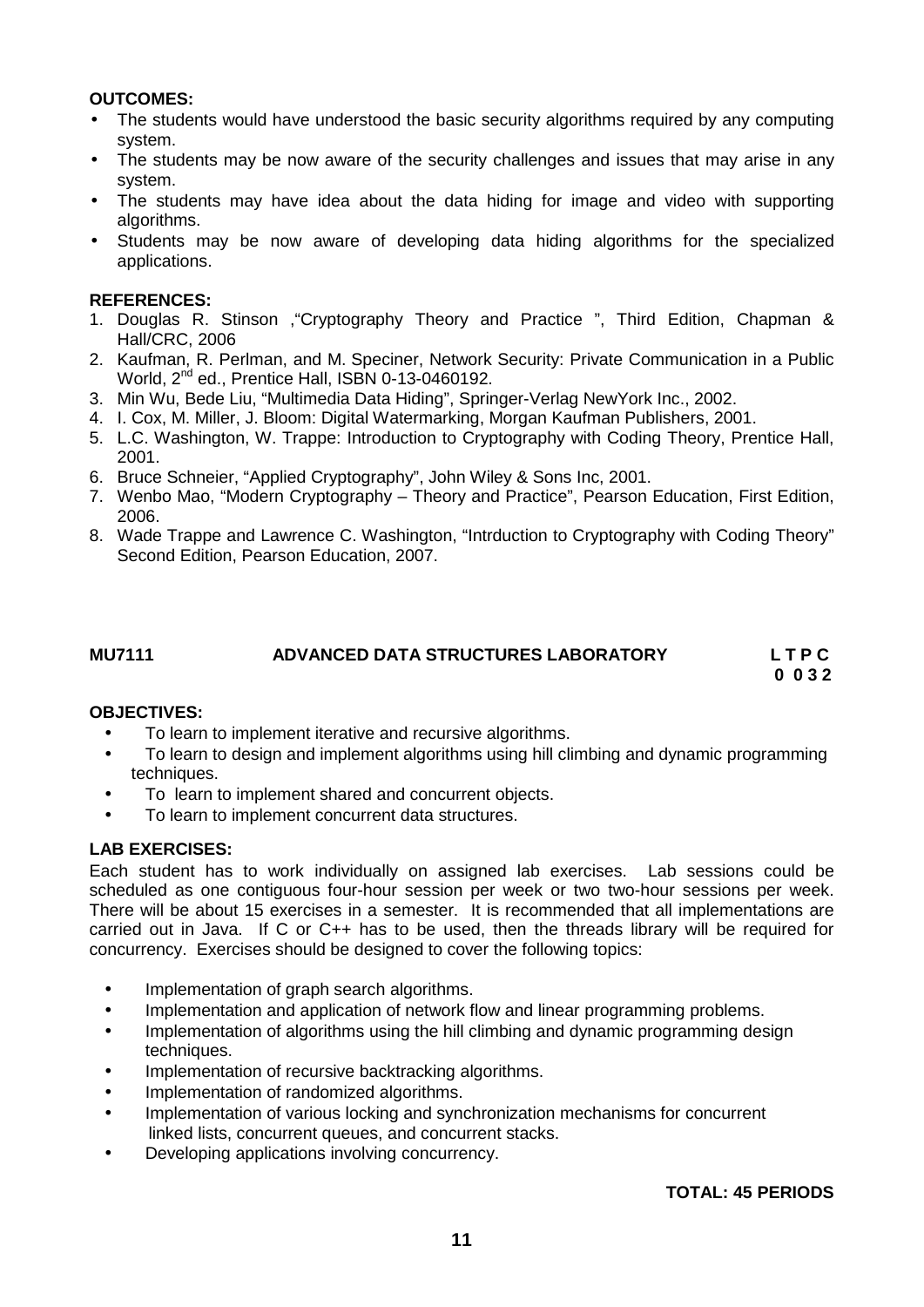**OUTCOMES:**

- The students would have understood the basic security algorithms required by any computing system.
- The students may be now aware of the security challenges and issues that may arise in any system.
- The students may have idea about the data hiding for image and video with supporting algorithms.
- Students may be now aware of developing data hiding algorithms for the specialized applications.

**REFERENCES:**

1. Douglas R. Stinson ,"Cryptography Theory and Practice ", Third Edition, Chapman & Hall/CRC, 2006
2. Kaufman, R. Perlman, and M. Speciner, Network Security: Private Communication in a Public World, 2nd ed., Prentice Hall, ISBN 0-13-0460192.
3. Min Wu, Bede Liu, "Multimedia Data Hiding", Springer-Verlag NewYork Inc., 2002.
4. I. Cox, M. Miller, J. Bloom: Digital Watermarking, Morgan Kaufman Publishers, 2001.
5. L.C. Washington, W. Trappe: Introduction to Cryptography with Coding Theory, Prentice Hall, 2001.
6. Bruce Schneier, "Applied Cryptography", John Wiley & Sons Inc, 2001.
7. Wenbo Mao, "Modern Cryptography – Theory and Practice", Pearson Education, First Edition, 2006.
8. Wade Trappe and Lawrence C. Washington, "Intrduction to Cryptography with Coding Theory" Second Edition, Pearson Education, 2007.

## MU7111 ADVANCED DATA STRUCTURES LABORATORY

| L | T | P | C |
|---|---|---|---|
| 0 | 0 | 3 | 2 |

**OBJECTIVES:**

- To learn to implement iterative and recursive algorithms.
- To learn to design and implement algorithms using hill climbing and dynamic programming techniques.
- To learn to implement shared and concurrent objects.
- To learn to implement concurrent data structures.

**LAB EXERCISES:**

Each student has to work individually on assigned lab exercises. Lab sessions could be scheduled as one contiguous four-hour session per week or two two-hour sessions per week. There will be about 15 exercises in a semester. It is recommended that all implementations are carried out in Java. If C or C++ has to be used, then the threads library will be required for concurrency. Exercises should be designed to cover the following topics:

- Implementation of graph search algorithms.
- Implementation and application of network flow and linear programming problems.
- Implementation of algorithms using the hill climbing and dynamic programming design techniques.
- Implementation of recursive backtracking algorithms.
- Implementation of randomized algorithms.
- Implementation of various locking and synchronization mechanisms for concurrent linked lists, concurrent queues, and concurrent stacks.
- Developing applications involving concurrency.

**TOTAL: 45 PERIODS**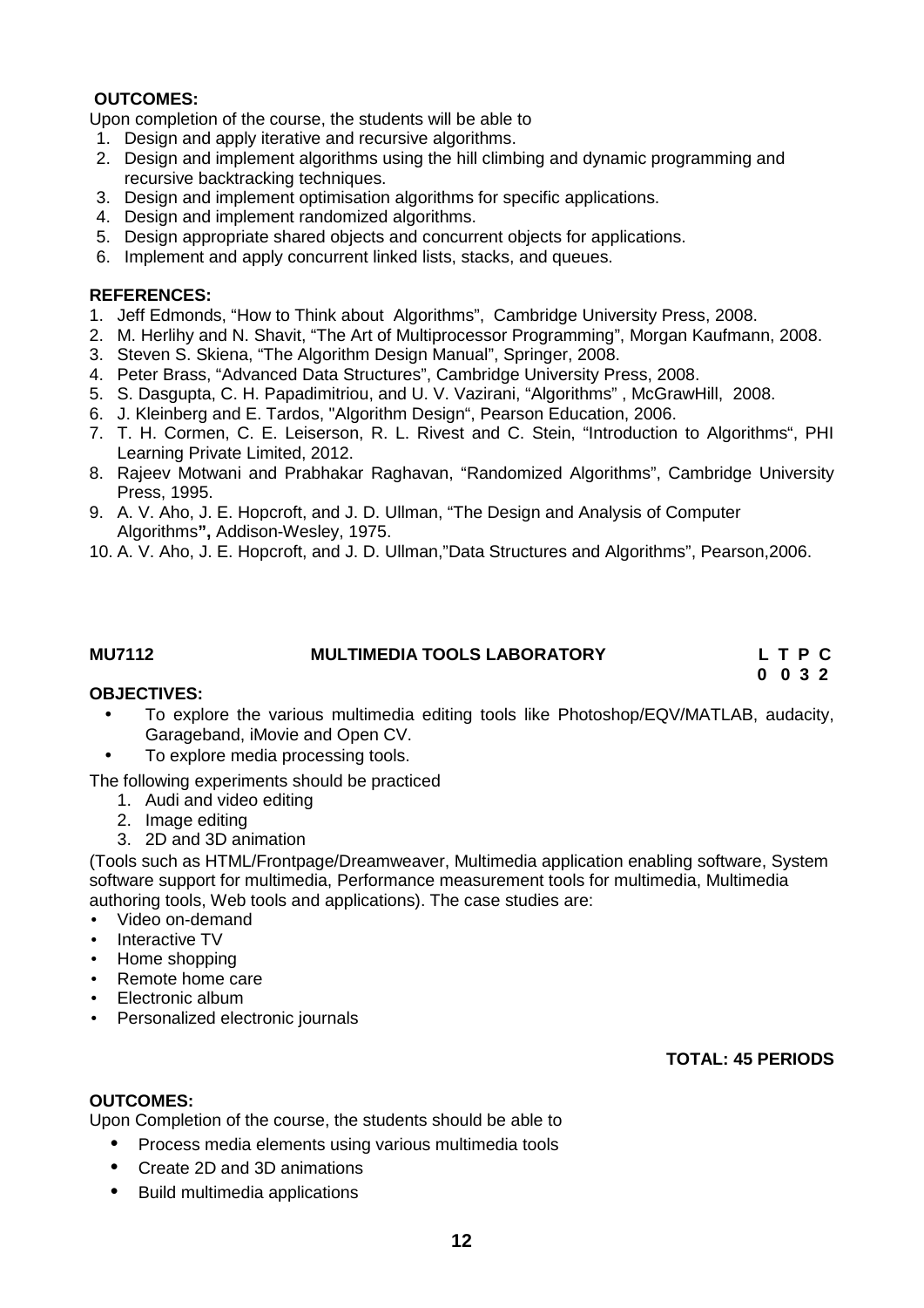**OUTCOMES:**

Upon completion of the course, the students will be able to

1. Design and apply iterative and recursive algorithms.
2. Design and implement algorithms using the hill climbing and dynamic programming and recursive backtracking techniques.
3. Design and implement optimisation algorithms for specific applications.
4. Design and implement randomized algorithms.
5. Design appropriate shared objects and concurrent objects for applications.
6. Implement and apply concurrent linked lists, stacks, and queues.

**REFERENCES:**

1. Jeff Edmonds, "How to Think about Algorithms", Cambridge University Press, 2008.
2. M. Herlihy and N. Shavit, "The Art of Multiprocessor Programming", Morgan Kaufmann, 2008.
3. Steven S. Skiena, "The Algorithm Design Manual", Springer, 2008.
4. Peter Brass, "Advanced Data Structures", Cambridge University Press, 2008.
5. S. Dasgupta, C. H. Papadimitriou, and U. V. Vazirani, "Algorithms" , McGrawHill, 2008.
6. J. Kleinberg and E. Tardos, "Algorithm Design", Pearson Education, 2006.
7. T. H. Cormen, C. E. Leiserson, R. L. Rivest and C. Stein, "Introduction to Algorithms", PHI Learning Private Limited, 2012.
8. Rajeev Motwani and Prabhakar Raghavan, "Randomized Algorithms", Cambridge University Press, 1995.
9. A. V. Aho, J. E. Hopcroft, and J. D. Ullman, "The Design and Analysis of Computer Algorithms", Addison-Wesley, 1975.
10. A. V. Aho, J. E. Hopcroft, and J. D. Ullman,"Data Structures and Algorithms", Pearson,2006.

## MU7112 MULTIMEDIA TOOLS LABORATORY

| L | T | P | C |
|---|---|---|---|
| 0 | 0 | 3 | 2 |

**OBJECTIVES:**

- To explore the various multimedia editing tools like Photoshop/EQV/MATLAB, audacity, Garageband, iMovie and Open CV.
- To explore media processing tools.

The following experiments should be practiced

1. Audi and video editing
2. Image editing
3. 2D and 3D animation

(Tools such as HTML/Frontpage/Dreamweaver, Multimedia application enabling software, System software support for multimedia, Performance measurement tools for multimedia, Multimedia authoring tools, Web tools and applications). The case studies are:

- Video on-demand
- Interactive TV
- Home shopping
- Remote home care
- Electronic album
- Personalized electronic journals

**TOTAL: 45 PERIODS**

**OUTCOMES:**

Upon Completion of the course, the students should be able to

- Process media elements using various multimedia tools
- Create 2D and 3D animations
- Build multimedia applications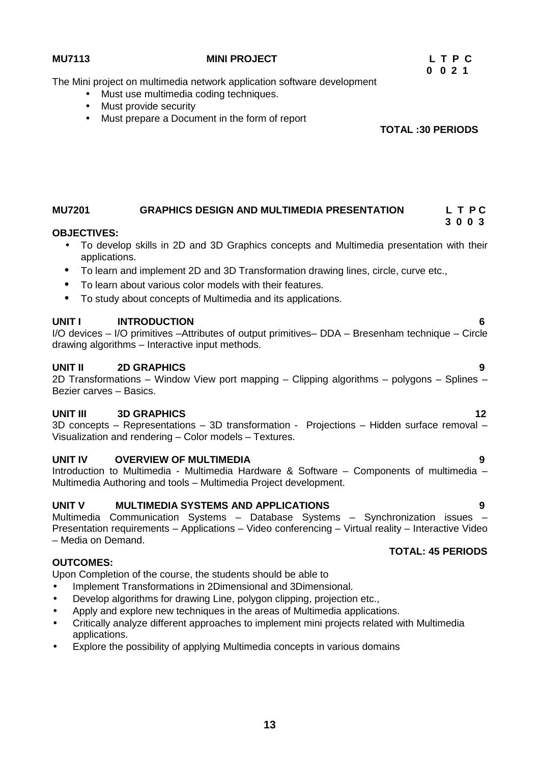**MU7113 MINI PROJECT L T P C**
**0 0 2 1**

The Mini project on multimedia network application software development

- Must use multimedia coding techniques.
- Must provide security
- Must prepare a Document in the form of report

**TOTAL :30 PERIODS**

**MU7201 GRAPHICS DESIGN AND MULTIMEDIA PRESENTATION L T P C**
**3 0 0 3**

**OBJECTIVES:**

- To develop skills in 2D and 3D Graphics concepts and Multimedia presentation with their applications.
- To learn and implement 2D and 3D Transformation drawing lines, circle, curve etc.,
- To learn about various color models with their features.
- To study about concepts of Multimedia and its applications.

**UNIT I INTRODUCTION 6**

I/O devices – I/O primitives –Attributes of output primitives– DDA – Bresenham technique – Circle drawing algorithms – Interactive input methods.

**UNIT II 2D GRAPHICS 9**

2D Transformations – Window View port mapping – Clipping algorithms – polygons – Splines – Bezier carves – Basics.

**UNIT III 3D GRAPHICS 12**

3D concepts – Representations – 3D transformation - Projections – Hidden surface removal – Visualization and rendering – Color models – Textures.

**UNIT IV OVERVIEW OF MULTIMEDIA 9**

Introduction to Multimedia - Multimedia Hardware & Software – Components of multimedia – Multimedia Authoring and tools – Multimedia Project development.

**UNIT V MULTIMEDIA SYSTEMS AND APPLICATIONS 9**

Multimedia Communication Systems – Database Systems – Synchronization issues – Presentation requirements – Applications – Video conferencing – Virtual reality – Interactive Video – Media on Demand.

**TOTAL: 45 PERIODS**

**OUTCOMES:**

Upon Completion of the course, the students should be able to

- Implement Transformations in 2Dimensional and 3Dimensional.
- Develop algorithms for drawing Line, polygon clipping, projection etc.,
- Apply and explore new techniques in the areas of Multimedia applications.
- Critically analyze different approaches to implement mini projects related with Multimedia applications.
- Explore the possibility of applying Multimedia concepts in various domains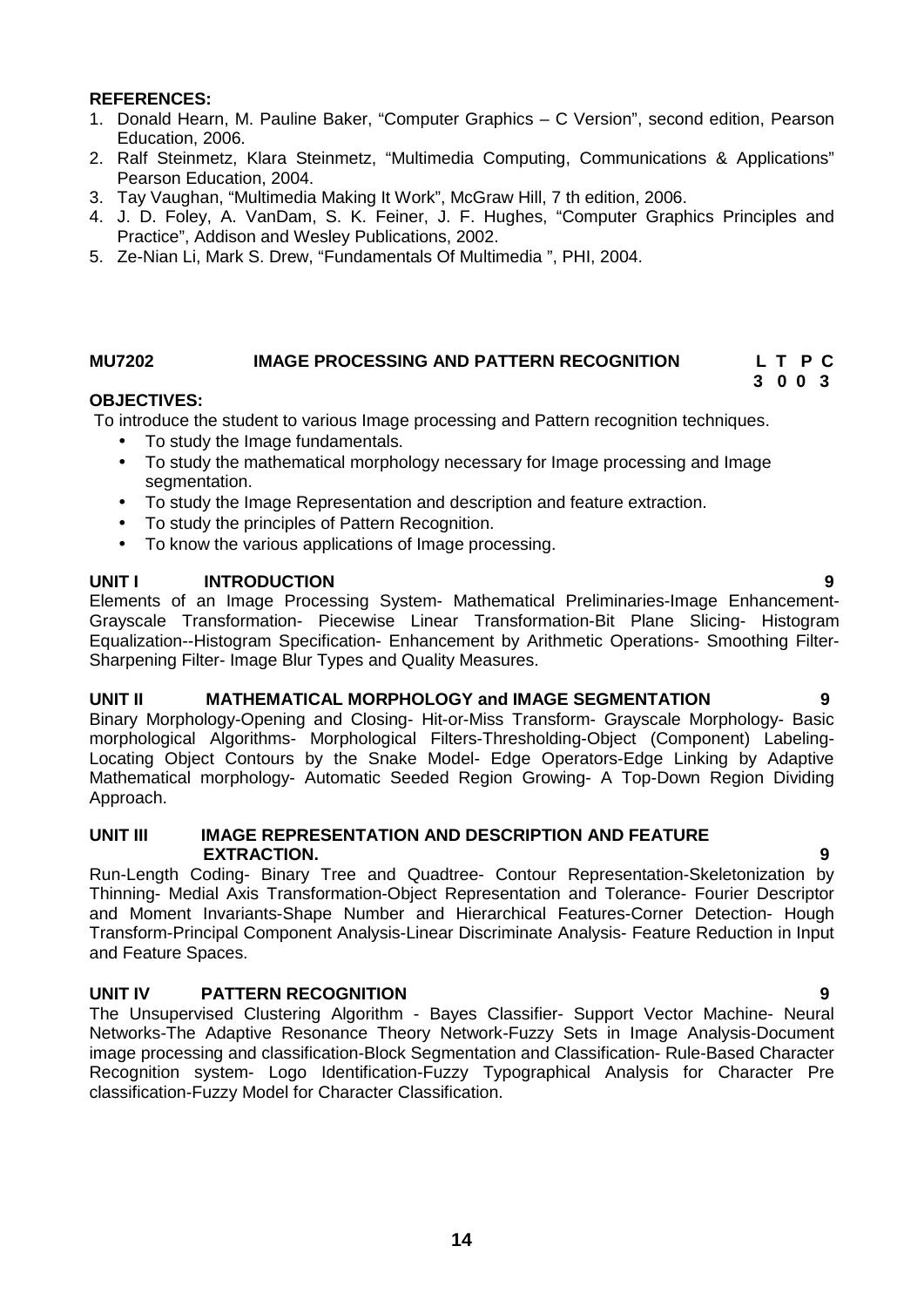**REFERENCES:**

1. Donald Hearn, M. Pauline Baker, "Computer Graphics – C Version", second edition, Pearson Education, 2006.
2. Ralf Steinmetz, Klara Steinmetz, "Multimedia Computing, Communications & Applications" Pearson Education, 2004.
3. Tay Vaughan, "Multimedia Making It Work", McGraw Hill, 7 th edition, 2006.
4. J. D. Foley, A. VanDam, S. K. Feiner, J. F. Hughes, "Computer Graphics Principles and Practice", Addison and Wesley Publications, 2002.
5. Ze-Nian Li, Mark S. Drew, "Fundamentals Of Multimedia ", PHI, 2004.

## MU7202 IMAGE PROCESSING AND PATTERN RECOGNITION

| L | T | P | C |
|---|---|---|---|
| 3 | 0 | 0 | 3 |

**OBJECTIVES:**

To introduce the student to various Image processing and Pattern recognition techniques.

- To study the Image fundamentals.
- To study the mathematical morphology necessary for Image processing and Image segmentation.
- To study the Image Representation and description and feature extraction.
- To study the principles of Pattern Recognition.
- To know the various applications of Image processing.

**UNIT I INTRODUCTION 9**

Elements of an Image Processing System- Mathematical Preliminaries-Image Enhancement-Grayscale Transformation- Piecewise Linear Transformation-Bit Plane Slicing- Histogram Equalization--Histogram Specification- Enhancement by Arithmetic Operations- Smoothing Filter-Sharpening Filter- Image Blur Types and Quality Measures.

**UNIT II MATHEMATICAL MORPHOLOGY and IMAGE SEGMENTATION 9**

Binary Morphology-Opening and Closing- Hit-or-Miss Transform- Grayscale Morphology- Basic morphological Algorithms- Morphological Filters-Thresholding-Object (Component) Labeling-Locating Object Contours by the Snake Model- Edge Operators-Edge Linking by Adaptive Mathematical morphology- Automatic Seeded Region Growing- A Top-Down Region Dividing Approach.

**UNIT III IMAGE REPRESENTATION AND DESCRIPTION AND FEATURE EXTRACTION. 9**

Run-Length Coding- Binary Tree and Quadtree- Contour Representation-Skeletonization by Thinning- Medial Axis Transformation-Object Representation and Tolerance- Fourier Descriptor and Moment Invariants-Shape Number and Hierarchical Features-Corner Detection- Hough Transform-Principal Component Analysis-Linear Discriminate Analysis- Feature Reduction in Input and Feature Spaces.

**UNIT IV PATTERN RECOGNITION 9**

The Unsupervised Clustering Algorithm - Bayes Classifier- Support Vector Machine- Neural Networks-The Adaptive Resonance Theory Network-Fuzzy Sets in Image Analysis-Document image processing and classification-Block Segmentation and Classification- Rule-Based Character Recognition system- Logo Identification-Fuzzy Typographical Analysis for Character Pre classification-Fuzzy Model for Character Classification.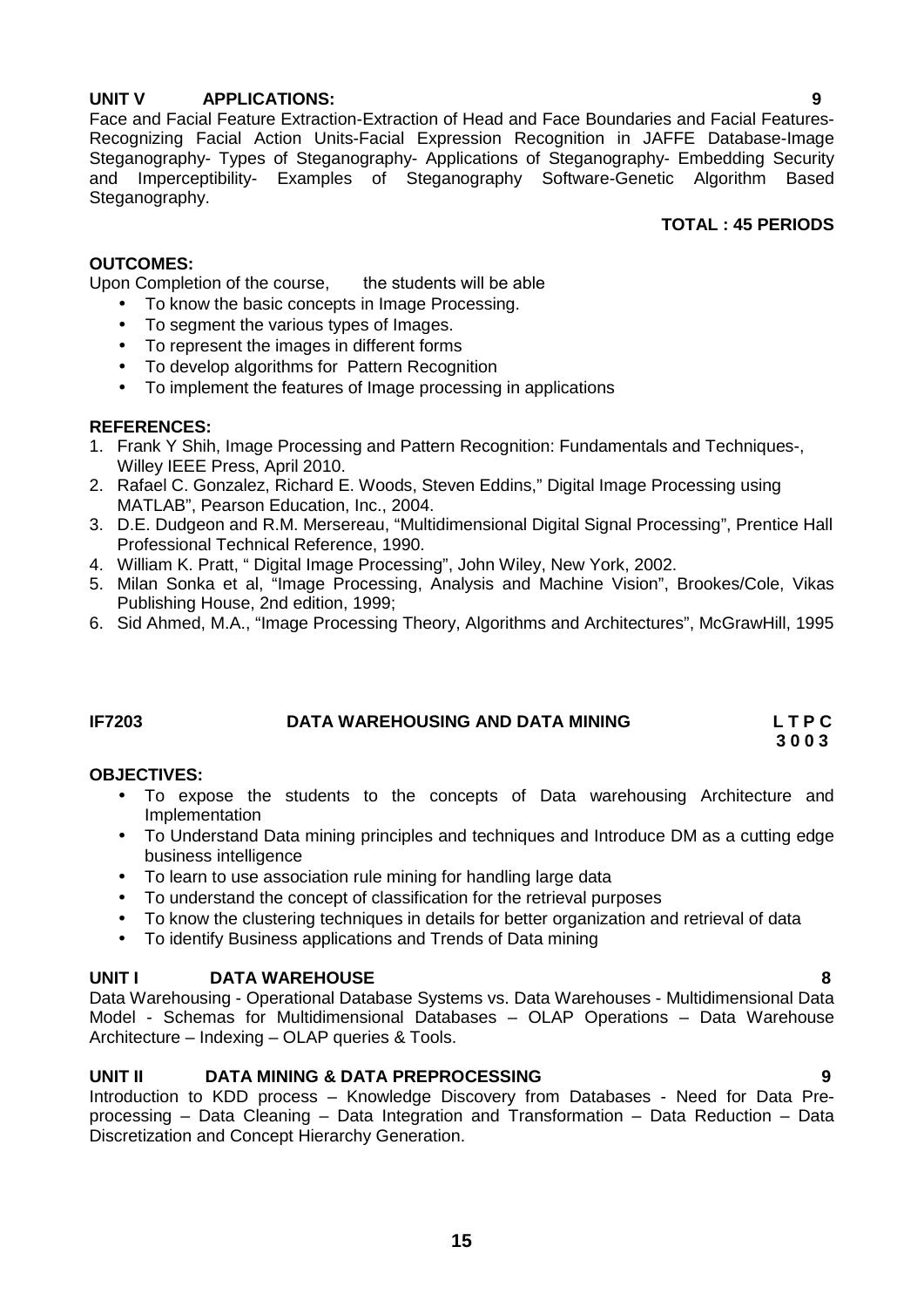**UNIT V APPLICATIONS: 9**

Face and Facial Feature Extraction-Extraction of Head and Face Boundaries and Facial Features-Recognizing Facial Action Units-Facial Expression Recognition in JAFFE Database-Image Steganography- Types of Steganography- Applications of Steganography- Embedding Security and Imperceptibility- Examples of Steganography Software-Genetic Algorithm Based Steganography.

**TOTAL : 45 PERIODS**

**OUTCOMES:**

Upon Completion of the course, the students will be able

- To know the basic concepts in Image Processing.
- To segment the various types of Images.
- To represent the images in different forms
- To develop algorithms for Pattern Recognition
- To implement the features of Image processing in applications

**REFERENCES:**

1. Frank Y Shih, Image Processing and Pattern Recognition: Fundamentals and Techniques-, Willey IEEE Press, April 2010.
2. Rafael C. Gonzalez, Richard E. Woods, Steven Eddins," Digital Image Processing using MATLAB", Pearson Education, Inc., 2004.
3. D.E. Dudgeon and R.M. Mersereau, "Multidimensional Digital Signal Processing", Prentice Hall Professional Technical Reference, 1990.
4. William K. Pratt, " Digital Image Processing", John Wiley, New York, 2002.
5. Milan Sonka et al, "Image Processing, Analysis and Machine Vision", Brookes/Cole, Vikas Publishing House, 2nd edition, 1999;
6. Sid Ahmed, M.A., "Image Processing Theory, Algorithms and Architectures", McGrawHill, 1995

## IF7203 DATA WAREHOUSING AND DATA MINING

**L T P C**
**3 0 0 3**

**OBJECTIVES:**

- To expose the students to the concepts of Data warehousing Architecture and Implementation
- To Understand Data mining principles and techniques and Introduce DM as a cutting edge business intelligence
- To learn to use association rule mining for handling large data
- To understand the concept of classification for the retrieval purposes
- To know the clustering techniques in details for better organization and retrieval of data
- To identify Business applications and Trends of Data mining

**UNIT I DATA WAREHOUSE 8**

Data Warehousing - Operational Database Systems vs. Data Warehouses - Multidimensional Data Model - Schemas for Multidimensional Databases – OLAP Operations – Data Warehouse Architecture – Indexing – OLAP queries & Tools.

**UNIT II DATA MINING & DATA PREPROCESSING 9**

Introduction to KDD process – Knowledge Discovery from Databases - Need for Data Pre-processing – Data Cleaning – Data Integration and Transformation – Data Reduction – Data Discretization and Concept Hierarchy Generation.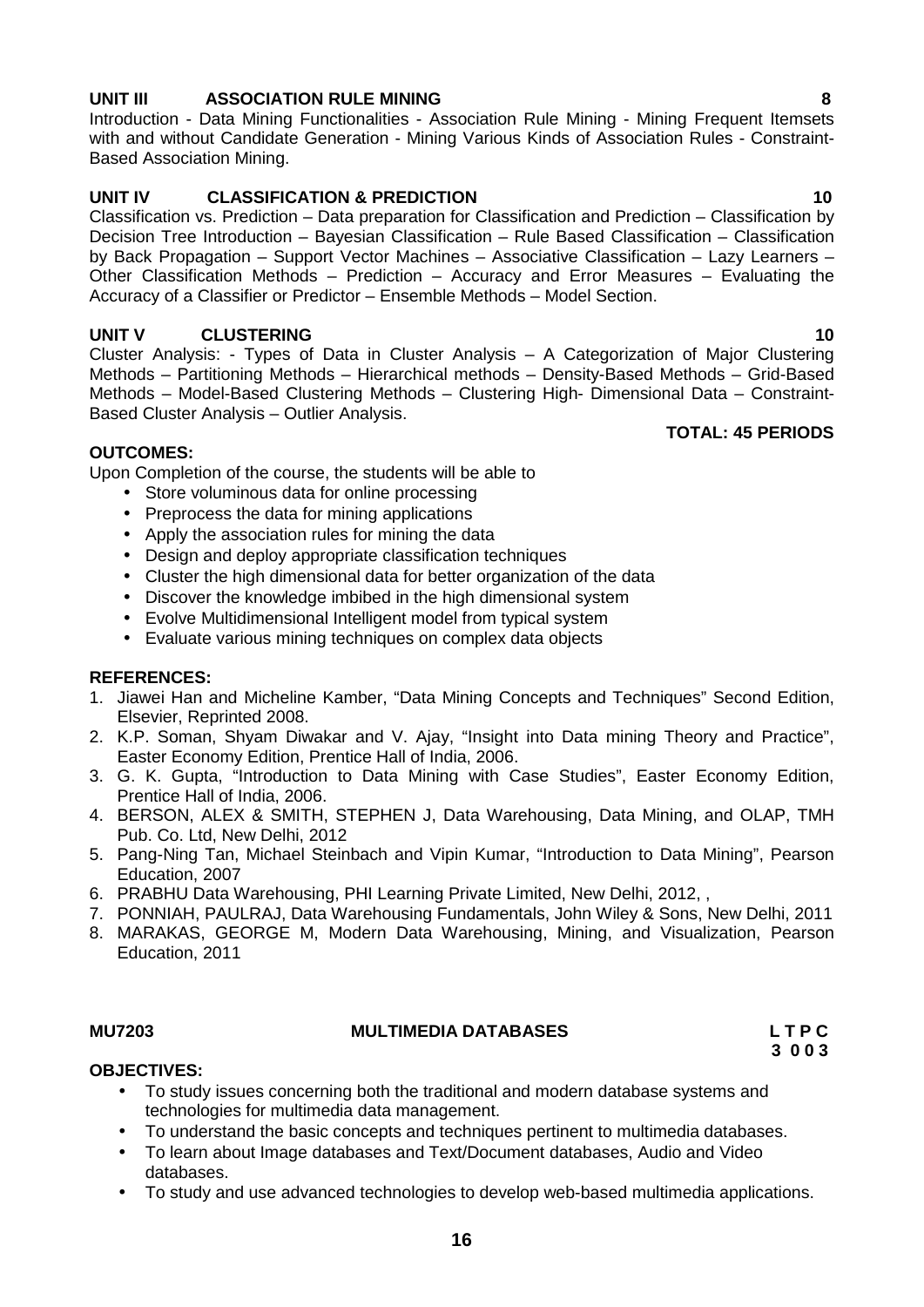**UNIT III ASSOCIATION RULE MINING 8**

Introduction - Data Mining Functionalities - Association Rule Mining - Mining Frequent Itemsets with and without Candidate Generation - Mining Various Kinds of Association Rules - Constraint-Based Association Mining.

**UNIT IV CLASSIFICATION & PREDICTION 10**

Classification vs. Prediction – Data preparation for Classification and Prediction – Classification by Decision Tree Introduction – Bayesian Classification – Rule Based Classification – Classification by Back Propagation – Support Vector Machines – Associative Classification – Lazy Learners – Other Classification Methods – Prediction – Accuracy and Error Measures – Evaluating the Accuracy of a Classifier or Predictor – Ensemble Methods – Model Section.

**UNIT V CLUSTERING 10**

Cluster Analysis: - Types of Data in Cluster Analysis – A Categorization of Major Clustering Methods – Partitioning Methods – Hierarchical methods – Density-Based Methods – Grid-Based Methods – Model-Based Clustering Methods – Clustering High- Dimensional Data – Constraint-Based Cluster Analysis – Outlier Analysis.

**TOTAL: 45 PERIODS**

**OUTCOMES:**

Upon Completion of the course, the students will be able to

- Store voluminous data for online processing
- Preprocess the data for mining applications
- Apply the association rules for mining the data
- Design and deploy appropriate classification techniques
- Cluster the high dimensional data for better organization of the data
- Discover the knowledge imbibed in the high dimensional system
- Evolve Multidimensional Intelligent model from typical system
- Evaluate various mining techniques on complex data objects

**REFERENCES:**

1. Jiawei Han and Micheline Kamber, "Data Mining Concepts and Techniques" Second Edition, Elsevier, Reprinted 2008.
2. K.P. Soman, Shyam Diwakar and V. Ajay, "Insight into Data mining Theory and Practice", Easter Economy Edition, Prentice Hall of India, 2006.
3. G. K. Gupta, "Introduction to Data Mining with Case Studies", Easter Economy Edition, Prentice Hall of India, 2006.
4. BERSON, ALEX & SMITH, STEPHEN J, Data Warehousing, Data Mining, and OLAP, TMH Pub. Co. Ltd, New Delhi, 2012
5. Pang-Ning Tan, Michael Steinbach and Vipin Kumar, "Introduction to Data Mining", Pearson Education, 2007
6. PRABHU Data Warehousing, PHI Learning Private Limited, New Delhi, 2012, ,
7. PONNIAH, PAULRAJ, Data Warehousing Fundamentals, John Wiley & Sons, New Delhi, 2011
8. MARAKAS, GEORGE M, Modern Data Warehousing, Mining, and Visualization, Pearson Education, 2011

**MU7203 MULTIMEDIA DATABASES L T P C**
**3 0 0 3**

**OBJECTIVES:**

- To study issues concerning both the traditional and modern database systems and technologies for multimedia data management.
- To understand the basic concepts and techniques pertinent to multimedia databases.
- To learn about Image databases and Text/Document databases, Audio and Video databases.
- To study and use advanced technologies to develop web-based multimedia applications.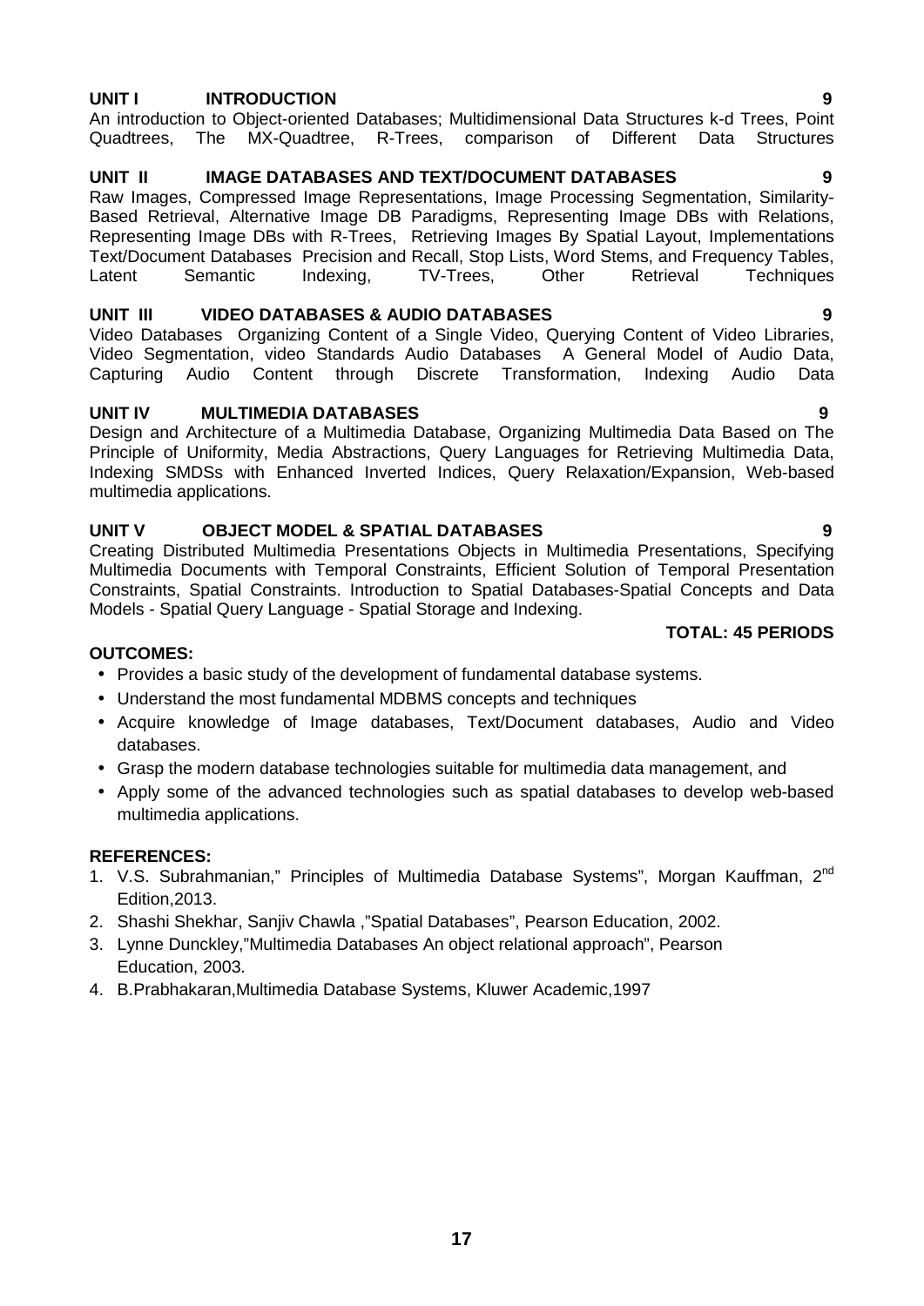**UNIT I INTRODUCTION 9**

An introduction to Object-oriented Databases; Multidimensional Data Structures k-d Trees, Point Quadtrees, The MX-Quadtree, R-Trees, comparison of Different Data Structures

**UNIT II IMAGE DATABASES AND TEXT/DOCUMENT DATABASES 9**

Raw Images, Compressed Image Representations, Image Processing Segmentation, Similarity-Based Retrieval, Alternative Image DB Paradigms, Representing Image DBs with Relations, Representing Image DBs with R-Trees, Retrieving Images By Spatial Layout, Implementations Text/Document Databases Precision and Recall, Stop Lists, Word Stems, and Frequency Tables, Latent Semantic Indexing, TV-Trees, Other Retrieval Techniques

**UNIT III VIDEO DATABASES & AUDIO DATABASES 9**

Video Databases Organizing Content of a Single Video, Querying Content of Video Libraries, Video Segmentation, video Standards Audio Databases A General Model of Audio Data, Capturing Audio Content through Discrete Transformation, Indexing Audio Data

**UNIT IV MULTIMEDIA DATABASES 9**

Design and Architecture of a Multimedia Database, Organizing Multimedia Data Based on The Principle of Uniformity, Media Abstractions, Query Languages for Retrieving Multimedia Data, Indexing SMDSs with Enhanced Inverted Indices, Query Relaxation/Expansion, Web-based multimedia applications.

**UNIT V OBJECT MODEL & SPATIAL DATABASES 9**

Creating Distributed Multimedia Presentations Objects in Multimedia Presentations, Specifying Multimedia Documents with Temporal Constraints, Efficient Solution of Temporal Presentation Constraints, Spatial Constraints. Introduction to Spatial Databases-Spatial Concepts and Data Models - Spatial Query Language - Spatial Storage and Indexing.

**TOTAL: 45 PERIODS**

**OUTCOMES:**

- Provides a basic study of the development of fundamental database systems.
- Understand the most fundamental MDBMS concepts and techniques
- Acquire knowledge of Image databases, Text/Document databases, Audio and Video databases.
- Grasp the modern database technologies suitable for multimedia data management, and
- Apply some of the advanced technologies such as spatial databases to develop web-based multimedia applications.

**REFERENCES:**

1. V.S. Subrahmanian," Principles of Multimedia Database Systems", Morgan Kauffman, 2nd Edition,2013.
2. Shashi Shekhar, Sanjiv Chawla ,"Spatial Databases", Pearson Education, 2002.
3. Lynne Dunckley,"Multimedia Databases An object relational approach", Pearson Education, 2003.
4. B.Prabhakaran,Multimedia Database Systems, Kluwer Academic,1997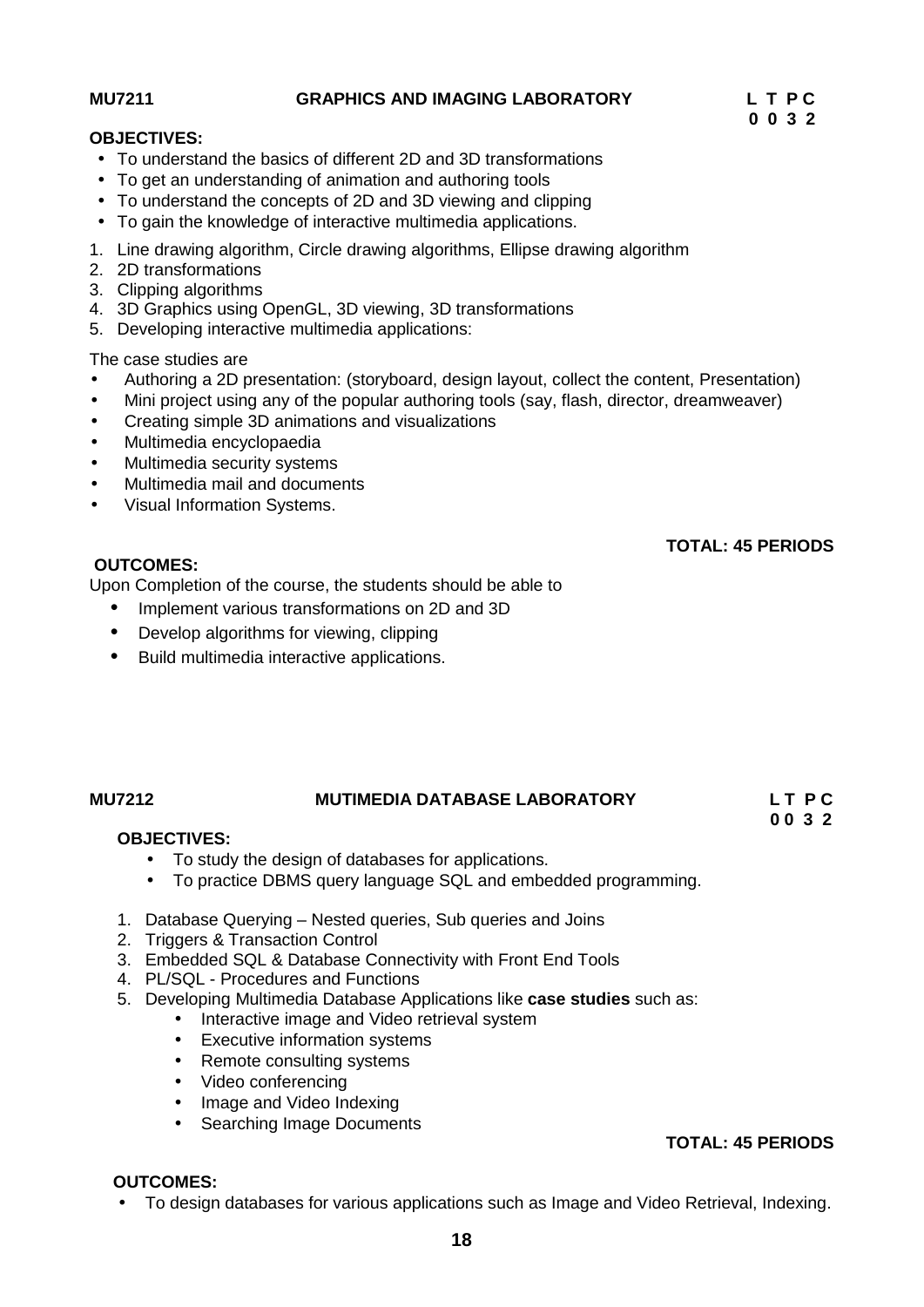**MU7211 GRAPHICS AND IMAGING LABORATORY**

**L T P C**
**0 0 3 2**

**OBJECTIVES:**

- To understand the basics of different 2D and 3D transformations
- To get an understanding of animation and authoring tools
- To understand the concepts of 2D and 3D viewing and clipping
- To gain the knowledge of interactive multimedia applications.

1. Line drawing algorithm, Circle drawing algorithms, Ellipse drawing algorithm
2. 2D transformations
3. Clipping algorithms
4. 3D Graphics using OpenGL, 3D viewing, 3D transformations
5. Developing interactive multimedia applications:

The case studies are

- Authoring a 2D presentation: (storyboard, design layout, collect the content, Presentation)
- Mini project using any of the popular authoring tools (say, flash, director, dreamweaver)
- Creating simple 3D animations and visualizations
- Multimedia encyclopaedia
- Multimedia security systems
- Multimedia mail and documents
- Visual Information Systems.

**TOTAL: 45 PERIODS**

**OUTCOMES:**

Upon Completion of the course, the students should be able to

- Implement various transformations on 2D and 3D
- Develop algorithms for viewing, clipping
- Build multimedia interactive applications.

**MU7212 MUTIMEDIA DATABASE LABORATORY**

**L T P C**
**0 0 3 2**

**OBJECTIVES:**

- To study the design of databases for applications.
- To practice DBMS query language SQL and embedded programming.

1. Database Querying – Nested queries, Sub queries and Joins
2. Triggers & Transaction Control
3. Embedded SQL & Database Connectivity with Front End Tools
4. PL/SQL - Procedures and Functions
5. Developing Multimedia Database Applications like **case studies** such as:
   - Interactive image and Video retrieval system
   - Executive information systems
   - Remote consulting systems
   - Video conferencing
   - Image and Video Indexing
   - Searching Image Documents

**TOTAL: 45 PERIODS**

**OUTCOMES:**

- To design databases for various applications such as Image and Video Retrieval, Indexing.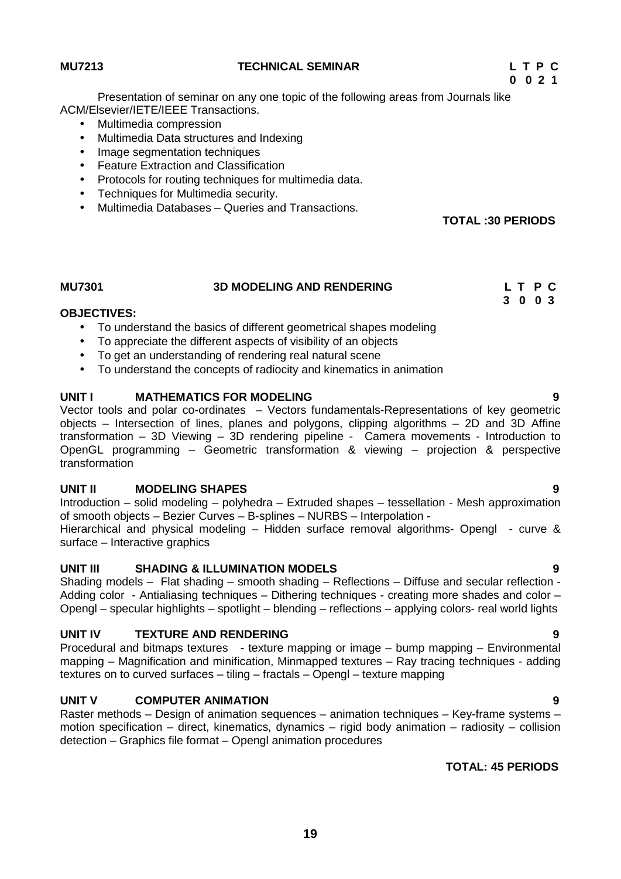**MU7213 TECHNICAL SEMINAR**

| L | T | P | C |
|---|---|---|---|
| 0 | 0 | 2 | 1 |

Presentation of seminar on any one topic of the following areas from Journals like ACM/Elsevier/IETE/IEEE Transactions.

- Multimedia compression
- Multimedia Data structures and Indexing
- Image segmentation techniques
- Feature Extraction and Classification
- Protocols for routing techniques for multimedia data.
- Techniques for Multimedia security.
- Multimedia Databases – Queries and Transactions.

**TOTAL :30 PERIODS**

**MU7301 3D MODELING AND RENDERING**

| L | T | P | C |
|---|---|---|---|
| 3 | 0 | 0 | 3 |

**OBJECTIVES:**

- To understand the basics of different geometrical shapes modeling
- To appreciate the different aspects of visibility of an objects
- To get an understanding of rendering real natural scene
- To understand the concepts of radiocity and kinematics in animation

**UNIT I MATHEMATICS FOR MODELING 9**

Vector tools and polar co-ordinates – Vectors fundamentals-Representations of key geometric objects – Intersection of lines, planes and polygons, clipping algorithms – 2D and 3D Affine transformation – 3D Viewing – 3D rendering pipeline - Camera movements - Introduction to OpenGL programming – Geometric transformation & viewing – projection & perspective transformation

**UNIT II MODELING SHAPES 9**

Introduction – solid modeling – polyhedra – Extruded shapes – tessellation - Mesh approximation of smooth objects – Bezier Curves – B-splines – NURBS – Interpolation -
Hierarchical and physical modeling – Hidden surface removal algorithms- Opengl - curve & surface – Interactive graphics

**UNIT III SHADING & ILLUMINATION MODELS 9**

Shading models – Flat shading – smooth shading – Reflections – Diffuse and secular reflection - Adding color - Antialiasing techniques – Dithering techniques - creating more shades and color – Opengl – specular highlights – spotlight – blending – reflections – applying colors- real world lights

**UNIT IV TEXTURE AND RENDERING 9**

Procedural and bitmaps textures - texture mapping or image – bump mapping – Environmental mapping – Magnification and minification, Minmapped textures – Ray tracing techniques - adding textures on to curved surfaces – tiling – fractals – Opengl – texture mapping

**UNIT V COMPUTER ANIMATION 9**

Raster methods – Design of animation sequences – animation techniques – Key-frame systems – motion specification – direct, kinematics, dynamics – rigid body animation – radiosity – collision detection – Graphics file format – Opengl animation procedures

**TOTAL: 45 PERIODS**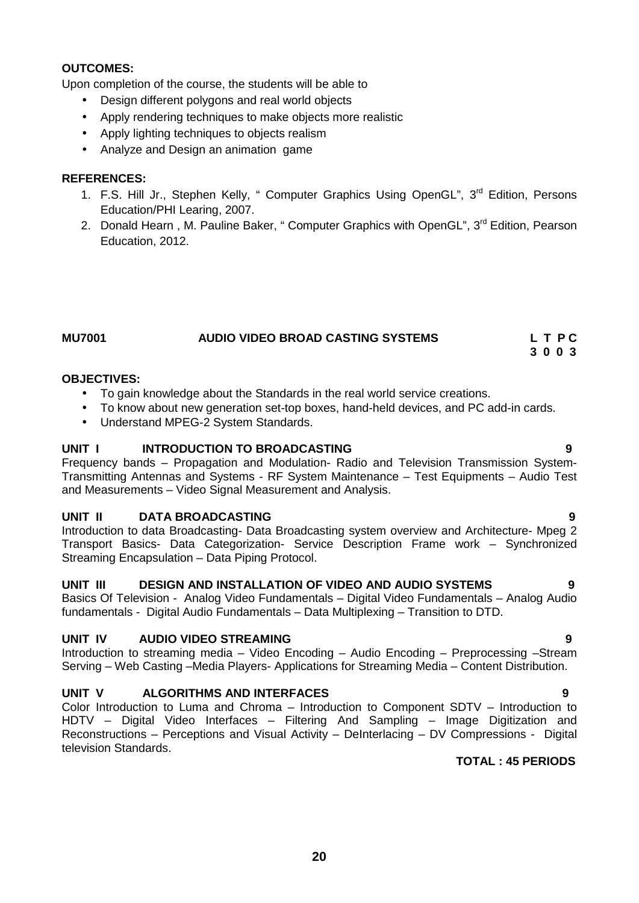**OUTCOMES:**

Upon completion of the course, the students will be able to

- Design different polygons and real world objects
- Apply rendering techniques to make objects more realistic
- Apply lighting techniques to objects realism
- Analyze and Design an animation game

**REFERENCES:**

1. F.S. Hill Jr., Stephen Kelly, " Computer Graphics Using OpenGL", 3rd Edition, Persons Education/PHI Learing, 2007.
2. Donald Hearn , M. Pauline Baker, " Computer Graphics with OpenGL", 3rd Edition, Pearson Education, 2012.

## MU7001 AUDIO VIDEO BROAD CASTING SYSTEMS

**L T P C**
**3 0 0 3**

**OBJECTIVES:**

- To gain knowledge about the Standards in the real world service creations.
- To know about new generation set-top boxes, hand-held devices, and PC add-in cards.
- Understand MPEG-2 System Standards.

**UNIT I INTRODUCTION TO BROADCASTING 9**

Frequency bands – Propagation and Modulation- Radio and Television Transmission System- Transmitting Antennas and Systems - RF System Maintenance – Test Equipments – Audio Test and Measurements – Video Signal Measurement and Analysis.

**UNIT II DATA BROADCASTING 9**

Introduction to data Broadcasting- Data Broadcasting system overview and Architecture- Mpeg 2 Transport Basics- Data Categorization- Service Description Frame work – Synchronized Streaming Encapsulation – Data Piping Protocol.

**UNIT III DESIGN AND INSTALLATION OF VIDEO AND AUDIO SYSTEMS 9**

Basics Of Television - Analog Video Fundamentals – Digital Video Fundamentals – Analog Audio fundamentals - Digital Audio Fundamentals – Data Multiplexing – Transition to DTD.

**UNIT IV AUDIO VIDEO STREAMING 9**

Introduction to streaming media – Video Encoding – Audio Encoding – Preprocessing –Stream Serving – Web Casting –Media Players- Applications for Streaming Media – Content Distribution.

**UNIT V ALGORITHMS AND INTERFACES 9**

Color Introduction to Luma and Chroma – Introduction to Component SDTV – Introduction to HDTV – Digital Video Interfaces – Filtering And Sampling – Image Digitization and Reconstructions – Perceptions and Visual Activity – DeInterlacing – DV Compressions - Digital television Standards.

**TOTAL : 45 PERIODS**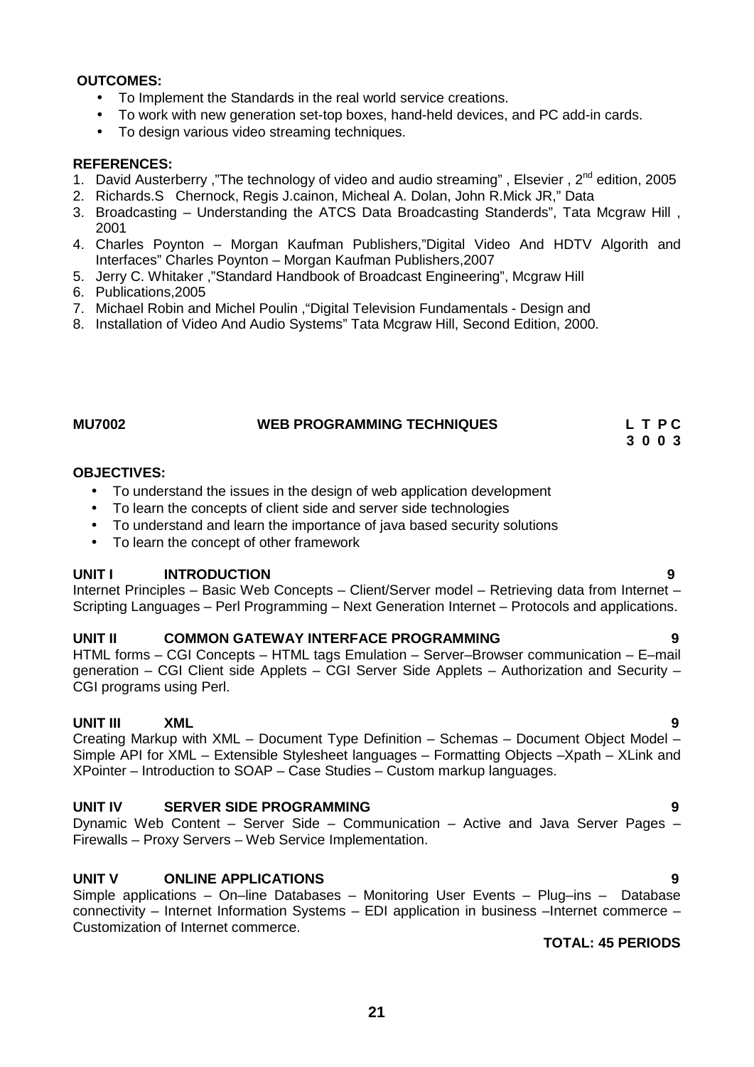**OUTCOMES:**

- To Implement the Standards in the real world service creations.
- To work with new generation set-top boxes, hand-held devices, and PC add-in cards.
- To design various video streaming techniques.

**REFERENCES:**

1. David Austerberry ,"The technology of video and audio streaming" , Elsevier , 2nd edition, 2005
2. Richards.S Chernock, Regis J.cainon, Micheal A. Dolan, John R.Mick JR," Data
3. Broadcasting – Understanding the ATCS Data Broadcasting Standerds", Tata Mcgraw Hill , 2001
4. Charles Poynton – Morgan Kaufman Publishers,"Digital Video And HDTV Algorith and Interfaces" Charles Poynton – Morgan Kaufman Publishers,2007
5. Jerry C. Whitaker ,"Standard Handbook of Broadcast Engineering", Mcgraw Hill
6. Publications,2005
7. Michael Robin and Michel Poulin ,"Digital Television Fundamentals - Design and
8. Installation of Video And Audio Systems" Tata Mcgraw Hill, Second Edition, 2000.

**MU7002 WEB PROGRAMMING TECHNIQUES** **L T P C**
**3 0 0 3**

**OBJECTIVES:**

- To understand the issues in the design of web application development
- To learn the concepts of client side and server side technologies
- To understand and learn the importance of java based security solutions
- To learn the concept of other framework

**UNIT I INTRODUCTION 9**

Internet Principles – Basic Web Concepts – Client/Server model – Retrieving data from Internet – Scripting Languages – Perl Programming – Next Generation Internet – Protocols and applications.

**UNIT II COMMON GATEWAY INTERFACE PROGRAMMING 9**

HTML forms – CGI Concepts – HTML tags Emulation – Server–Browser communication – E–mail generation – CGI Client side Applets – CGI Server Side Applets – Authorization and Security – CGI programs using Perl.

**UNIT III XML 9**

Creating Markup with XML – Document Type Definition – Schemas – Document Object Model – Simple API for XML – Extensible Stylesheet languages – Formatting Objects –Xpath – XLink and XPointer – Introduction to SOAP – Case Studies – Custom markup languages.

**UNIT IV SERVER SIDE PROGRAMMING 9**

Dynamic Web Content – Server Side – Communication – Active and Java Server Pages – Firewalls – Proxy Servers – Web Service Implementation.

**UNIT V ONLINE APPLICATIONS 9**

Simple applications – On–line Databases – Monitoring User Events – Plug–ins – Database connectivity – Internet Information Systems – EDI application in business –Internet commerce – Customization of Internet commerce.

**TOTAL: 45 PERIODS**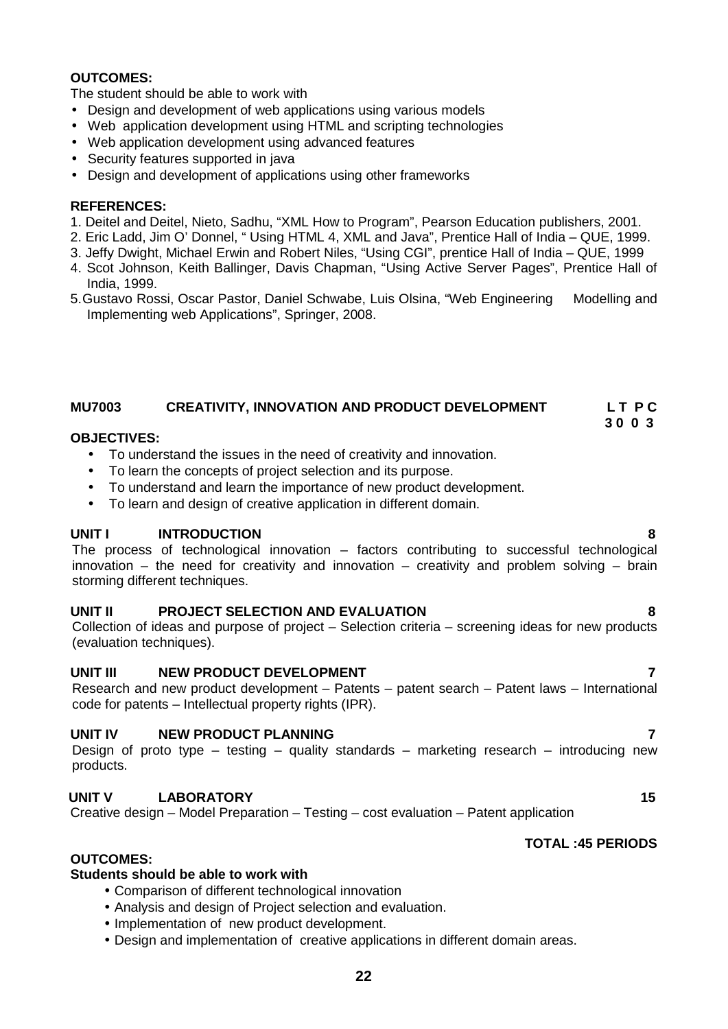**OUTCOMES:**

The student should be able to work with

- Design and development of web applications using various models
- Web application development using HTML and scripting technologies
- Web application development using advanced features
- Security features supported in java
- Design and development of applications using other frameworks

**REFERENCES:**

1. Deitel and Deitel, Nieto, Sadhu, "XML How to Program", Pearson Education publishers, 2001.
2. Eric Ladd, Jim O' Donnel, " Using HTML 4, XML and Java", Prentice Hall of India – QUE, 1999.
3. Jeffy Dwight, Michael Erwin and Robert Niles, "Using CGI", prentice Hall of India – QUE, 1999
4. Scot Johnson, Keith Ballinger, Davis Chapman, "Using Active Server Pages", Prentice Hall of India, 1999.
5. Gustavo Rossi, Oscar Pastor, Daniel Schwabe, Luis Olsina, "Web Engineering Modelling and Implementing web Applications", Springer, 2008.

## MU7003 CREATIVITY, INNOVATION AND PRODUCT DEVELOPMENT

**L T P C**
**3 0 0 3**

**OBJECTIVES:**

- To understand the issues in the need of creativity and innovation.
- To learn the concepts of project selection and its purpose.
- To understand and learn the importance of new product development.
- To learn and design of creative application in different domain.

**UNIT I INTRODUCTION** **8**

The process of technological innovation – factors contributing to successful technological innovation – the need for creativity and innovation – creativity and problem solving – brain storming different techniques.

**UNIT II PROJECT SELECTION AND EVALUATION** **8**

Collection of ideas and purpose of project – Selection criteria – screening ideas for new products (evaluation techniques).

**UNIT III NEW PRODUCT DEVELOPMENT** **7**

Research and new product development – Patents – patent search – Patent laws – International code for patents – Intellectual property rights (IPR).

**UNIT IV NEW PRODUCT PLANNING** **7**

Design of proto type – testing – quality standards – marketing research – introducing new products.

**UNIT V LABORATORY** **15**

Creative design – Model Preparation – Testing – cost evaluation – Patent application

**TOTAL :45 PERIODS**

**OUTCOMES:**

**Students should be able to work with**

- Comparison of different technological innovation
- Analysis and design of Project selection and evaluation.
- Implementation of new product development.
- Design and implementation of creative applications in different domain areas.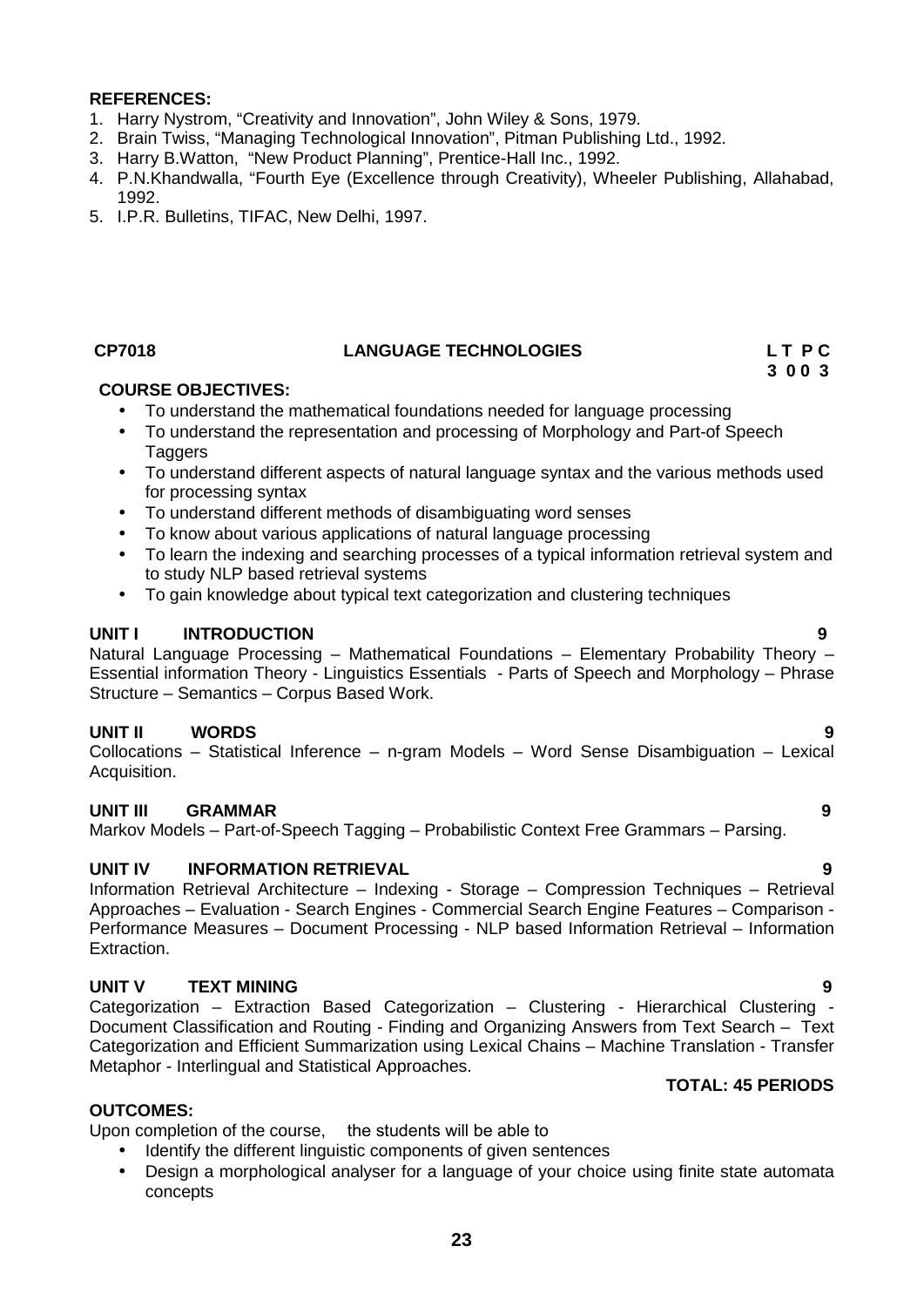**REFERENCES:**

1. Harry Nystrom, "Creativity and Innovation", John Wiley & Sons, 1979.
2. Brain Twiss, "Managing Technological Innovation", Pitman Publishing Ltd., 1992.
3. Harry B.Watton, "New Product Planning", Prentice-Hall Inc., 1992.
4. P.N.Khandwalla, "Fourth Eye (Excellence through Creativity), Wheeler Publishing, Allahabad, 1992.
5. I.P.R. Bulletins, TIFAC, New Delhi, 1997.

| CP7018 | LANGUAGE TECHNOLOGIES | L T P C |
|---|---|---|
| | | 3 0 0 3 |

**COURSE OBJECTIVES:**

- To understand the mathematical foundations needed for language processing
- To understand the representation and processing of Morphology and Part-of Speech Taggers
- To understand different aspects of natural language syntax and the various methods used for processing syntax
- To understand different methods of disambiguating word senses
- To know about various applications of natural language processing
- To learn the indexing and searching processes of a typical information retrieval system and to study NLP based retrieval systems
- To gain knowledge about typical text categorization and clustering techniques

**UNIT I INTRODUCTION 9**

Natural Language Processing – Mathematical Foundations – Elementary Probability Theory – Essential information Theory - Linguistics Essentials - Parts of Speech and Morphology – Phrase Structure – Semantics – Corpus Based Work.

**UNIT II WORDS 9**

Collocations – Statistical Inference – n-gram Models – Word Sense Disambiguation – Lexical Acquisition.

**UNIT III GRAMMAR 9**

Markov Models – Part-of-Speech Tagging – Probabilistic Context Free Grammars – Parsing.

**UNIT IV INFORMATION RETRIEVAL 9**

Information Retrieval Architecture – Indexing - Storage – Compression Techniques – Retrieval Approaches – Evaluation - Search Engines - Commercial Search Engine Features – Comparison - Performance Measures – Document Processing - NLP based Information Retrieval – Information Extraction.

**UNIT V TEXT MINING 9**

Categorization – Extraction Based Categorization – Clustering - Hierarchical Clustering - Document Classification and Routing - Finding and Organizing Answers from Text Search – Text Categorization and Efficient Summarization using Lexical Chains – Machine Translation - Transfer Metaphor - Interlingual and Statistical Approaches.

**TOTAL: 45 PERIODS**

**OUTCOMES:**

Upon completion of the course, the students will be able to

- Identify the different linguistic components of given sentences
- Design a morphological analyser for a language of your choice using finite state automata concepts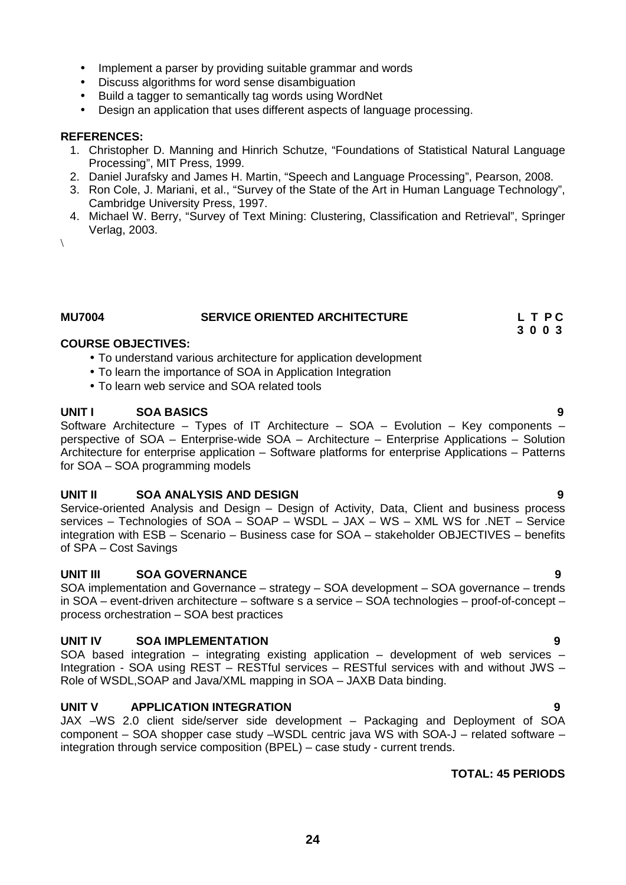- Implement a parser by providing suitable grammar and words
- Discuss algorithms for word sense disambiguation
- Build a tagger to semantically tag words using WordNet
- Design an application that uses different aspects of language processing.

**REFERENCES:**

1. Christopher D. Manning and Hinrich Schutze, "Foundations of Statistical Natural Language Processing", MIT Press, 1999.
2. Daniel Jurafsky and James H. Martin, "Speech and Language Processing", Pearson, 2008.
3. Ron Cole, J. Mariani, et al., "Survey of the State of the Art in Human Language Technology", Cambridge University Press, 1997.
4. Michael W. Berry, "Survey of Text Mining: Clustering, Classification and Retrieval", Springer Verlag, 2003.

\

## MU7004 SERVICE ORIENTED ARCHITECTURE

**L T P C**
**3 0 0 3**

**COURSE OBJECTIVES:**

- To understand various architecture for application development
- To learn the importance of SOA in Application Integration
- To learn web service and SOA related tools

**UNIT I SOA BASICS** **9**

Software Architecture – Types of IT Architecture – SOA – Evolution – Key components – perspective of SOA – Enterprise-wide SOA – Architecture – Enterprise Applications – Solution Architecture for enterprise application – Software platforms for enterprise Applications – Patterns for SOA – SOA programming models

**UNIT II SOA ANALYSIS AND DESIGN** **9**

Service-oriented Analysis and Design – Design of Activity, Data, Client and business process services – Technologies of SOA – SOAP – WSDL – JAX – WS – XML WS for .NET – Service integration with ESB – Scenario – Business case for SOA – stakeholder OBJECTIVES – benefits of SPA – Cost Savings

**UNIT III SOA GOVERNANCE** **9**

SOA implementation and Governance – strategy – SOA development – SOA governance – trends in SOA – event-driven architecture – software s a service – SOA technologies – proof-of-concept – process orchestration – SOA best practices

**UNIT IV SOA IMPLEMENTATION** **9**

SOA based integration – integrating existing application – development of web services – Integration - SOA using REST – RESTful services – RESTful services with and without JWS – Role of WSDL,SOAP and Java/XML mapping in SOA – JAXB Data binding.

**UNIT V APPLICATION INTEGRATION** **9**

JAX –WS 2.0 client side/server side development – Packaging and Deployment of SOA component – SOA shopper case study –WSDL centric java WS with SOA-J – related software – integration through service composition (BPEL) – case study - current trends.

**TOTAL: 45 PERIODS**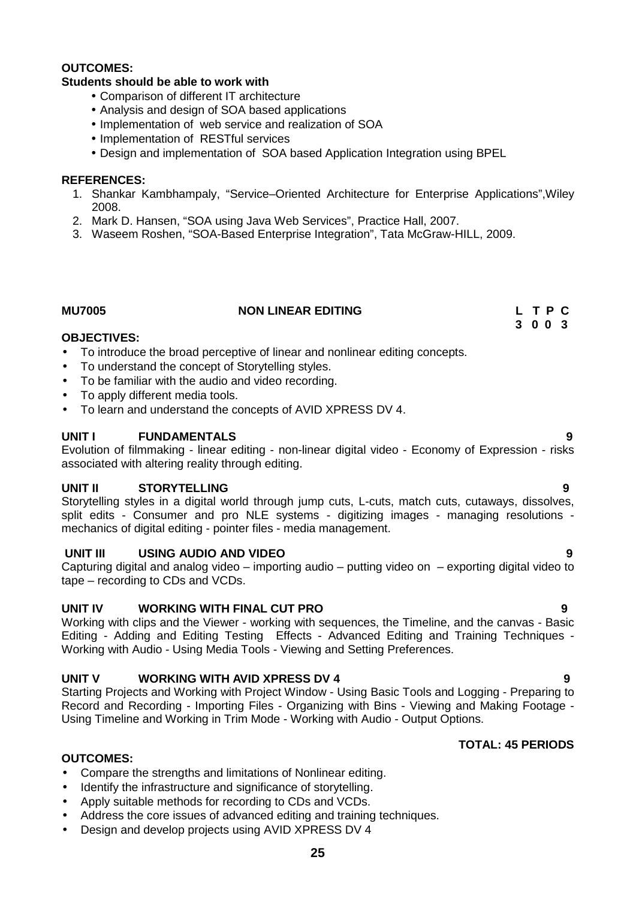**OUTCOMES:**

**Students should be able to work with**

- Comparison of different IT architecture
- Analysis and design of SOA based applications
- Implementation of web service and realization of SOA
- Implementation of RESTful services
- Design and implementation of SOA based Application Integration using BPEL

**REFERENCES:**

1. Shankar Kambhampaly, "Service–Oriented Architecture for Enterprise Applications",Wiley 2008.
2. Mark D. Hansen, "SOA using Java Web Services", Practice Hall, 2007.
3. Waseem Roshen, "SOA-Based Enterprise Integration", Tata McGraw-HILL, 2009.

| **MU7005** | **NON LINEAR EDITING** | **L T P C** |
|---|---|---|
| | | **3 0 0 3** |

**OBJECTIVES:**

- To introduce the broad perceptive of linear and nonlinear editing concepts.
- To understand the concept of Storytelling styles.
- To be familiar with the audio and video recording.
- To apply different media tools.
- To learn and understand the concepts of AVID XPRESS DV 4.

**UNIT I FUNDAMENTALS 9**

Evolution of filmmaking - linear editing - non-linear digital video - Economy of Expression - risks associated with altering reality through editing.

**UNIT II STORYTELLING 9**

Storytelling styles in a digital world through jump cuts, L-cuts, match cuts, cutaways, dissolves, split edits - Consumer and pro NLE systems - digitizing images - managing resolutions - mechanics of digital editing - pointer files - media management.

**UNIT III USING AUDIO AND VIDEO 9**

Capturing digital and analog video – importing audio – putting video on – exporting digital video to tape – recording to CDs and VCDs.

**UNIT IV WORKING WITH FINAL CUT PRO 9**

Working with clips and the Viewer - working with sequences, the Timeline, and the canvas - Basic Editing - Adding and Editing Testing Effects - Advanced Editing and Training Techniques - Working with Audio - Using Media Tools - Viewing and Setting Preferences.

**UNIT V WORKING WITH AVID XPRESS DV 4 9**

Starting Projects and Working with Project Window - Using Basic Tools and Logging - Preparing to Record and Recording - Importing Files - Organizing with Bins - Viewing and Making Footage - Using Timeline and Working in Trim Mode - Working with Audio - Output Options.

**TOTAL: 45 PERIODS**

**OUTCOMES:**

- Compare the strengths and limitations of Nonlinear editing.
- Identify the infrastructure and significance of storytelling.
- Apply suitable methods for recording to CDs and VCDs.
- Address the core issues of advanced editing and training techniques.
- Design and develop projects using AVID XPRESS DV 4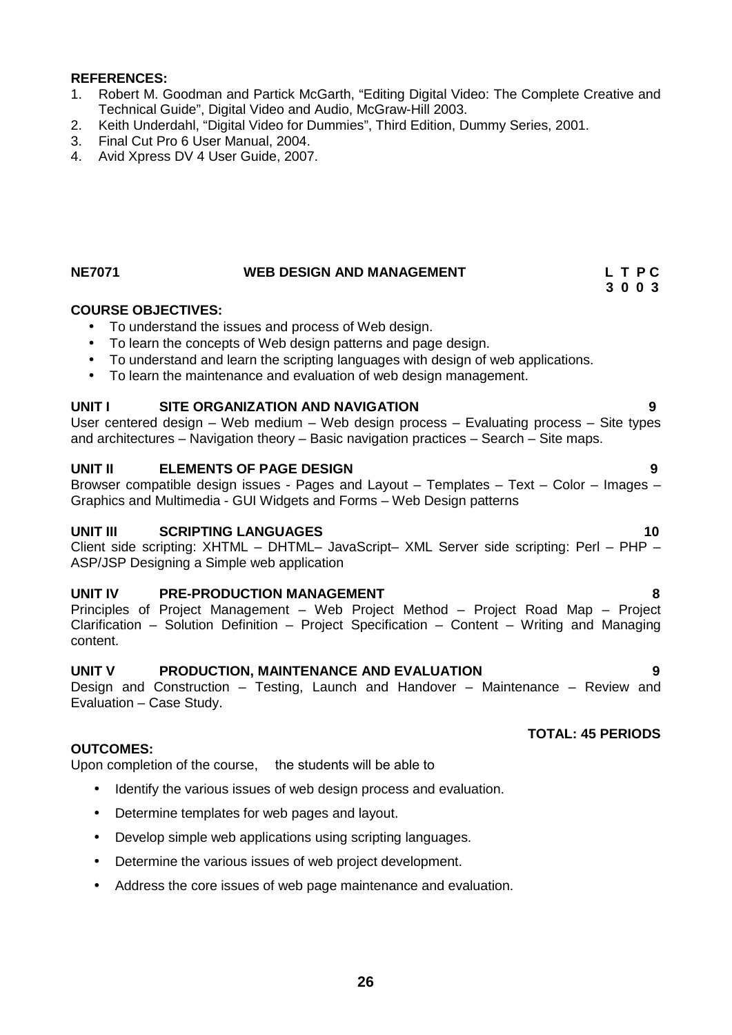**REFERENCES:**

1. Robert M. Goodman and Partick McGarth, “Editing Digital Video: The Complete Creative and Technical Guide”, Digital Video and Audio, McGraw-Hill 2003.
2. Keith Underdahl, “Digital Video for Dummies”, Third Edition, Dummy Series, 2001.
3. Final Cut Pro 6 User Manual, 2004.
4. Avid Xpress DV 4 User Guide, 2007.

## NE7071 WEB DESIGN AND MANAGEMENT

**L T P C**
**3 0 0 3**

**COURSE OBJECTIVES:**

- To understand the issues and process of Web design.
- To learn the concepts of Web design patterns and page design.
- To understand and learn the scripting languages with design of web applications.
- To learn the maintenance and evaluation of web design management.

### UNIT I SITE ORGANIZATION AND NAVIGATION 9

User centered design – Web medium – Web design process – Evaluating process – Site types and architectures – Navigation theory – Basic navigation practices – Search – Site maps.

### UNIT II ELEMENTS OF PAGE DESIGN 9

Browser compatible design issues - Pages and Layout – Templates – Text – Color – Images – Graphics and Multimedia - GUI Widgets and Forms – Web Design patterns

### UNIT III SCRIPTING LANGUAGES 10

Client side scripting: XHTML – DHTML– JavaScript– XML Server side scripting: Perl – PHP – ASP/JSP Designing a Simple web application

### UNIT IV PRE-PRODUCTION MANAGEMENT 8

Principles of Project Management – Web Project Method – Project Road Map – Project Clarification – Solution Definition – Project Specification – Content – Writing and Managing content.

### UNIT V PRODUCTION, MAINTENANCE AND EVALUATION 9

Design and Construction – Testing, Launch and Handover – Maintenance – Review and Evaluation – Case Study.

**TOTAL: 45 PERIODS**

**OUTCOMES:**

Upon completion of the course, the students will be able to

- Identify the various issues of web design process and evaluation.
- Determine templates for web pages and layout.
- Develop simple web applications using scripting languages.
- Determine the various issues of web project development.
- Address the core issues of web page maintenance and evaluation.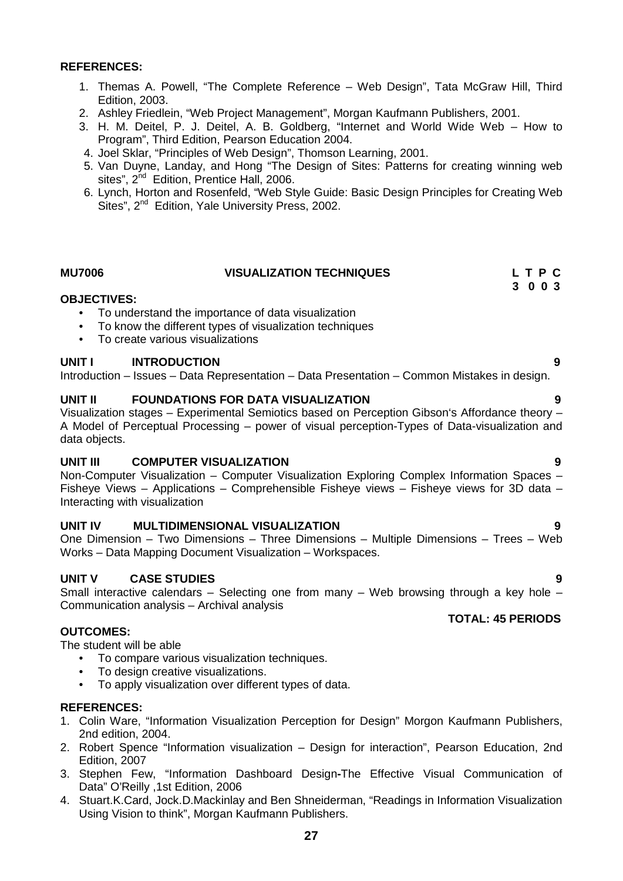**REFERENCES:**

1. Themas A. Powell, "The Complete Reference – Web Design", Tata McGraw Hill, Third Edition, 2003.
2. Ashley Friedlein, "Web Project Management", Morgan Kaufmann Publishers, 2001.
3. H. M. Deitel, P. J. Deitel, A. B. Goldberg, "Internet and World Wide Web – How to Program", Third Edition, Pearson Education 2004.
4. Joel Sklar, "Principles of Web Design", Thomson Learning, 2001.
5. Van Duyne, Landay, and Hong "The Design of Sites: Patterns for creating winning web sites", 2nd Edition, Prentice Hall, 2006.
6. Lynch, Horton and Rosenfeld, "Web Style Guide: Basic Design Principles for Creating Web Sites", 2nd Edition, Yale University Press, 2002.

## MU7006 VISUALIZATION TECHNIQUES

| L | T | P | C |
|---|---|---|---|
| 3 | 0 | 0 | 3 |

**OBJECTIVES:**

- To understand the importance of data visualization
- To know the different types of visualization techniques
- To create various visualizations

**UNIT I INTRODUCTION** **9**

Introduction – Issues – Data Representation – Data Presentation – Common Mistakes in design.

**UNIT II FOUNDATIONS FOR DATA VISUALIZATION** **9**

Visualization stages – Experimental Semiotics based on Perception Gibson's Affordance theory – A Model of Perceptual Processing – power of visual perception-Types of Data-visualization and data objects.

**UNIT III COMPUTER VISUALIZATION** **9**

Non-Computer Visualization – Computer Visualization Exploring Complex Information Spaces – Fisheye Views – Applications – Comprehensible Fisheye views – Fisheye views for 3D data – Interacting with visualization

**UNIT IV MULTIDIMENSIONAL VISUALIZATION** **9**

One Dimension – Two Dimensions – Three Dimensions – Multiple Dimensions – Trees – Web Works – Data Mapping Document Visualization – Workspaces.

**UNIT V CASE STUDIES** **9**

Small interactive calendars – Selecting one from many – Web browsing through a key hole – Communication analysis – Archival analysis

**TOTAL: 45 PERIODS**

**OUTCOMES:**

The student will be able

- To compare various visualization techniques.
- To design creative visualizations.
- To apply visualization over different types of data.

**REFERENCES:**

1. Colin Ware, "Information Visualization Perception for Design" Morgon Kaufmann Publishers, 2nd edition, 2004.
2. Robert Spence "Information visualization – Design for interaction", Pearson Education, 2nd Edition, 2007
3. Stephen Few, "Information Dashboard Design-The Effective Visual Communication of Data" O'Reilly ,1st Edition, 2006
4. Stuart.K.Card, Jock.D.Mackinlay and Ben Shneiderman, "Readings in Information Visualization Using Vision to think", Morgan Kaufmann Publishers.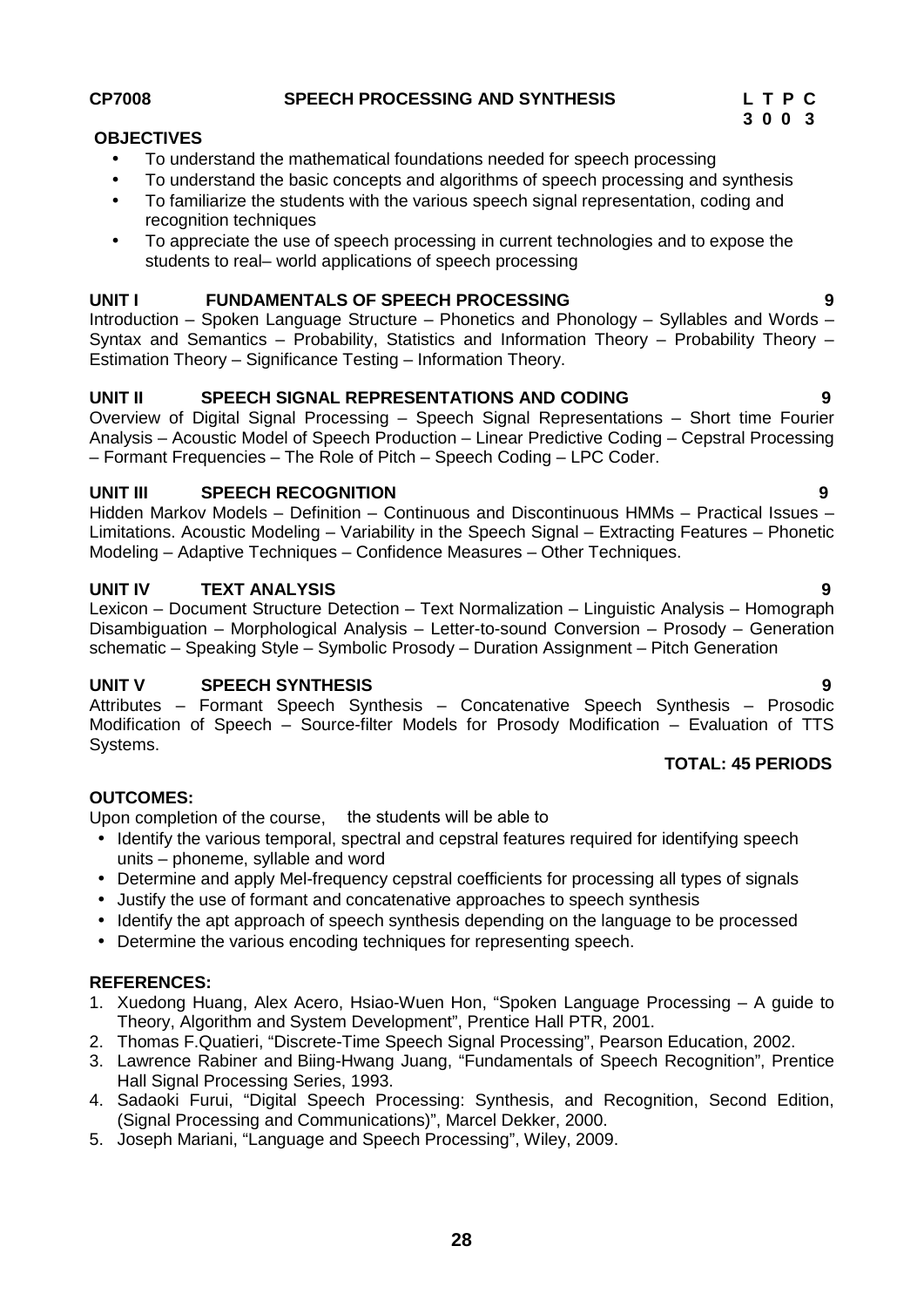**CP7008 SPEECH PROCESSING AND SYNTHESIS**

| L | T | P | C |
|---|---|---|---|
| 3 | 0 | 0 | 3 |

**OBJECTIVES**

- To understand the mathematical foundations needed for speech processing
- To understand the basic concepts and algorithms of speech processing and synthesis
- To familiarize the students with the various speech signal representation, coding and recognition techniques
- To appreciate the use of speech processing in current technologies and to expose the students to real– world applications of speech processing

**UNIT I FUNDAMENTALS OF SPEECH PROCESSING 9**

Introduction – Spoken Language Structure – Phonetics and Phonology – Syllables and Words – Syntax and Semantics – Probability, Statistics and Information Theory – Probability Theory – Estimation Theory – Significance Testing – Information Theory.

**UNIT II SPEECH SIGNAL REPRESENTATIONS AND CODING 9**

Overview of Digital Signal Processing – Speech Signal Representations – Short time Fourier Analysis – Acoustic Model of Speech Production – Linear Predictive Coding – Cepstral Processing – Formant Frequencies – The Role of Pitch – Speech Coding – LPC Coder.

**UNIT III SPEECH RECOGNITION 9**

Hidden Markov Models – Definition – Continuous and Discontinuous HMMs – Practical Issues – Limitations. Acoustic Modeling – Variability in the Speech Signal – Extracting Features – Phonetic Modeling – Adaptive Techniques – Confidence Measures – Other Techniques.

**UNIT IV TEXT ANALYSIS 9**

Lexicon – Document Structure Detection – Text Normalization – Linguistic Analysis – Homograph Disambiguation – Morphological Analysis – Letter-to-sound Conversion – Prosody – Generation schematic – Speaking Style – Symbolic Prosody – Duration Assignment – Pitch Generation

**UNIT V SPEECH SYNTHESIS 9**

Attributes – Formant Speech Synthesis – Concatenative Speech Synthesis – Prosodic Modification of Speech – Source-filter Models for Prosody Modification – Evaluation of TTS Systems.

**TOTAL: 45 PERIODS**

**OUTCOMES:**

Upon completion of the course, the students will be able to

- Identify the various temporal, spectral and cepstral features required for identifying speech units – phoneme, syllable and word
- Determine and apply Mel-frequency cepstral coefficients for processing all types of signals
- Justify the use of formant and concatenative approaches to speech synthesis
- Identify the apt approach of speech synthesis depending on the language to be processed
- Determine the various encoding techniques for representing speech.

**REFERENCES:**

1. Xuedong Huang, Alex Acero, Hsiao-Wuen Hon, "Spoken Language Processing – A guide to Theory, Algorithm and System Development", Prentice Hall PTR, 2001.
2. Thomas F.Quatieri, "Discrete-Time Speech Signal Processing", Pearson Education, 2002.
3. Lawrence Rabiner and Biing-Hwang Juang, "Fundamentals of Speech Recognition", Prentice Hall Signal Processing Series, 1993.
4. Sadaoki Furui, "Digital Speech Processing: Synthesis, and Recognition, Second Edition, (Signal Processing and Communications)", Marcel Dekker, 2000.
5. Joseph Mariani, "Language and Speech Processing", Wiley, 2009.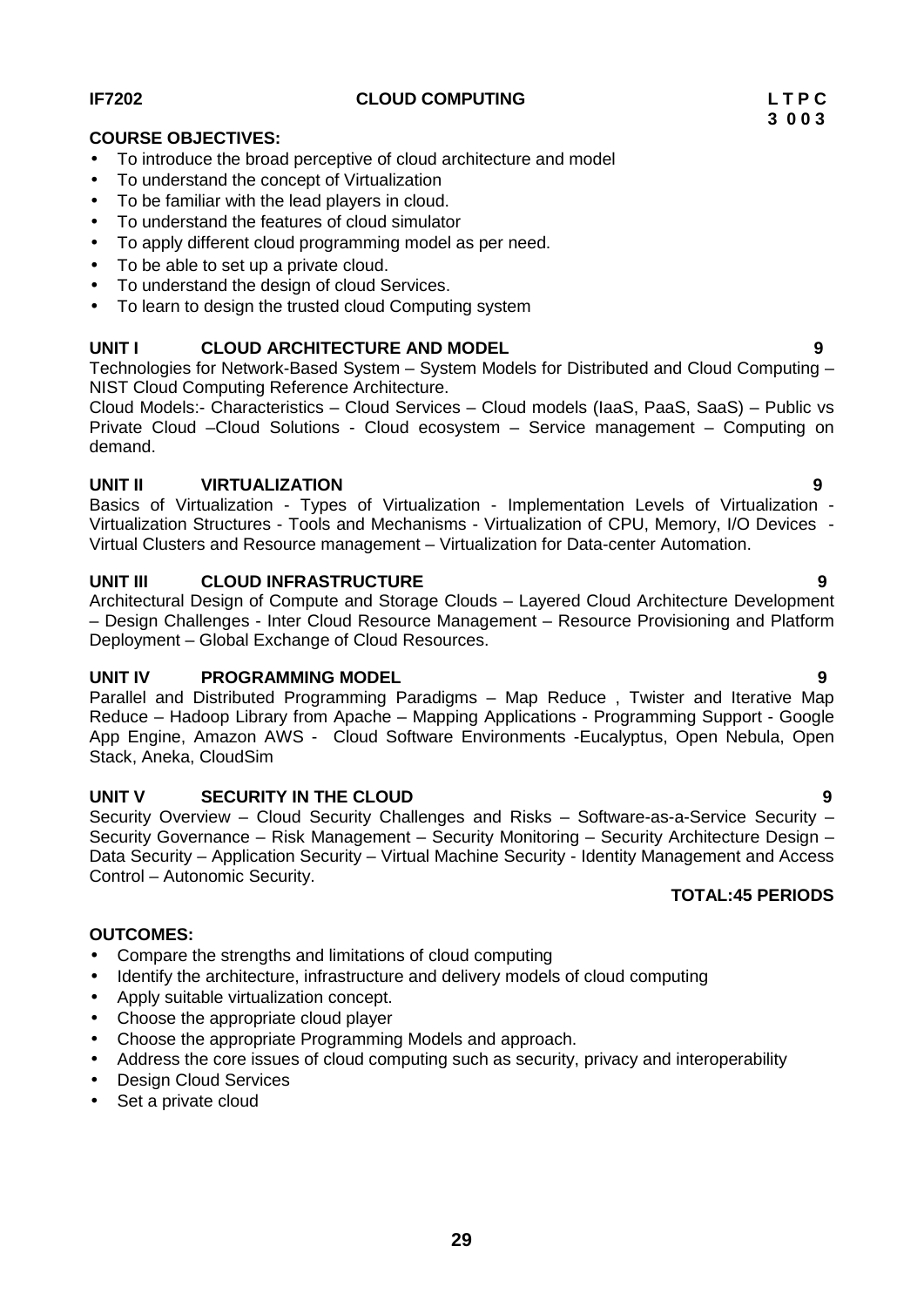**IF7202 CLOUD COMPUTING**

| L | T | P | C |
|---|---|---|---|
| 3 | 0 | 0 | 3 |

**COURSE OBJECTIVES:**

- To introduce the broad perceptive of cloud architecture and model
- To understand the concept of Virtualization
- To be familiar with the lead players in cloud.
- To understand the features of cloud simulator
- To apply different cloud programming model as per need.
- To be able to set up a private cloud.
- To understand the design of cloud Services.
- To learn to design the trusted cloud Computing system

**UNIT I CLOUD ARCHITECTURE AND MODEL 9**

Technologies for Network-Based System – System Models for Distributed and Cloud Computing – NIST Cloud Computing Reference Architecture.

Cloud Models:- Characteristics – Cloud Services – Cloud models (IaaS, PaaS, SaaS) – Public vs Private Cloud –Cloud Solutions - Cloud ecosystem – Service management – Computing on demand.

**UNIT II VIRTUALIZATION 9**

Basics of Virtualization - Types of Virtualization - Implementation Levels of Virtualization - Virtualization Structures - Tools and Mechanisms - Virtualization of CPU, Memory, I/O Devices - Virtual Clusters and Resource management – Virtualization for Data-center Automation.

**UNIT III CLOUD INFRASTRUCTURE 9**

Architectural Design of Compute and Storage Clouds – Layered Cloud Architecture Development – Design Challenges - Inter Cloud Resource Management – Resource Provisioning and Platform Deployment – Global Exchange of Cloud Resources.

**UNIT IV PROGRAMMING MODEL 9**

Parallel and Distributed Programming Paradigms – Map Reduce , Twister and Iterative Map Reduce – Hadoop Library from Apache – Mapping Applications - Programming Support - Google App Engine, Amazon AWS - Cloud Software Environments -Eucalyptus, Open Nebula, Open Stack, Aneka, CloudSim

**UNIT V SECURITY IN THE CLOUD 9**

Security Overview – Cloud Security Challenges and Risks – Software-as-a-Service Security – Security Governance – Risk Management – Security Monitoring – Security Architecture Design – Data Security – Application Security – Virtual Machine Security - Identity Management and Access Control – Autonomic Security.

**TOTAL:45 PERIODS**

**OUTCOMES:**

- Compare the strengths and limitations of cloud computing
- Identify the architecture, infrastructure and delivery models of cloud computing
- Apply suitable virtualization concept.
- Choose the appropriate cloud player
- Choose the appropriate Programming Models and approach.
- Address the core issues of cloud computing such as security, privacy and interoperability
- Design Cloud Services
- Set a private cloud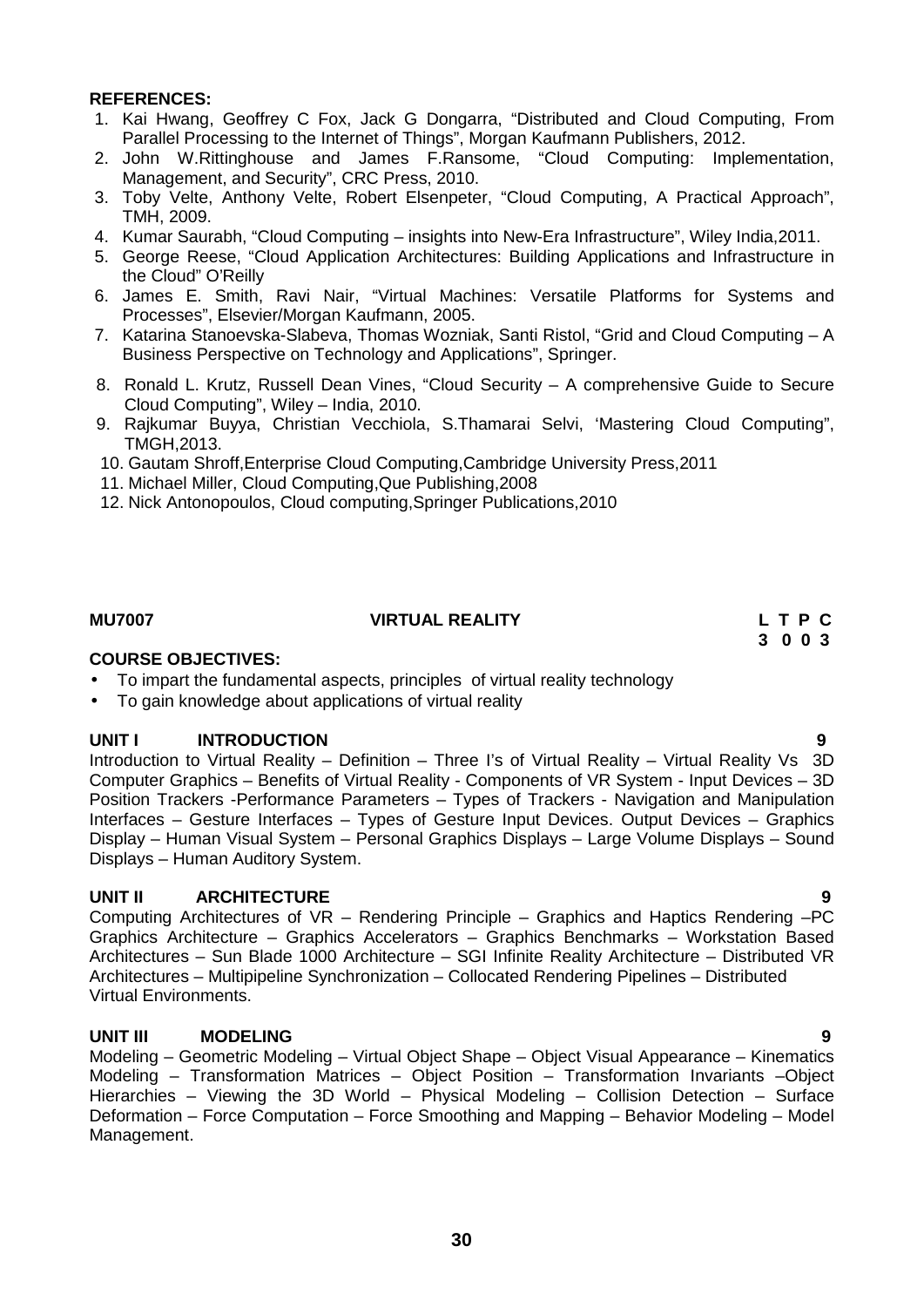**REFERENCES:**

1. Kai Hwang, Geoffrey C Fox, Jack G Dongarra, "Distributed and Cloud Computing, From Parallel Processing to the Internet of Things", Morgan Kaufmann Publishers, 2012.
2. John W.Rittinghouse and James F.Ransome, "Cloud Computing: Implementation, Management, and Security", CRC Press, 2010.
3. Toby Velte, Anthony Velte, Robert Elsenpeter, "Cloud Computing, A Practical Approach", TMH, 2009.
4. Kumar Saurabh, "Cloud Computing – insights into New-Era Infrastructure", Wiley India,2011.
5. George Reese, "Cloud Application Architectures: Building Applications and Infrastructure in the Cloud" O'Reilly
6. James E. Smith, Ravi Nair, "Virtual Machines: Versatile Platforms for Systems and Processes", Elsevier/Morgan Kaufmann, 2005.
7. Katarina Stanoevska-Slabeva, Thomas Wozniak, Santi Ristol, "Grid and Cloud Computing – A Business Perspective on Technology and Applications", Springer.
8. Ronald L. Krutz, Russell Dean Vines, "Cloud Security – A comprehensive Guide to Secure Cloud Computing", Wiley – India, 2010.
9. Rajkumar Buyya, Christian Vecchiola, S.Thamarai Selvi, 'Mastering Cloud Computing", TMGH,2013.
10. Gautam Shroff,Enterprise Cloud Computing,Cambridge University Press,2011
11. Michael Miller, Cloud Computing,Que Publishing,2008
12. Nick Antonopoulos, Cloud computing,Springer Publications,2010

**MU7007 VIRTUAL REALITY** **L T P C**
**3 0 0 3**

**COURSE OBJECTIVES:**

- To impart the fundamental aspects, principles of virtual reality technology
- To gain knowledge about applications of virtual reality

**UNIT I INTRODUCTION 9**

Introduction to Virtual Reality – Definition – Three I's of Virtual Reality – Virtual Reality Vs 3D Computer Graphics – Benefits of Virtual Reality - Components of VR System - Input Devices – 3D Position Trackers -Performance Parameters – Types of Trackers - Navigation and Manipulation Interfaces – Gesture Interfaces – Types of Gesture Input Devices. Output Devices – Graphics Display – Human Visual System – Personal Graphics Displays – Large Volume Displays – Sound Displays – Human Auditory System.

**UNIT II ARCHITECTURE 9**

Computing Architectures of VR – Rendering Principle – Graphics and Haptics Rendering –PC Graphics Architecture – Graphics Accelerators – Graphics Benchmarks – Workstation Based Architectures – Sun Blade 1000 Architecture – SGI Infinite Reality Architecture – Distributed VR Architectures – Multipipeline Synchronization – Collocated Rendering Pipelines – Distributed Virtual Environments.

**UNIT III MODELING 9**

Modeling – Geometric Modeling – Virtual Object Shape – Object Visual Appearance – Kinematics Modeling – Transformation Matrices – Object Position – Transformation Invariants –Object Hierarchies – Viewing the 3D World – Physical Modeling – Collision Detection – Surface Deformation – Force Computation – Force Smoothing and Mapping – Behavior Modeling – Model Management.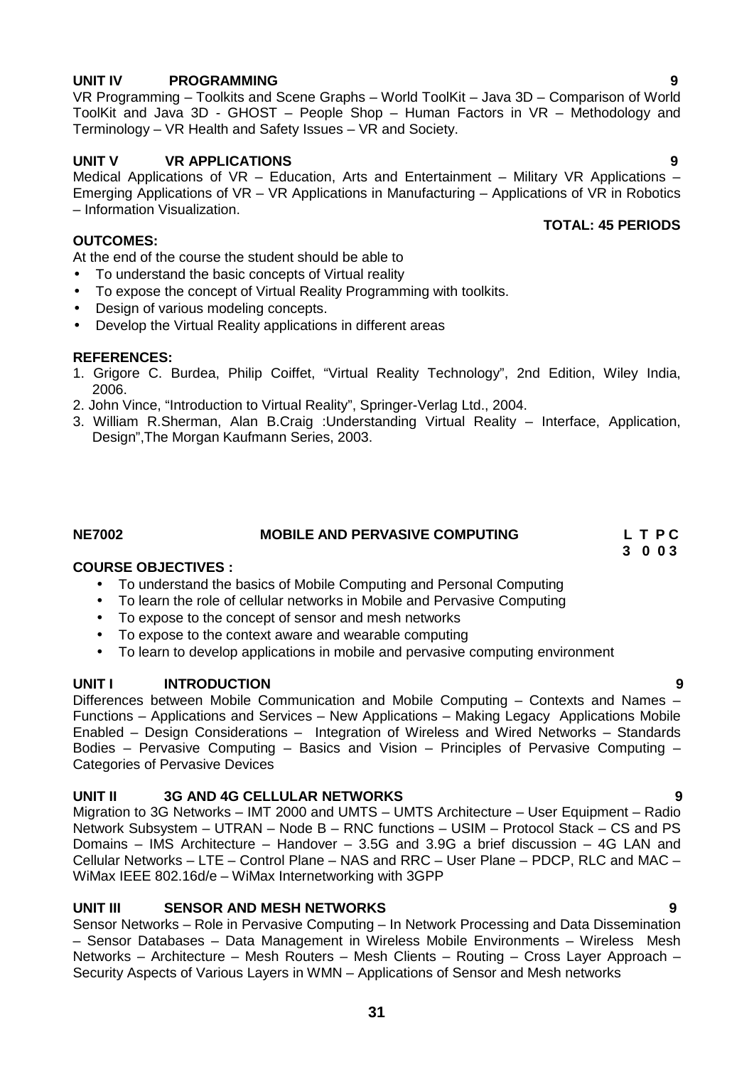**UNIT IV PROGRAMMING 9**

VR Programming – Toolkits and Scene Graphs – World ToolKit – Java 3D – Comparison of World ToolKit and Java 3D - GHOST – People Shop – Human Factors in VR – Methodology and Terminology – VR Health and Safety Issues – VR and Society.

**UNIT V VR APPLICATIONS 9**

Medical Applications of VR – Education, Arts and Entertainment – Military VR Applications – Emerging Applications of VR – VR Applications in Manufacturing – Applications of VR in Robotics – Information Visualization.

**TOTAL: 45 PERIODS**

**OUTCOMES:**

At the end of the course the student should be able to

- To understand the basic concepts of Virtual reality
- To expose the concept of Virtual Reality Programming with toolkits.
- Design of various modeling concepts.
- Develop the Virtual Reality applications in different areas

**REFERENCES:**

1. Grigore C. Burdea, Philip Coiffet, "Virtual Reality Technology", 2nd Edition, Wiley India, 2006.
2. John Vince, "Introduction to Virtual Reality", Springer-Verlag Ltd., 2004.
3. William R.Sherman, Alan B.Craig :Understanding Virtual Reality – Interface, Application, Design",The Morgan Kaufmann Series, 2003.

## NE7002 MOBILE AND PERVASIVE COMPUTING

| L | T | P | C |
|---|---|---|---|
| 3 | 0 | 0 | 3 |

**COURSE OBJECTIVES :**

- To understand the basics of Mobile Computing and Personal Computing
- To learn the role of cellular networks in Mobile and Pervasive Computing
- To expose to the concept of sensor and mesh networks
- To expose to the context aware and wearable computing
- To learn to develop applications in mobile and pervasive computing environment

**UNIT I INTRODUCTION 9**

Differences between Mobile Communication and Mobile Computing – Contexts and Names – Functions – Applications and Services – New Applications – Making Legacy Applications Mobile Enabled – Design Considerations – Integration of Wireless and Wired Networks – Standards Bodies – Pervasive Computing – Basics and Vision – Principles of Pervasive Computing – Categories of Pervasive Devices

**UNIT II 3G AND 4G CELLULAR NETWORKS 9**

Migration to 3G Networks – IMT 2000 and UMTS – UMTS Architecture – User Equipment – Radio Network Subsystem – UTRAN – Node B – RNC functions – USIM – Protocol Stack – CS and PS Domains – IMS Architecture – Handover – 3.5G and 3.9G a brief discussion – 4G LAN and Cellular Networks – LTE – Control Plane – NAS and RRC – User Plane – PDCP, RLC and MAC – WiMax IEEE 802.16d/e – WiMax Internetworking with 3GPP

**UNIT III SENSOR AND MESH NETWORKS 9**

Sensor Networks – Role in Pervasive Computing – In Network Processing and Data Dissemination – Sensor Databases – Data Management in Wireless Mobile Environments – Wireless Mesh Networks – Architecture – Mesh Routers – Mesh Clients – Routing – Cross Layer Approach – Security Aspects of Various Layers in WMN – Applications of Sensor and Mesh networks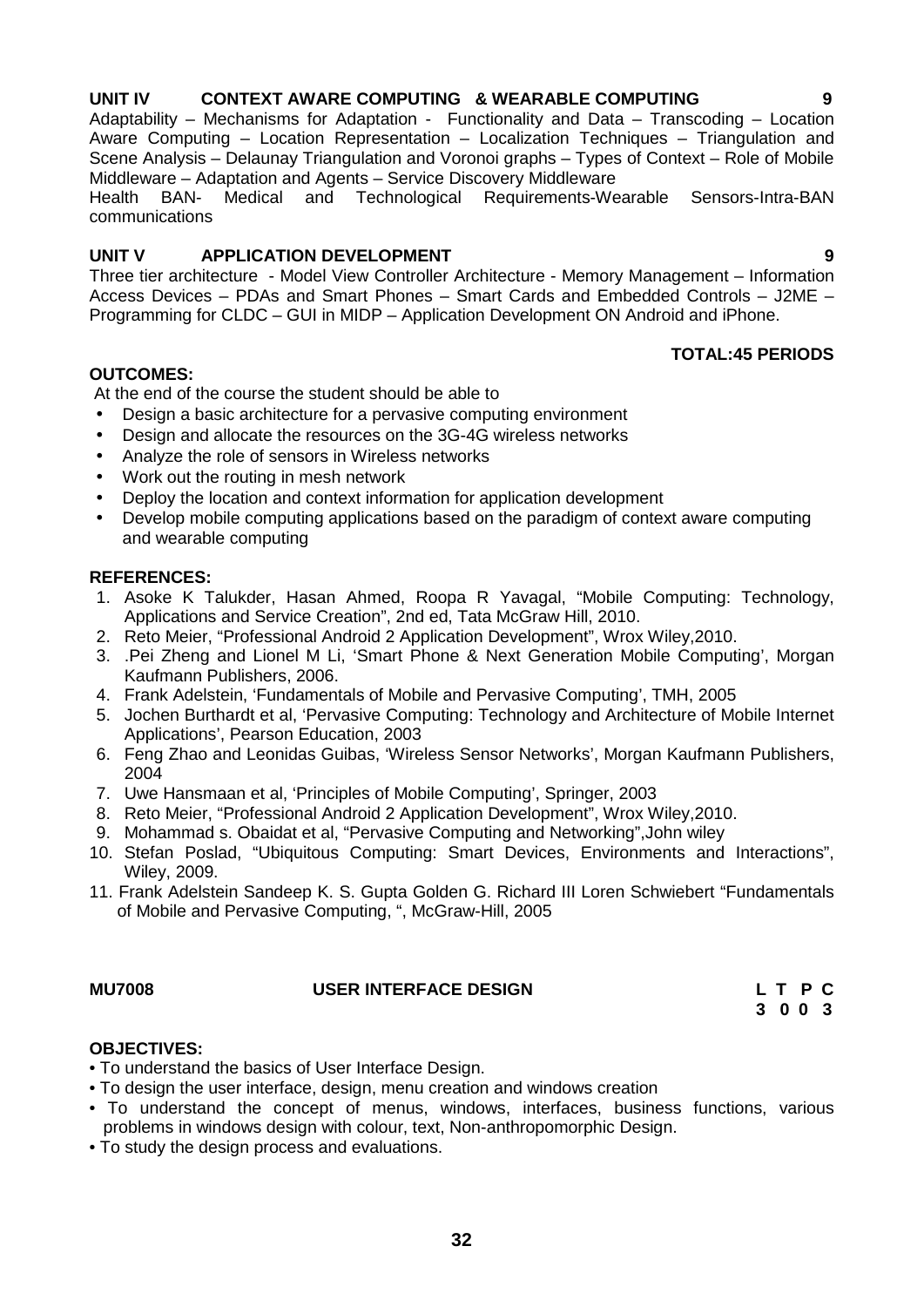**UNIT IV CONTEXT AWARE COMPUTING & WEARABLE COMPUTING 9**

Adaptability – Mechanisms for Adaptation - Functionality and Data – Transcoding – Location Aware Computing – Location Representation – Localization Techniques – Triangulation and Scene Analysis – Delaunay Triangulation and Voronoi graphs – Types of Context – Role of Mobile Middleware – Adaptation and Agents – Service Discovery Middleware

Health BAN- Medical and Technological Requirements-Wearable Sensors-Intra-BAN communications

**UNIT V APPLICATION DEVELOPMENT 9**

Three tier architecture - Model View Controller Architecture - Memory Management – Information Access Devices – PDAs and Smart Phones – Smart Cards and Embedded Controls – J2ME – Programming for CLDC – GUI in MIDP – Application Development ON Android and iPhone.

**TOTAL:45 PERIODS**

**OUTCOMES:**

At the end of the course the student should be able to

- Design a basic architecture for a pervasive computing environment
- Design and allocate the resources on the 3G-4G wireless networks
- Analyze the role of sensors in Wireless networks
- Work out the routing in mesh network
- Deploy the location and context information for application development
- Develop mobile computing applications based on the paradigm of context aware computing and wearable computing

**REFERENCES:**

1. Asoke K Talukder, Hasan Ahmed, Roopa R Yavagal, "Mobile Computing: Technology, Applications and Service Creation", 2nd ed, Tata McGraw Hill, 2010.
2. Reto Meier, "Professional Android 2 Application Development", Wrox Wiley,2010.
3. .Pei Zheng and Lionel M Li, 'Smart Phone & Next Generation Mobile Computing', Morgan Kaufmann Publishers, 2006.
4. Frank Adelstein, 'Fundamentals of Mobile and Pervasive Computing', TMH, 2005
5. Jochen Burthardt et al, 'Pervasive Computing: Technology and Architecture of Mobile Internet Applications', Pearson Education, 2003
6. Feng Zhao and Leonidas Guibas, 'Wireless Sensor Networks', Morgan Kaufmann Publishers, 2004
7. Uwe Hansmaan et al, 'Principles of Mobile Computing', Springer, 2003
8. Reto Meier, "Professional Android 2 Application Development", Wrox Wiley,2010.
9. Mohammad s. Obaidat et al, "Pervasive Computing and Networking",John wiley
10. Stefan Poslad, "Ubiquitous Computing: Smart Devices, Environments and Interactions", Wiley, 2009.
11. Frank Adelstein Sandeep K. S. Gupta Golden G. Richard III Loren Schwiebert "Fundamentals of Mobile and Pervasive Computing, ", McGraw-Hill, 2005

**MU7008 USER INTERFACE DESIGN**

| L | T | P | C |
|---|---|---|---|
| 3 | 0 | 0 | 3 |

**OBJECTIVES:**

- To understand the basics of User Interface Design.
- To design the user interface, design, menu creation and windows creation
- To understand the concept of menus, windows, interfaces, business functions, various problems in windows design with colour, text, Non-anthropomorphic Design.
- To study the design process and evaluations.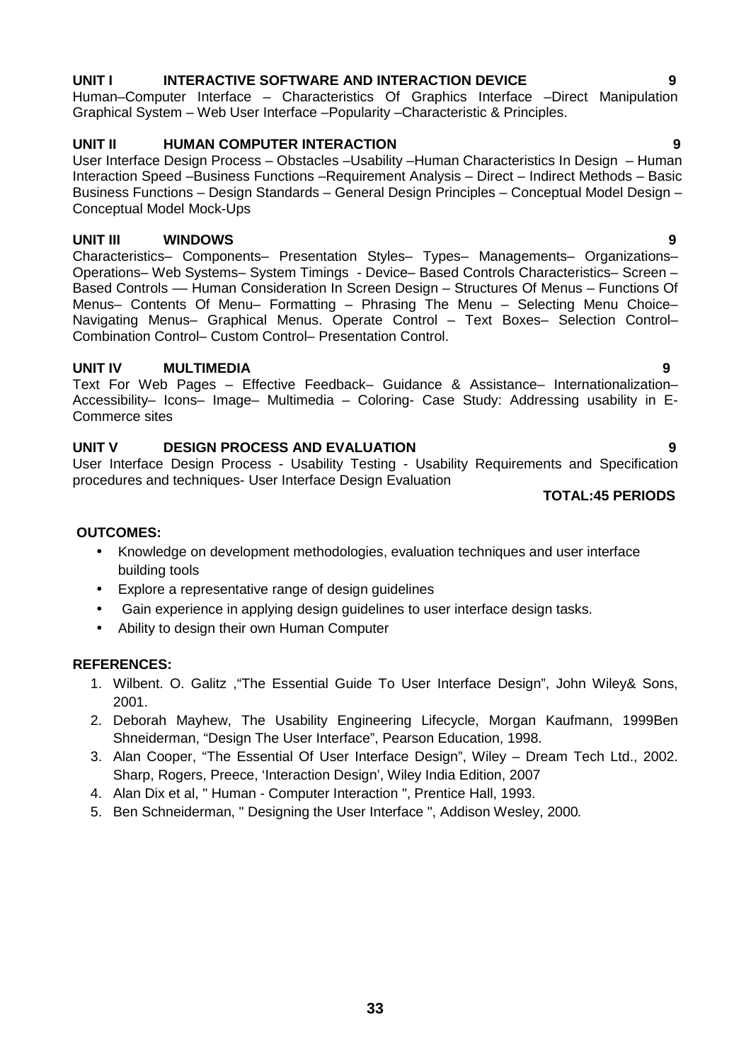**UNIT I INTERACTIVE SOFTWARE AND INTERACTION DEVICE 9**

Human–Computer Interface – Characteristics Of Graphics Interface –Direct Manipulation Graphical System – Web User Interface –Popularity –Characteristic & Principles.

**UNIT II HUMAN COMPUTER INTERACTION 9**

User Interface Design Process – Obstacles –Usability –Human Characteristics In Design – Human Interaction Speed –Business Functions –Requirement Analysis – Direct – Indirect Methods – Basic Business Functions – Design Standards – General Design Principles – Conceptual Model Design – Conceptual Model Mock-Ups

**UNIT III WINDOWS 9**

Characteristics– Components– Presentation Styles– Types– Managements– Organizations– Operations– Web Systems– System Timings - Device– Based Controls Characteristics– Screen – Based Controls –– Human Consideration In Screen Design – Structures Of Menus – Functions Of Menus– Contents Of Menu– Formatting – Phrasing The Menu – Selecting Menu Choice– Navigating Menus– Graphical Menus. Operate Control – Text Boxes– Selection Control– Combination Control– Custom Control– Presentation Control.

**UNIT IV MULTIMEDIA 9**

Text For Web Pages – Effective Feedback– Guidance & Assistance– Internationalization– Accessibility– Icons– Image– Multimedia – Coloring- Case Study: Addressing usability in E-Commerce sites

**UNIT V DESIGN PROCESS AND EVALUATION 9**

User Interface Design Process - Usability Testing - Usability Requirements and Specification procedures and techniques- User Interface Design Evaluation

**TOTAL:45 PERIODS**

**OUTCOMES:**

- Knowledge on development methodologies, evaluation techniques and user interface building tools
- Explore a representative range of design guidelines
- Gain experience in applying design guidelines to user interface design tasks.
- Ability to design their own Human Computer

**REFERENCES:**

1. Wilbent. O. Galitz ,"The Essential Guide To User Interface Design", John Wiley& Sons, 2001.
2. Deborah Mayhew, The Usability Engineering Lifecycle, Morgan Kaufmann, 1999Ben Shneiderman, "Design The User Interface", Pearson Education, 1998.
3. Alan Cooper, "The Essential Of User Interface Design", Wiley – Dream Tech Ltd., 2002. Sharp, Rogers, Preece, 'Interaction Design', Wiley India Edition, 2007
4. Alan Dix et al, " Human - Computer Interaction ", Prentice Hall, 1993.
5. Ben Schneiderman, " Designing the User Interface ", Addison Wesley, 2000.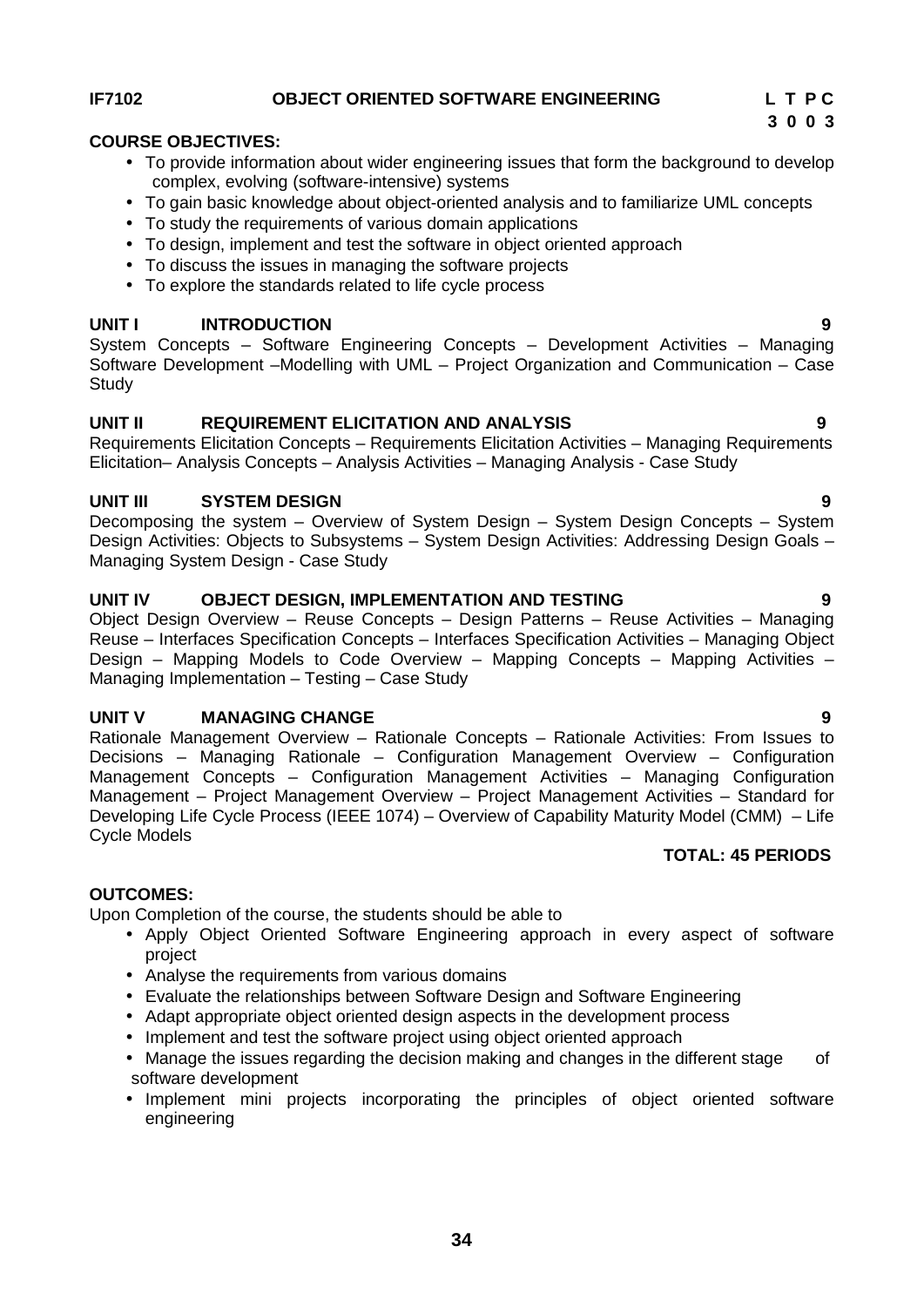**IF7102 OBJECT ORIENTED SOFTWARE ENGINEERING**

**L T P C**
**3 0 0 3**

**COURSE OBJECTIVES:**

- To provide information about wider engineering issues that form the background to develop complex, evolving (software-intensive) systems
- To gain basic knowledge about object-oriented analysis and to familiarize UML concepts
- To study the requirements of various domain applications
- To design, implement and test the software in object oriented approach
- To discuss the issues in managing the software projects
- To explore the standards related to life cycle process

**UNIT I INTRODUCTION 9**

System Concepts – Software Engineering Concepts – Development Activities – Managing Software Development –Modelling with UML – Project Organization and Communication – Case Study

**UNIT II REQUIREMENT ELICITATION AND ANALYSIS 9**

Requirements Elicitation Concepts – Requirements Elicitation Activities – Managing Requirements Elicitation– Analysis Concepts – Analysis Activities – Managing Analysis - Case Study

**UNIT III SYSTEM DESIGN 9**

Decomposing the system – Overview of System Design – System Design Concepts – System Design Activities: Objects to Subsystems – System Design Activities: Addressing Design Goals – Managing System Design - Case Study

**UNIT IV OBJECT DESIGN, IMPLEMENTATION AND TESTING 9**

Object Design Overview – Reuse Concepts – Design Patterns – Reuse Activities – Managing Reuse – Interfaces Specification Concepts – Interfaces Specification Activities – Managing Object Design – Mapping Models to Code Overview – Mapping Concepts – Mapping Activities – Managing Implementation – Testing – Case Study

**UNIT V MANAGING CHANGE 9**

Rationale Management Overview – Rationale Concepts – Rationale Activities: From Issues to Decisions – Managing Rationale – Configuration Management Overview – Configuration Management Concepts – Configuration Management Activities – Managing Configuration Management – Project Management Overview – Project Management Activities – Standard for Developing Life Cycle Process (IEEE 1074) – Overview of Capability Maturity Model (CMM) – Life Cycle Models

**TOTAL: 45 PERIODS**

**OUTCOMES:**

Upon Completion of the course, the students should be able to

- Apply Object Oriented Software Engineering approach in every aspect of software project
- Analyse the requirements from various domains
- Evaluate the relationships between Software Design and Software Engineering
- Adapt appropriate object oriented design aspects in the development process
- Implement and test the software project using object oriented approach
- Manage the issues regarding the decision making and changes in the different stage of software development
- Implement mini projects incorporating the principles of object oriented software engineering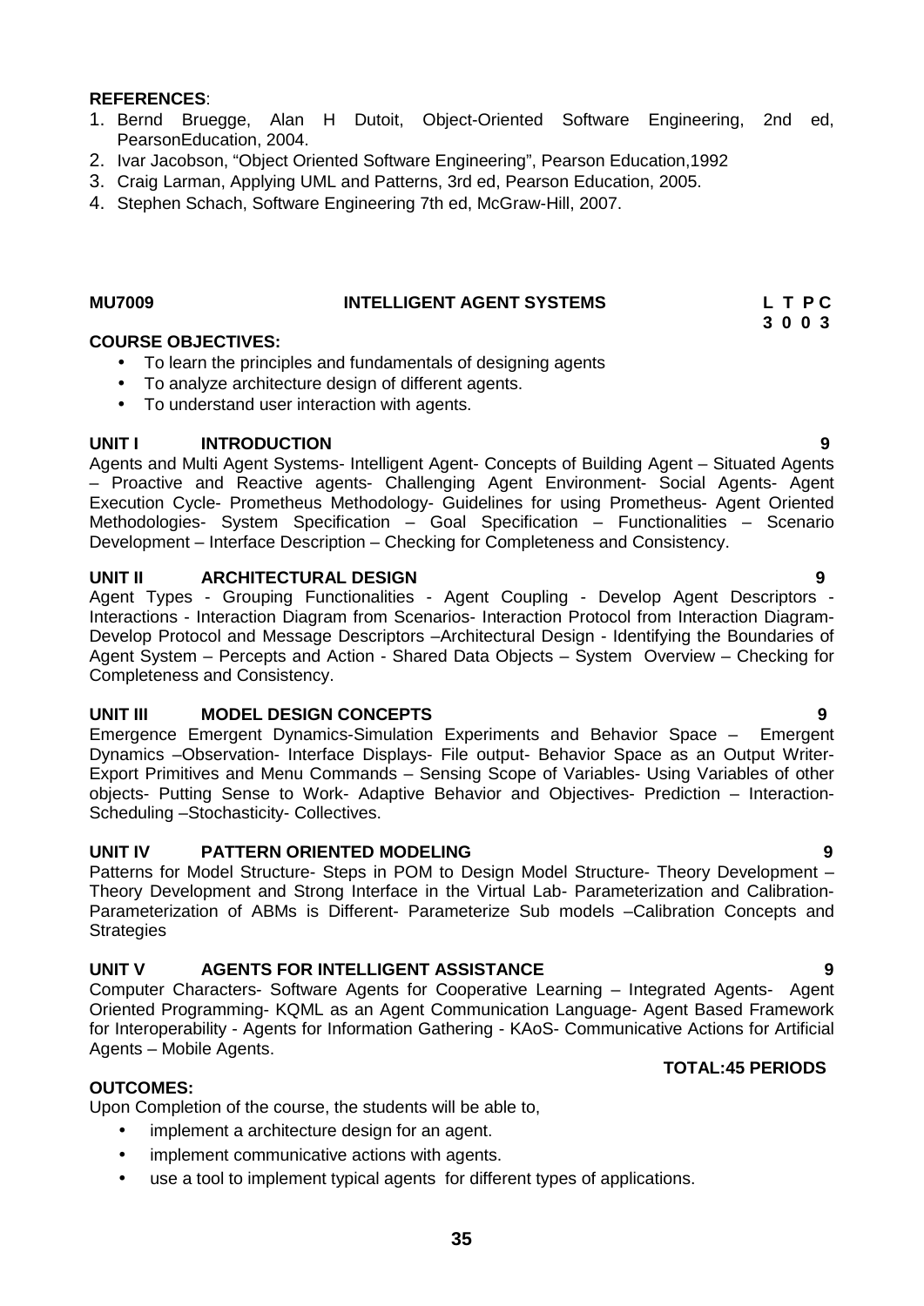**REFERENCES**:

1. Bernd Bruegge, Alan H Dutoit, Object-Oriented Software Engineering, 2nd ed, PearsonEducation, 2004.
2. Ivar Jacobson, "Object Oriented Software Engineering", Pearson Education,1992
3. Craig Larman, Applying UML and Patterns, 3rd ed, Pearson Education, 2005.
4. Stephen Schach, Software Engineering 7th ed, McGraw-Hill, 2007.

## MU7009 INTELLIGENT AGENT SYSTEMS

**L T P C**
**3 0 0 3**

**COURSE OBJECTIVES:**

- To learn the principles and fundamentals of designing agents
- To analyze architecture design of different agents.
- To understand user interaction with agents.

### UNIT I INTRODUCTION 9

Agents and Multi Agent Systems- Intelligent Agent- Concepts of Building Agent – Situated Agents – Proactive and Reactive agents- Challenging Agent Environment- Social Agents- Agent Execution Cycle- Prometheus Methodology- Guidelines for using Prometheus- Agent Oriented Methodologies- System Specification – Goal Specification – Functionalities – Scenario Development – Interface Description – Checking for Completeness and Consistency.

### UNIT II ARCHITECTURAL DESIGN 9

Agent Types - Grouping Functionalities - Agent Coupling - Develop Agent Descriptors - Interactions - Interaction Diagram from Scenarios- Interaction Protocol from Interaction Diagram- Develop Protocol and Message Descriptors –Architectural Design - Identifying the Boundaries of Agent System – Percepts and Action - Shared Data Objects – System Overview – Checking for Completeness and Consistency.

### UNIT III MODEL DESIGN CONCEPTS 9

Emergence Emergent Dynamics-Simulation Experiments and Behavior Space – Emergent Dynamics –Observation- Interface Displays- File output- Behavior Space as an Output Writer- Export Primitives and Menu Commands – Sensing Scope of Variables- Using Variables of other objects- Putting Sense to Work- Adaptive Behavior and Objectives- Prediction – Interaction- Scheduling –Stochasticity- Collectives.

### UNIT IV PATTERN ORIENTED MODELING 9

Patterns for Model Structure- Steps in POM to Design Model Structure- Theory Development – Theory Development and Strong Interface in the Virtual Lab- Parameterization and Calibration- Parameterization of ABMs is Different- Parameterize Sub models –Calibration Concepts and Strategies

### UNIT V AGENTS FOR INTELLIGENT ASSISTANCE 9

Computer Characters- Software Agents for Cooperative Learning – Integrated Agents- Agent Oriented Programming- KQML as an Agent Communication Language- Agent Based Framework for Interoperability - Agents for Information Gathering - KAoS- Communicative Actions for Artificial Agents – Mobile Agents.

**TOTAL:45 PERIODS**

**OUTCOMES:**

Upon Completion of the course, the students will be able to,

- implement a architecture design for an agent.
- implement communicative actions with agents.
- use a tool to implement typical agents for different types of applications.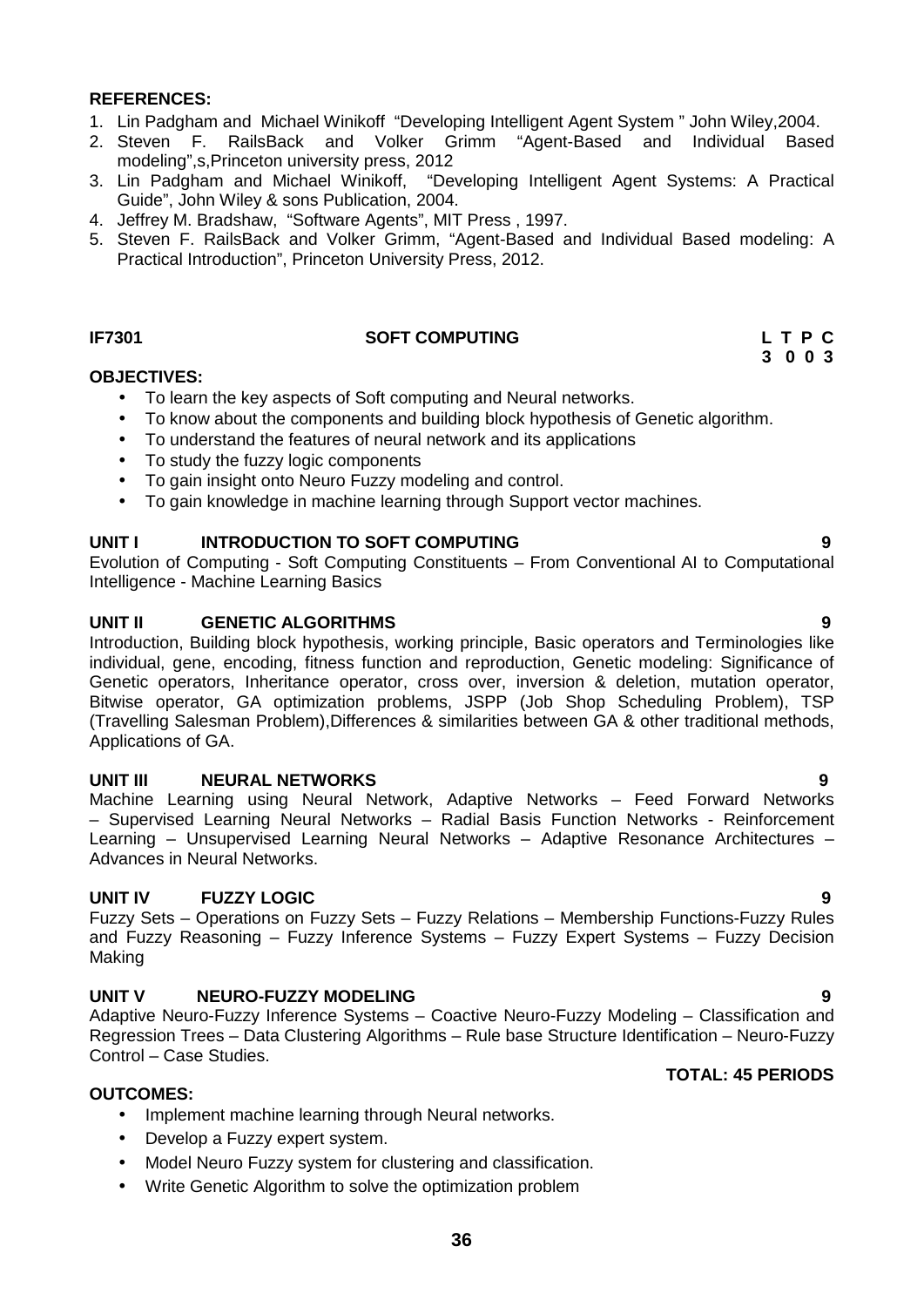**REFERENCES:**

1. Lin Padgham and Michael Winikoff "Developing Intelligent Agent System " John Wiley,2004.
2. Steven F. RailsBack and Volker Grimm "Agent-Based and Individual Based modeling",s,Princeton university press, 2012
3. Lin Padgham and Michael Winikoff, "Developing Intelligent Agent Systems: A Practical Guide", John Wiley & sons Publication, 2004.
4. Jeffrey M. Bradshaw, "Software Agents", MIT Press , 1997.
5. Steven F. RailsBack and Volker Grimm, "Agent-Based and Individual Based modeling: A Practical Introduction", Princeton University Press, 2012.

## IF7301 SOFT COMPUTING

**L T P C**
**3 0 0 3**

**OBJECTIVES:**

- To learn the key aspects of Soft computing and Neural networks.
- To know about the components and building block hypothesis of Genetic algorithm.
- To understand the features of neural network and its applications
- To study the fuzzy logic components
- To gain insight onto Neuro Fuzzy modeling and control.
- To gain knowledge in machine learning through Support vector machines.

**UNIT I INTRODUCTION TO SOFT COMPUTING 9**

Evolution of Computing - Soft Computing Constituents – From Conventional AI to Computational Intelligence - Machine Learning Basics

**UNIT II GENETIC ALGORITHMS 9**

Introduction, Building block hypothesis, working principle, Basic operators and Terminologies like individual, gene, encoding, fitness function and reproduction, Genetic modeling: Significance of Genetic operators, Inheritance operator, cross over, inversion & deletion, mutation operator, Bitwise operator, GA optimization problems, JSPP (Job Shop Scheduling Problem), TSP (Travelling Salesman Problem),Differences & similarities between GA & other traditional methods, Applications of GA.

**UNIT III NEURAL NETWORKS 9**

Machine Learning using Neural Network, Adaptive Networks – Feed Forward Networks – Supervised Learning Neural Networks – Radial Basis Function Networks - Reinforcement Learning – Unsupervised Learning Neural Networks – Adaptive Resonance Architectures – Advances in Neural Networks.

**UNIT IV FUZZY LOGIC 9**

Fuzzy Sets – Operations on Fuzzy Sets – Fuzzy Relations – Membership Functions-Fuzzy Rules and Fuzzy Reasoning – Fuzzy Inference Systems – Fuzzy Expert Systems – Fuzzy Decision Making

**UNIT V NEURO-FUZZY MODELING 9**

Adaptive Neuro-Fuzzy Inference Systems – Coactive Neuro-Fuzzy Modeling – Classification and Regression Trees – Data Clustering Algorithms – Rule base Structure Identification – Neuro-Fuzzy Control – Case Studies.

**TOTAL: 45 PERIODS**

**OUTCOMES:**

- Implement machine learning through Neural networks.
- Develop a Fuzzy expert system.
- Model Neuro Fuzzy system for clustering and classification.
- Write Genetic Algorithm to solve the optimization problem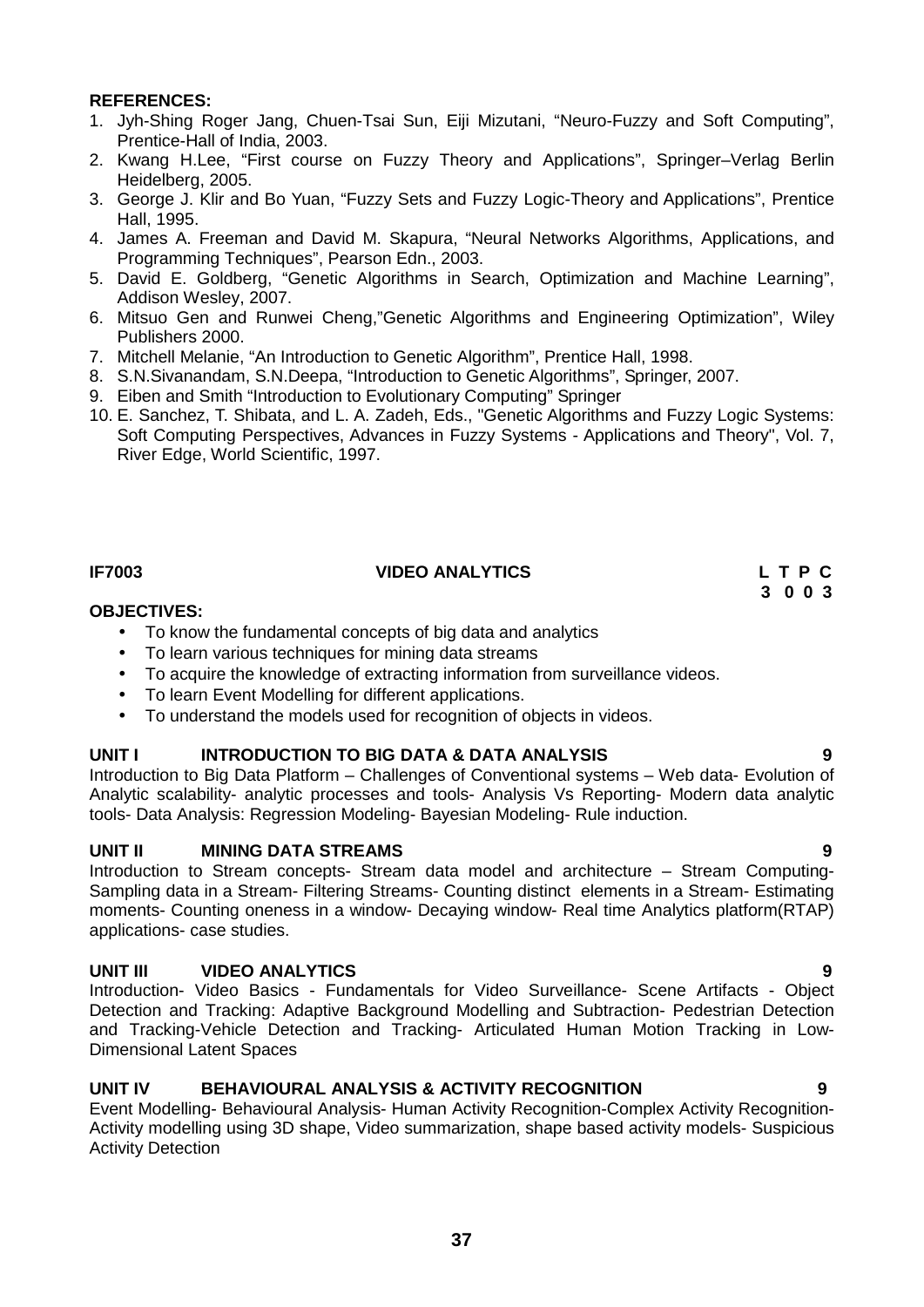**REFERENCES:**

1. Jyh-Shing Roger Jang, Chuen-Tsai Sun, Eiji Mizutani, “Neuro-Fuzzy and Soft Computing”, Prentice-Hall of India, 2003.
2. Kwang H.Lee, “First course on Fuzzy Theory and Applications”, Springer–Verlag Berlin Heidelberg, 2005.
3. George J. Klir and Bo Yuan, “Fuzzy Sets and Fuzzy Logic-Theory and Applications”, Prentice Hall, 1995.
4. James A. Freeman and David M. Skapura, “Neural Networks Algorithms, Applications, and Programming Techniques”, Pearson Edn., 2003.
5. David E. Goldberg, “Genetic Algorithms in Search, Optimization and Machine Learning”, Addison Wesley, 2007.
6. Mitsuo Gen and Runwei Cheng,”Genetic Algorithms and Engineering Optimization”, Wiley Publishers 2000.
7. Mitchell Melanie, “An Introduction to Genetic Algorithm”, Prentice Hall, 1998.
8. S.N.Sivanandam, S.N.Deepa, “Introduction to Genetic Algorithms”, Springer, 2007.
9. Eiben and Smith “Introduction to Evolutionary Computing” Springer
10. E. Sanchez, T. Shibata, and L. A. Zadeh, Eds., "Genetic Algorithms and Fuzzy Logic Systems: Soft Computing Perspectives, Advances in Fuzzy Systems - Applications and Theory", Vol. 7, River Edge, World Scientific, 1997.

## IF7003 VIDEO ANALYTICS

| L | T | P | C |
|---|---|---|---|
| 3 | 0 | 0 | 3 |

**OBJECTIVES:**

- To know the fundamental concepts of big data and analytics
- To learn various techniques for mining data streams
- To acquire the knowledge of extracting information from surveillance videos.
- To learn Event Modelling for different applications.
- To understand the models used for recognition of objects in videos.

### UNIT I INTRODUCTION TO BIG DATA & DATA ANALYSIS 9

Introduction to Big Data Platform – Challenges of Conventional systems – Web data- Evolution of Analytic scalability- analytic processes and tools- Analysis Vs Reporting- Modern data analytic tools- Data Analysis: Regression Modeling- Bayesian Modeling- Rule induction.

### UNIT II MINING DATA STREAMS 9

Introduction to Stream concepts- Stream data model and architecture – Stream Computing- Sampling data in a Stream- Filtering Streams- Counting distinct elements in a Stream- Estimating moments- Counting oneness in a window- Decaying window- Real time Analytics platform(RTAP) applications- case studies.

### UNIT III VIDEO ANALYTICS 9

Introduction- Video Basics - Fundamentals for Video Surveillance- Scene Artifacts - Object Detection and Tracking: Adaptive Background Modelling and Subtraction- Pedestrian Detection and Tracking-Vehicle Detection and Tracking- Articulated Human Motion Tracking in Low-Dimensional Latent Spaces

### UNIT IV BEHAVIOURAL ANALYSIS & ACTIVITY RECOGNITION 9

Event Modelling- Behavioural Analysis- Human Activity Recognition-Complex Activity Recognition-Activity modelling using 3D shape, Video summarization, shape based activity models- Suspicious Activity Detection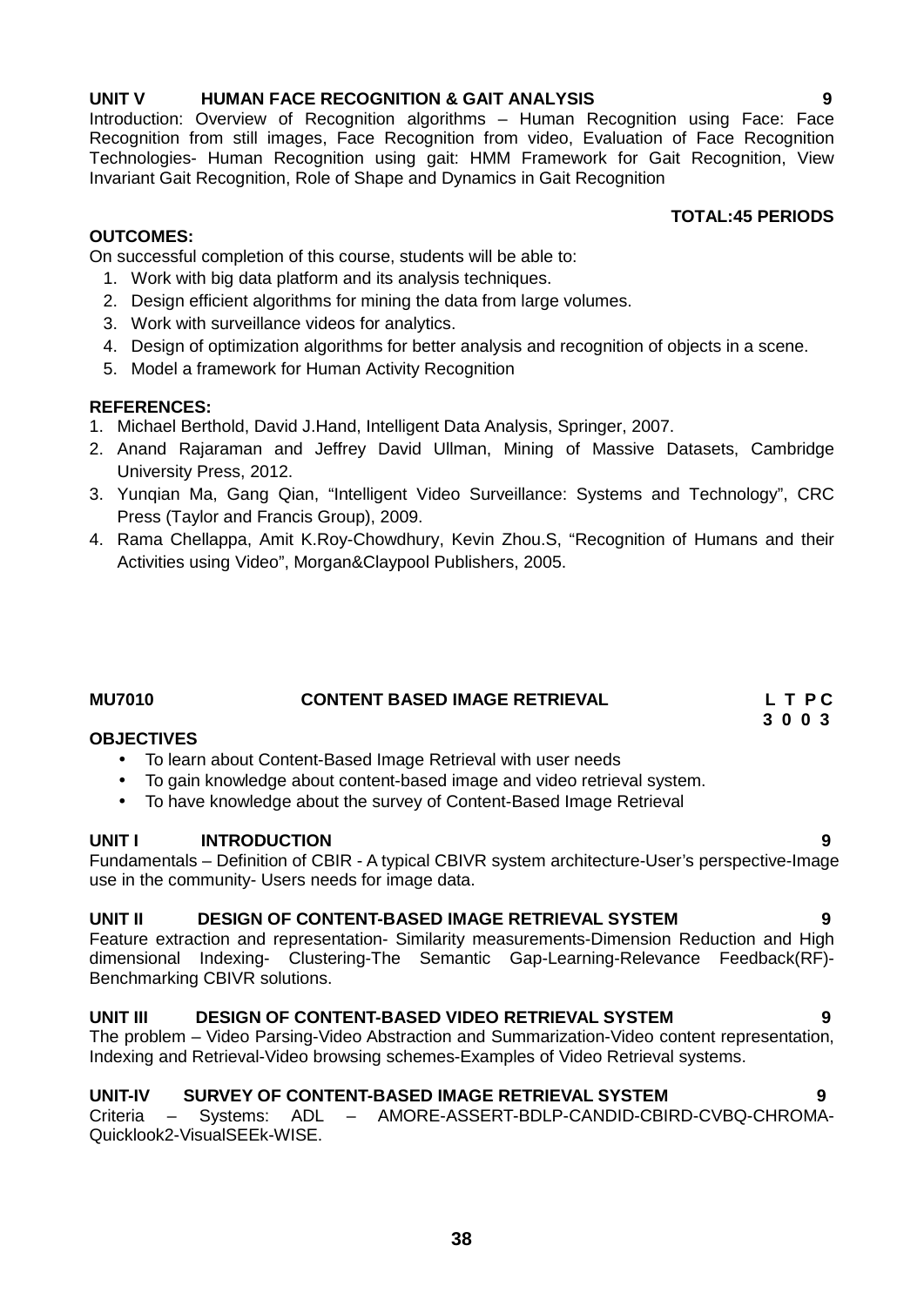**UNIT V HUMAN FACE RECOGNITION & GAIT ANALYSIS 9**

Introduction: Overview of Recognition algorithms – Human Recognition using Face: Face Recognition from still images, Face Recognition from video, Evaluation of Face Recognition Technologies- Human Recognition using gait: HMM Framework for Gait Recognition, View Invariant Gait Recognition, Role of Shape and Dynamics in Gait Recognition

**TOTAL:45 PERIODS**

**OUTCOMES:**

On successful completion of this course, students will be able to:

1. Work with big data platform and its analysis techniques.
2. Design efficient algorithms for mining the data from large volumes.
3. Work with surveillance videos for analytics.
4. Design of optimization algorithms for better analysis and recognition of objects in a scene.
5. Model a framework for Human Activity Recognition

**REFERENCES:**

1. Michael Berthold, David J.Hand, Intelligent Data Analysis, Springer, 2007.
2. Anand Rajaraman and Jeffrey David Ullman, Mining of Massive Datasets, Cambridge University Press, 2012.
3. Yunqian Ma, Gang Qian, "Intelligent Video Surveillance: Systems and Technology", CRC Press (Taylor and Francis Group), 2009.
4. Rama Chellappa, Amit K.Roy-Chowdhury, Kevin Zhou.S, "Recognition of Humans and their Activities using Video", Morgan&Claypool Publishers, 2005.

## MU7010 CONTENT BASED IMAGE RETRIEVAL

**L T P C**
**3 0 0 3**

**OBJECTIVES**

- To learn about Content-Based Image Retrieval with user needs
- To gain knowledge about content-based image and video retrieval system.
- To have knowledge about the survey of Content-Based Image Retrieval

**UNIT I INTRODUCTION 9**

Fundamentals – Definition of CBIR - A typical CBIVR system architecture-User's perspective-Image use in the community- Users needs for image data.

**UNIT II DESIGN OF CONTENT-BASED IMAGE RETRIEVAL SYSTEM 9**

Feature extraction and representation- Similarity measurements-Dimension Reduction and High dimensional Indexing- Clustering-The Semantic Gap-Learning-Relevance Feedback(RF)-Benchmarking CBIVR solutions.

**UNIT III DESIGN OF CONTENT-BASED VIDEO RETRIEVAL SYSTEM 9**

The problem – Video Parsing-Video Abstraction and Summarization-Video content representation, Indexing and Retrieval-Video browsing schemes-Examples of Video Retrieval systems.

**UNIT-IV SURVEY OF CONTENT-BASED IMAGE RETRIEVAL SYSTEM 9**

Criteria – Systems: ADL – AMORE-ASSERT-BDLP-CANDID-CBIRD-CVBQ-CHROMA-Quicklook2-VisualSEEk-WISE.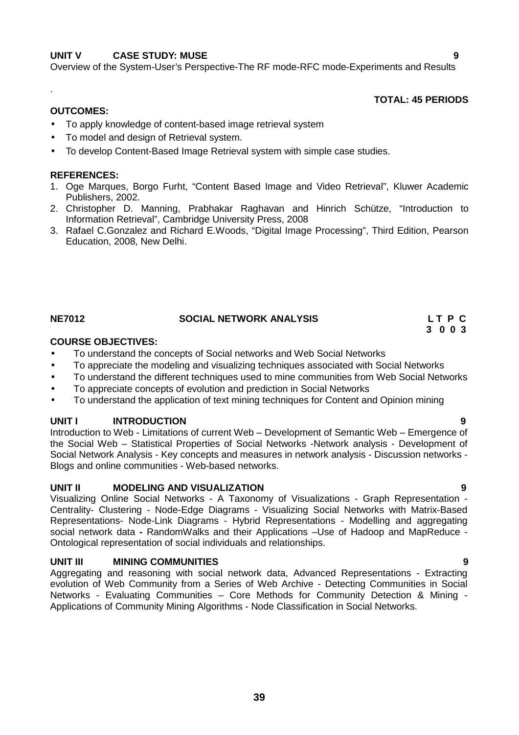**UNIT V CASE STUDY: MUSE 9**

Overview of the System-User's Perspective-The RF mode-RFC mode-Experiments and Results

.

**TOTAL: 45 PERIODS**

**OUTCOMES:**

- To apply knowledge of content-based image retrieval system
- To model and design of Retrieval system.
- To develop Content-Based Image Retrieval system with simple case studies.

**REFERENCES:**

1. Oge Marques, Borgo Furht, "Content Based Image and Video Retrieval", Kluwer Academic Publishers, 2002.
2. Christopher D. Manning, Prabhakar Raghavan and Hinrich Schütze, "Introduction to Information Retrieval", Cambridge University Press, 2008
3. Rafael C.Gonzalez and Richard E.Woods, "Digital Image Processing", Third Edition, Pearson Education, 2008, New Delhi.

## NE7012 SOCIAL NETWORK ANALYSIS

**L T P C**
**3 0 0 3**

**COURSE OBJECTIVES:**

- To understand the concepts of Social networks and Web Social Networks
- To appreciate the modeling and visualizing techniques associated with Social Networks
- To understand the different techniques used to mine communities from Web Social Networks
- To appreciate concepts of evolution and prediction in Social Networks
- To understand the application of text mining techniques for Content and Opinion mining

**UNIT I INTRODUCTION 9**

Introduction to Web - Limitations of current Web – Development of Semantic Web – Emergence of the Social Web – Statistical Properties of Social Networks -Network analysis - Development of Social Network Analysis - Key concepts and measures in network analysis - Discussion networks - Blogs and online communities - Web-based networks.

**UNIT II MODELING AND VISUALIZATION 9**

Visualizing Online Social Networks - A Taxonomy of Visualizations - Graph Representation - Centrality- Clustering - Node-Edge Diagrams - Visualizing Social Networks with Matrix-Based Representations- Node-Link Diagrams - Hybrid Representations - Modelling and aggregating social network data **-** RandomWalks and their Applications –Use of Hadoop and MapReduce - Ontological representation of social individuals and relationships.

**UNIT III MINING COMMUNITIES 9**

Aggregating and reasoning with social network data, Advanced Representations - Extracting evolution of Web Community from a Series of Web Archive - Detecting Communities in Social Networks - Evaluating Communities – Core Methods for Community Detection & Mining - Applications of Community Mining Algorithms - Node Classification in Social Networks.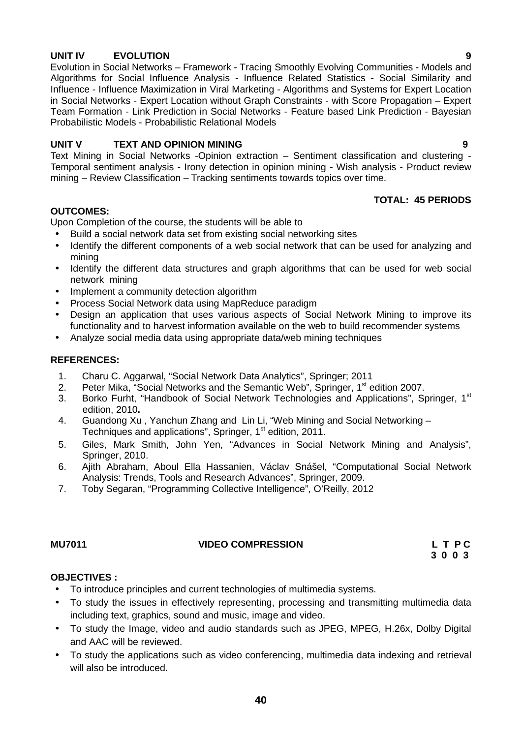**UNIT IV EVOLUTION 9**

Evolution in Social Networks – Framework - Tracing Smoothly Evolving Communities - Models and Algorithms for Social Influence Analysis - Influence Related Statistics - Social Similarity and Influence - Influence Maximization in Viral Marketing - Algorithms and Systems for Expert Location in Social Networks - Expert Location without Graph Constraints - with Score Propagation – Expert Team Formation - Link Prediction in Social Networks - Feature based Link Prediction - Bayesian Probabilistic Models - Probabilistic Relational Models

**UNIT V TEXT AND OPINION MINING 9**

Text Mining in Social Networks -Opinion extraction – Sentiment classification and clustering - Temporal sentiment analysis - Irony detection in opinion mining - Wish analysis - Product review mining – Review Classification – Tracking sentiments towards topics over time.

**TOTAL: 45 PERIODS**

**OUTCOMES:**

Upon Completion of the course, the students will be able to

- Build a social network data set from existing social networking sites
- Identify the different components of a web social network that can be used for analyzing and mining
- Identify the different data structures and graph algorithms that can be used for web social network mining
- Implement a community detection algorithm
- Process Social Network data using MapReduce paradigm
- Design an application that uses various aspects of Social Network Mining to improve its functionality and to harvest information available on the web to build recommender systems
- Analyze social media data using appropriate data/web mining techniques

**REFERENCES:**

1. Charu C. Aggarwal, "Social Network Data Analytics", Springer; 2011
2. Peter Mika, "Social Networks and the Semantic Web", Springer, 1st edition 2007.
3. Borko Furht, "Handbook of Social Network Technologies and Applications", Springer, 1st edition, 2010**.**
4. Guandong Xu , Yanchun Zhang and Lin Li, "Web Mining and Social Networking – Techniques and applications", Springer, 1st edition, 2011.
5. Giles, Mark Smith, John Yen, "Advances in Social Network Mining and Analysis", Springer, 2010.
6. Ajith Abraham, Aboul Ella Hassanien, Václav Snášel, "Computational Social Network Analysis: Trends, Tools and Research Advances", Springer, 2009.
7. Toby Segaran, "Programming Collective Intelligence", O'Reilly, 2012

**MU7011 VIDEO COMPRESSION L T P C**
**3 0 0 3**

**OBJECTIVES :**

- To introduce principles and current technologies of multimedia systems.
- To study the issues in effectively representing, processing and transmitting multimedia data including text, graphics, sound and music, image and video.
- To study the Image, video and audio standards such as JPEG, MPEG, H.26x, Dolby Digital and AAC will be reviewed.
- To study the applications such as video conferencing, multimedia data indexing and retrieval will also be introduced.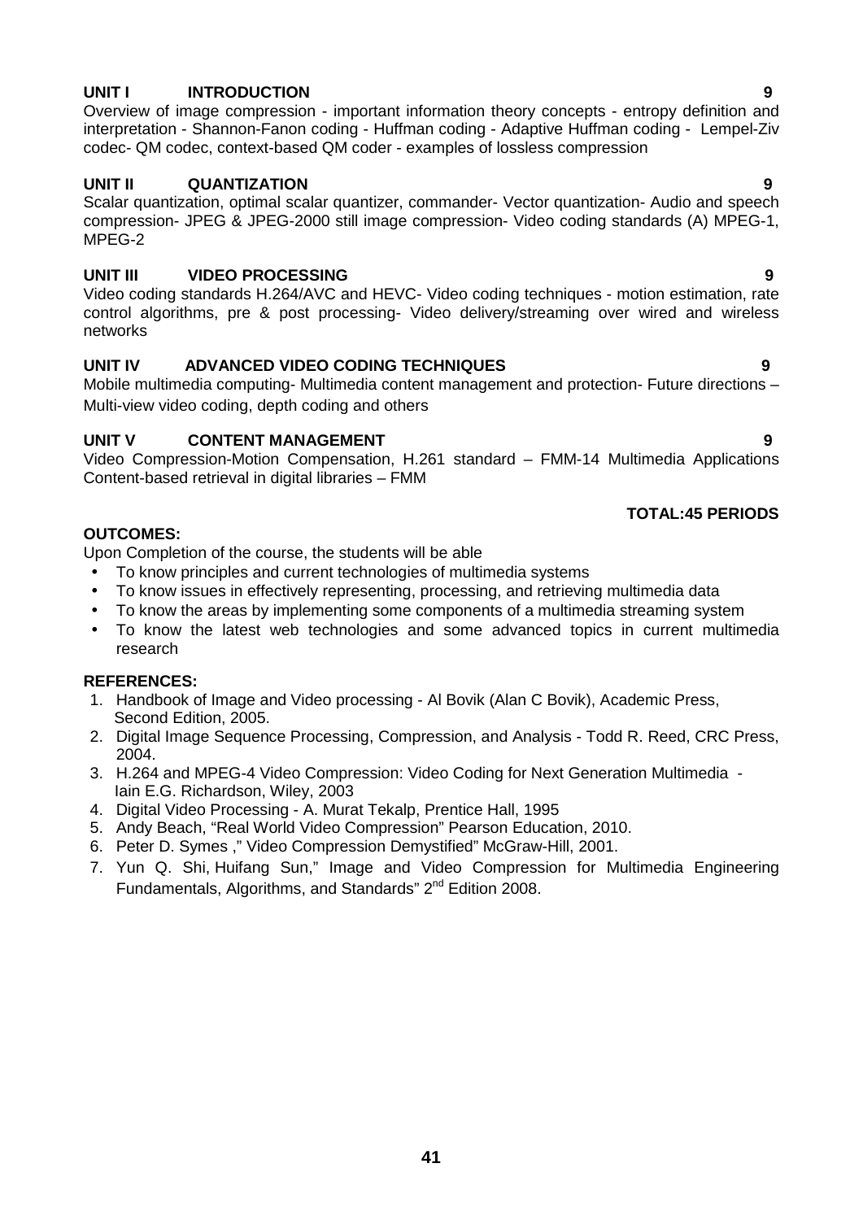**UNIT I INTRODUCTION 9**

Overview of image compression - important information theory concepts - entropy definition and interpretation - Shannon-Fanon coding - Huffman coding - Adaptive Huffman coding - Lempel-Ziv codec- QM codec, context-based QM coder - examples of lossless compression

**UNIT II QUANTIZATION 9**

Scalar quantization, optimal scalar quantizer, commander- Vector quantization- Audio and speech compression- JPEG & JPEG-2000 still image compression- Video coding standards (A) MPEG-1, MPEG-2

**UNIT III VIDEO PROCESSING 9**

Video coding standards H.264/AVC and HEVC- Video coding techniques - motion estimation, rate control algorithms, pre & post processing- Video delivery/streaming over wired and wireless networks

**UNIT IV ADVANCED VIDEO CODING TECHNIQUES 9**

Mobile multimedia computing- Multimedia content management and protection- Future directions – Multi-view video coding, depth coding and others

**UNIT V CONTENT MANAGEMENT 9**

Video Compression-Motion Compensation, H.261 standard – FMM-14 Multimedia Applications Content-based retrieval in digital libraries – FMM

**TOTAL:45 PERIODS**

**OUTCOMES:**

Upon Completion of the course, the students will be able

- To know principles and current technologies of multimedia systems
- To know issues in effectively representing, processing, and retrieving multimedia data
- To know the areas by implementing some components of a multimedia streaming system
- To know the latest web technologies and some advanced topics in current multimedia research

**REFERENCES:**

1. Handbook of Image and Video processing - Al Bovik (Alan C Bovik), Academic Press, Second Edition, 2005.
2. Digital Image Sequence Processing, Compression, and Analysis - Todd R. Reed, CRC Press, 2004.
3. H.264 and MPEG-4 Video Compression: Video Coding for Next Generation Multimedia - Iain E.G. Richardson, Wiley, 2003
4. Digital Video Processing - A. Murat Tekalp, Prentice Hall, 1995
5. Andy Beach, "Real World Video Compression" Pearson Education, 2010.
6. Peter D. Symes ," Video Compression Demystified" McGraw-Hill, 2001.
7. Yun Q. Shi, Huifang Sun," Image and Video Compression for Multimedia Engineering Fundamentals, Algorithms, and Standards" 2nd Edition 2008.